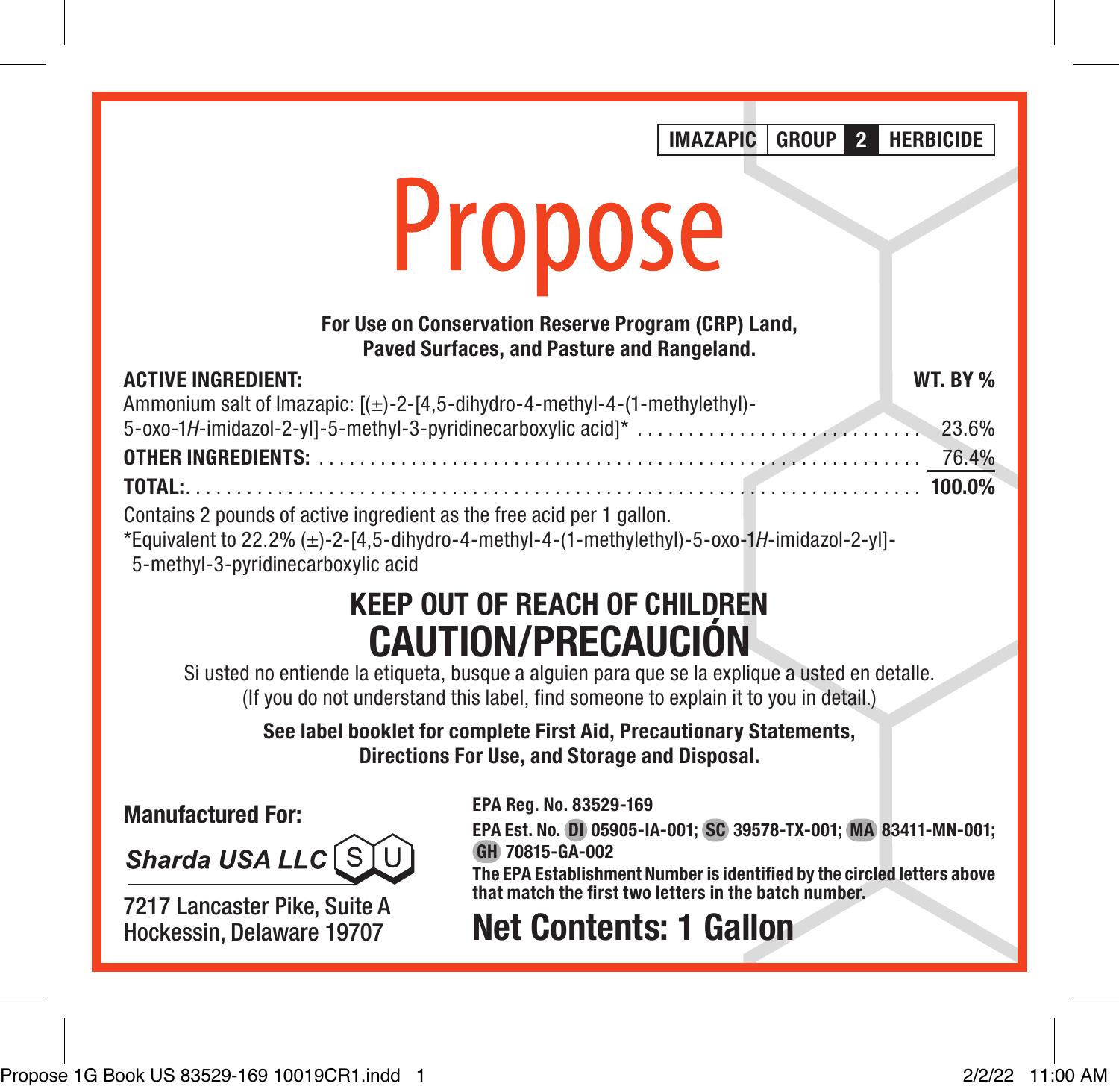IMAZAPIC | GROUP **2** HERBICIDE

# Propose

**For Use on Conservation Reserve Program (CRP) Land, Paved Surfaces, and Pasture and Rangeland.**

| **ACTIVE INGREDIENT:** | **WT. BY %** |
|---|---|
| Ammonium salt of Imazapic: [(±)-2-[4,5-dihydro-4-methyl-4-(1-methylethyl)-5-oxo-1*H*-imidazol-2-yl]-5-methyl-3-pyridinecarboxylic acid]* | 23.6% |
| **OTHER INGREDIENTS:** | 76.4% |
| **TOTAL:** | **100.0%** |

Contains 2 pounds of active ingredient as the free acid per 1 gallon.

*Equivalent to 22.2% (±)-2-[4,5-dihydro-4-methyl-4-(1-methylethyl)-5-oxo-1*H*-imidazol-2-yl]-5-methyl-3-pyridinecarboxylic acid

## KEEP OUT OF REACH OF CHILDREN

## CAUTION/PRECAUCIÓN

Si usted no entiende la etiqueta, busque a alguien para que se la explique a usted en detalle. (If you do not understand this label, find someone to explain it to you in detail.)

**See label booklet for complete First Aid, Precautionary Statements, Directions For Use, and Storage and Disposal.**

**Manufactured For:**

***Sharda USA LLC***

7217 Lancaster Pike, Suite A
Hockessin, Delaware 19707

**EPA Reg. No. 83529-169**

**EPA Est. No. DI 05905-IA-001; SC 39578-TX-001; MA 83411-MN-001; GH 70815-GA-002**

**The EPA Establishment Number is identified by the circled letters above that match the first two letters in the batch number.**

**Net Contents: 1 Gallon**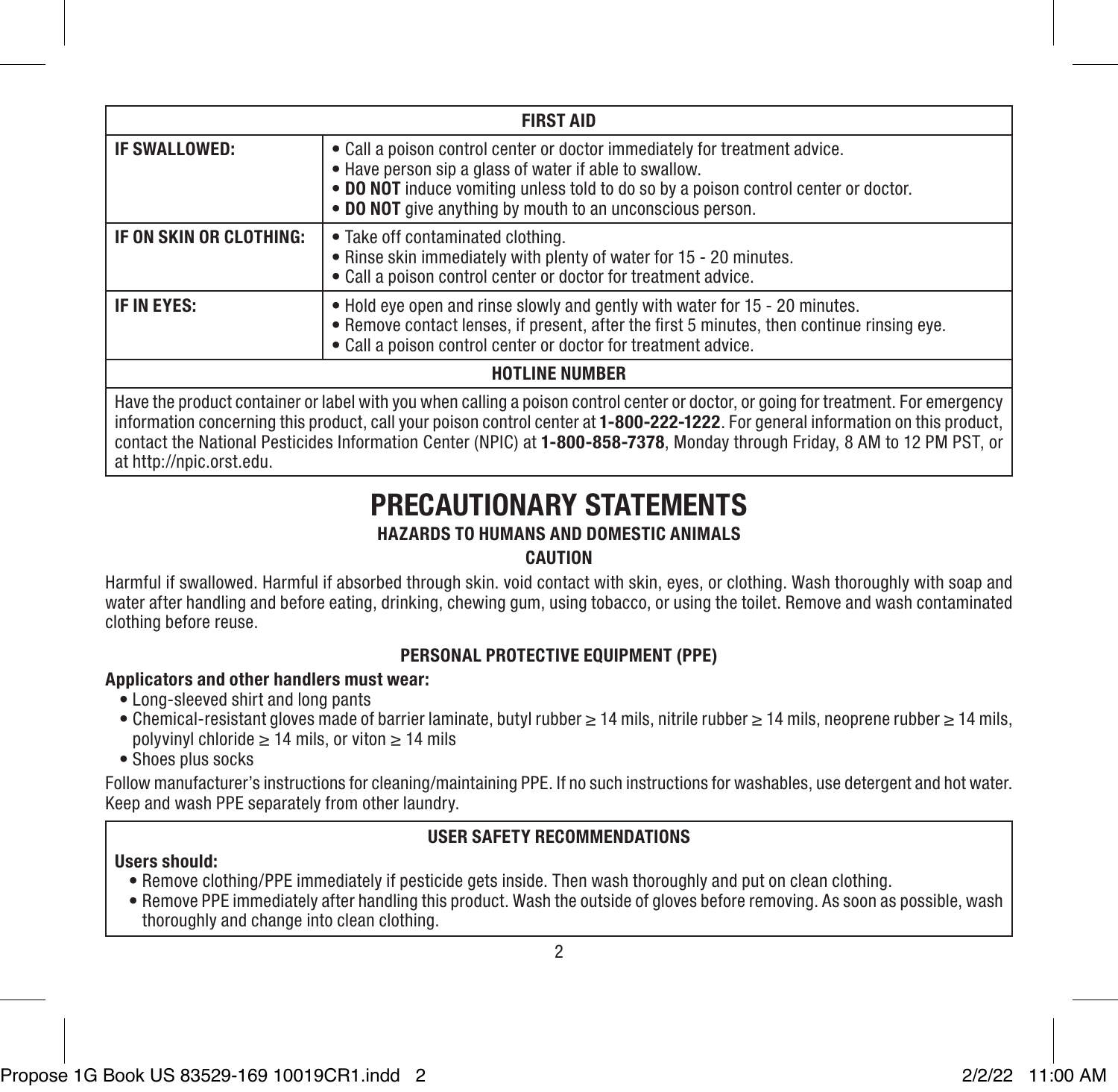| FIRST AID | |
|---|---|
| **IF SWALLOWED:** | • Call a poison control center or doctor immediately for treatment advice.<br>• Have person sip a glass of water if able to swallow.<br>• **DO NOT** induce vomiting unless told to do so by a poison control center or doctor.<br>• **DO NOT** give anything by mouth to an unconscious person. |
| **IF ON SKIN OR CLOTHING:** | • Take off contaminated clothing.<br>• Rinse skin immediately with plenty of water for 15 - 20 minutes.<br>• Call a poison control center or doctor for treatment advice. |
| **IF IN EYES:** | • Hold eye open and rinse slowly and gently with water for 15 - 20 minutes.<br>• Remove contact lenses, if present, after the first 5 minutes, then continue rinsing eye.<br>• Call a poison control center or doctor for treatment advice. |
| **HOTLINE NUMBER** | |
| Have the product container or label with you when calling a poison control center or doctor, or going for treatment. For emergency information concerning this product, call your poison control center at **1-800-222-1222**. For general information on this product, contact the National Pesticides Information Center (NPIC) at **1-800-858-7378**, Monday through Friday, 8 AM to 12 PM PST, or at http://npic.orst.edu. | |

# PRECAUTIONARY STATEMENTS

### HAZARDS TO HUMANS AND DOMESTIC ANIMALS

**CAUTION**

Harmful if swallowed. Harmful if absorbed through skin. void contact with skin, eyes, or clothing. Wash thoroughly with soap and water after handling and before eating, drinking, chewing gum, using tobacco, or using the toilet. Remove and wash contaminated clothing before reuse.

### PERSONAL PROTECTIVE EQUIPMENT (PPE)

**Applicators and other handlers must wear:**

- Long-sleeved shirt and long pants
- Chemical-resistant gloves made of barrier laminate, butyl rubber ≥ 14 mils, nitrile rubber ≥ 14 mils, neoprene rubber ≥ 14 mils, polyvinyl chloride ≥ 14 mils, or viton ≥ 14 mils
- Shoes plus socks

Follow manufacturer's instructions for cleaning/maintaining PPE. If no such instructions for washables, use detergent and hot water. Keep and wash PPE separately from other laundry.

### USER SAFETY RECOMMENDATIONS

**Users should:**

- Remove clothing/PPE immediately if pesticide gets inside. Then wash thoroughly and put on clean clothing.
- Remove PPE immediately after handling this product. Wash the outside of gloves before removing. As soon as possible, wash thoroughly and change into clean clothing.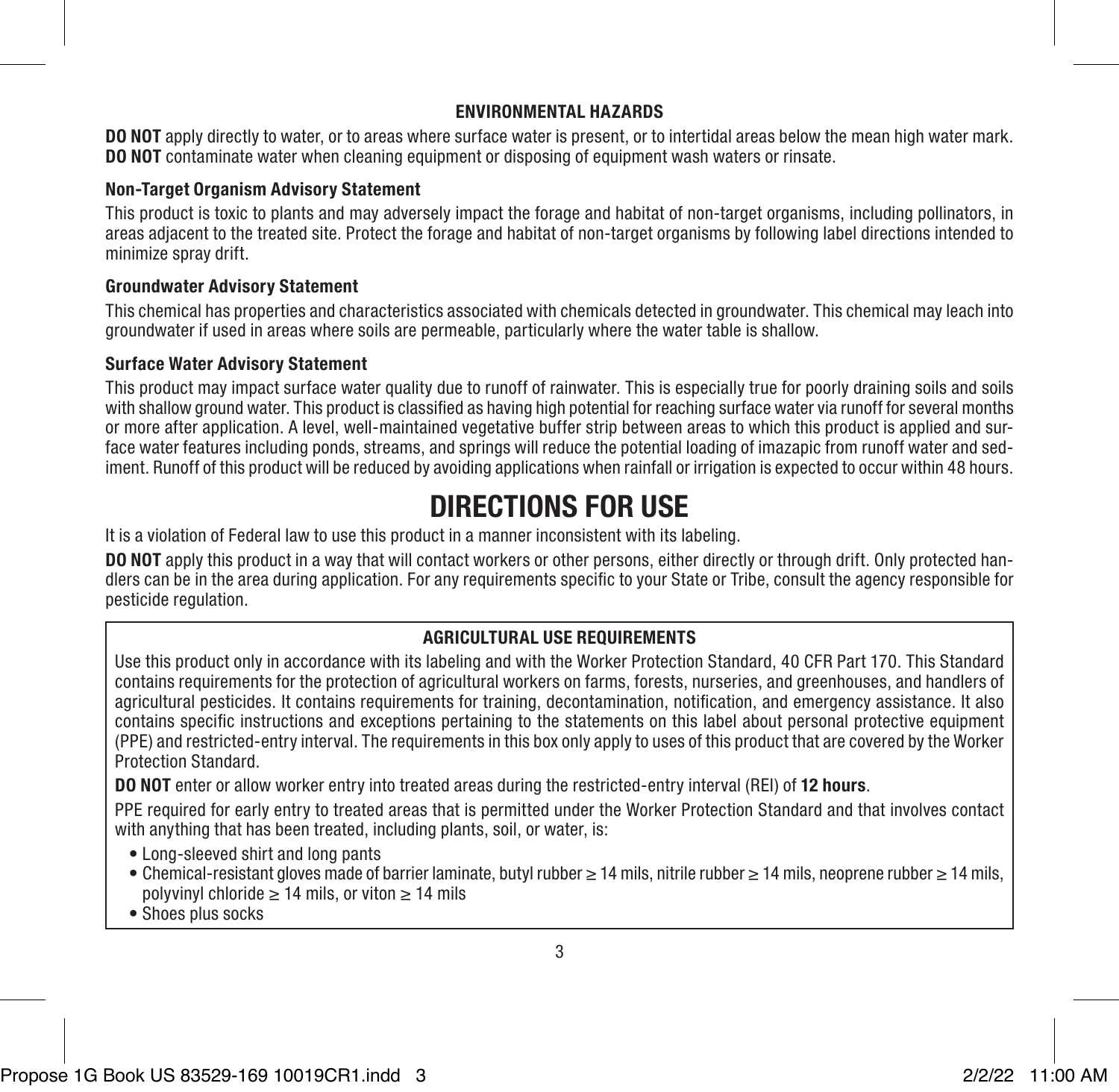## ENVIRONMENTAL HAZARDS

**DO NOT** apply directly to water, or to areas where surface water is present, or to intertidal areas below the mean high water mark. **DO NOT** contaminate water when cleaning equipment or disposing of equipment wash waters or rinsate.

### Non-Target Organism Advisory Statement

This product is toxic to plants and may adversely impact the forage and habitat of non-target organisms, including pollinators, in areas adjacent to the treated site. Protect the forage and habitat of non-target organisms by following label directions intended to minimize spray drift.

### Groundwater Advisory Statement

This chemical has properties and characteristics associated with chemicals detected in groundwater. This chemical may leach into groundwater if used in areas where soils are permeable, particularly where the water table is shallow.

### Surface Water Advisory Statement

This product may impact surface water quality due to runoff of rainwater. This is especially true for poorly draining soils and soils with shallow ground water. This product is classified as having high potential for reaching surface water via runoff for several months or more after application. A level, well-maintained vegetative buffer strip between areas to which this product is applied and surface water features including ponds, streams, and springs will reduce the potential loading of imazapic from runoff water and sediment. Runoff of this product will be reduced by avoiding applications when rainfall or irrigation is expected to occur within 48 hours.

# DIRECTIONS FOR USE

It is a violation of Federal law to use this product in a manner inconsistent with its labeling.

**DO NOT** apply this product in a way that will contact workers or other persons, either directly or through drift. Only protected handlers can be in the area during application. For any requirements specific to your State or Tribe, consult the agency responsible for pesticide regulation.

## AGRICULTURAL USE REQUIREMENTS

Use this product only in accordance with its labeling and with the Worker Protection Standard, 40 CFR Part 170. This Standard contains requirements for the protection of agricultural workers on farms, forests, nurseries, and greenhouses, and handlers of agricultural pesticides. It contains requirements for training, decontamination, notification, and emergency assistance. It also contains specific instructions and exceptions pertaining to the statements on this label about personal protective equipment (PPE) and restricted-entry interval. The requirements in this box only apply to uses of this product that are covered by the Worker Protection Standard.

**DO NOT** enter or allow worker entry into treated areas during the restricted-entry interval (REI) of **12 hours**.

PPE required for early entry to treated areas that is permitted under the Worker Protection Standard and that involves contact with anything that has been treated, including plants, soil, or water, is:

- Long-sleeved shirt and long pants
- Chemical-resistant gloves made of barrier laminate, butyl rubber ≥ 14 mils, nitrile rubber ≥ 14 mils, neoprene rubber ≥ 14 mils, polyvinyl chloride ≥ 14 mils, or viton ≥ 14 mils
- Shoes plus socks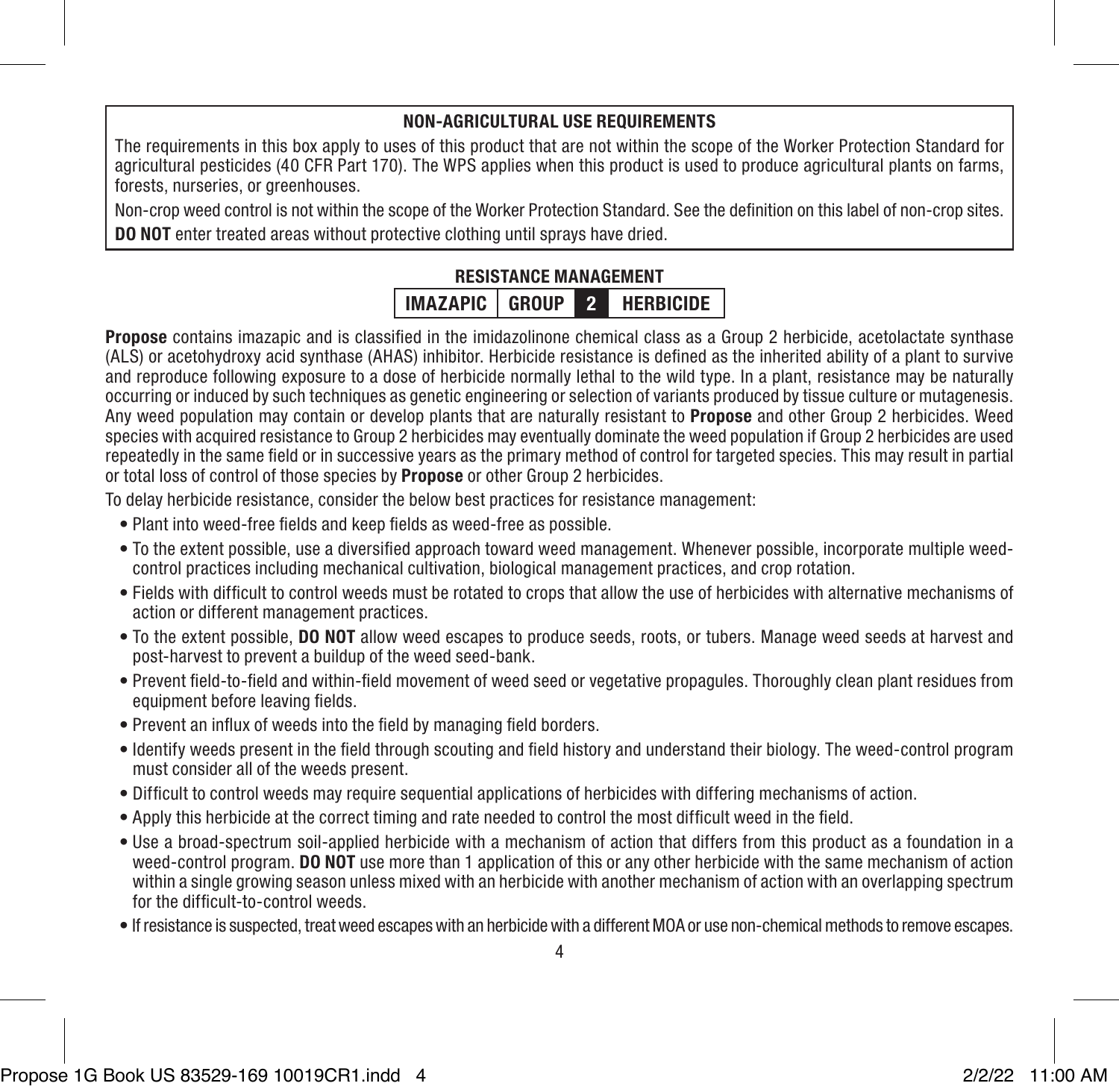### NON-AGRICULTURAL USE REQUIREMENTS

The requirements in this box apply to uses of this product that are not within the scope of the Worker Protection Standard for agricultural pesticides (40 CFR Part 170). The WPS applies when this product is used to produce agricultural plants on farms, forests, nurseries, or greenhouses.

Non-crop weed control is not within the scope of the Worker Protection Standard. See the definition on this label of non-crop sites.

**DO NOT** enter treated areas without protective clothing until sprays have dried.

## RESISTANCE MANAGEMENT

| IMAZAPIC | GROUP | 2 | HERBICIDE |
|---|---|---|---|

**Propose** contains imazapic and is classified in the imidazolinone chemical class as a Group 2 herbicide, acetolactate synthase (ALS) or acetohydroxy acid synthase (AHAS) inhibitor. Herbicide resistance is defined as the inherited ability of a plant to survive and reproduce following exposure to a dose of herbicide normally lethal to the wild type. In a plant, resistance may be naturally occurring or induced by such techniques as genetic engineering or selection of variants produced by tissue culture or mutagenesis. Any weed population may contain or develop plants that are naturally resistant to **Propose** and other Group 2 herbicides. Weed species with acquired resistance to Group 2 herbicides may eventually dominate the weed population if Group 2 herbicides are used repeatedly in the same field or in successive years as the primary method of control for targeted species. This may result in partial or total loss of control of those species by **Propose** or other Group 2 herbicides.

To delay herbicide resistance, consider the below best practices for resistance management:

- Plant into weed-free fields and keep fields as weed-free as possible.
- To the extent possible, use a diversified approach toward weed management. Whenever possible, incorporate multiple weed-control practices including mechanical cultivation, biological management practices, and crop rotation.
- Fields with difficult to control weeds must be rotated to crops that allow the use of herbicides with alternative mechanisms of action or different management practices.
- To the extent possible, **DO NOT** allow weed escapes to produce seeds, roots, or tubers. Manage weed seeds at harvest and post-harvest to prevent a buildup of the weed seed-bank.
- Prevent field-to-field and within-field movement of weed seed or vegetative propagules. Thoroughly clean plant residues from equipment before leaving fields.
- Prevent an influx of weeds into the field by managing field borders.
- Identify weeds present in the field through scouting and field history and understand their biology. The weed-control program must consider all of the weeds present.
- Difficult to control weeds may require sequential applications of herbicides with differing mechanisms of action.
- Apply this herbicide at the correct timing and rate needed to control the most difficult weed in the field.
- Use a broad-spectrum soil-applied herbicide with a mechanism of action that differs from this product as a foundation in a weed-control program. **DO NOT** use more than 1 application of this or any other herbicide with the same mechanism of action within a single growing season unless mixed with an herbicide with another mechanism of action with an overlapping spectrum for the difficult-to-control weeds.
- If resistance is suspected, treat weed escapes with an herbicide with a different MOA or use non-chemical methods to remove escapes.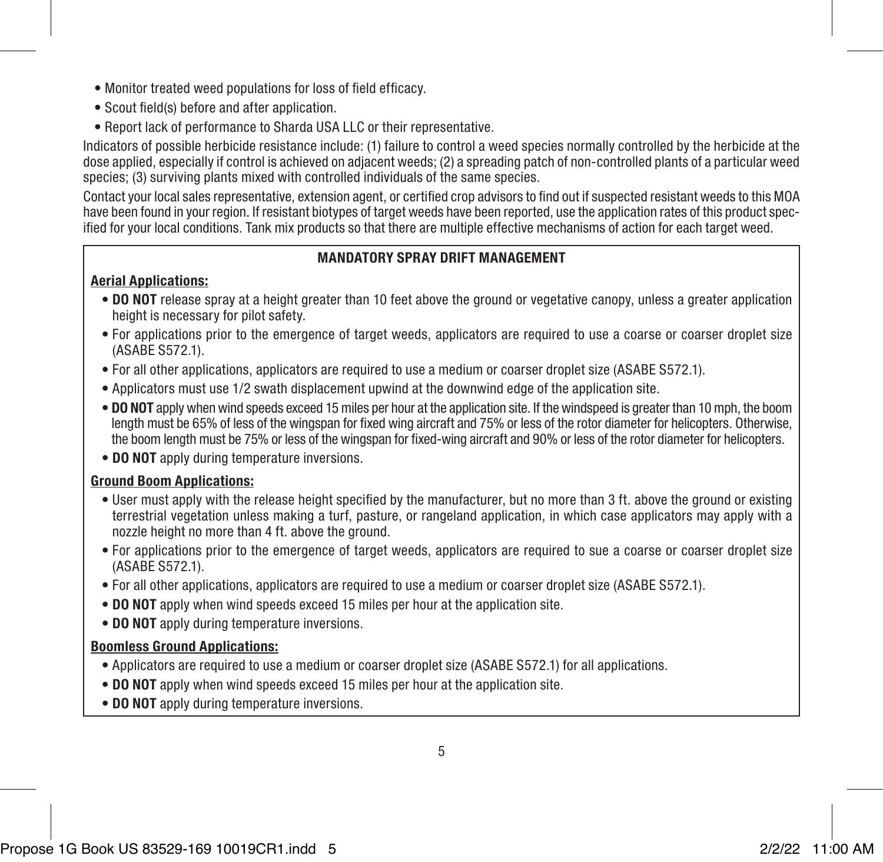- Monitor treated weed populations for loss of field efficacy.
- Scout field(s) before and after application.
- Report lack of performance to Sharda USA LLC or their representative.

Indicators of possible herbicide resistance include: (1) failure to control a weed species normally controlled by the herbicide at the dose applied, especially if control is achieved on adjacent weeds; (2) a spreading patch of non-controlled plants of a particular weed species; (3) surviving plants mixed with controlled individuals of the same species.

Contact your local sales representative, extension agent, or certified crop advisors to find out if suspected resistant weeds to this MOA have been found in your region. If resistant biotypes of target weeds have been reported, use the application rates of this product specified for your local conditions. Tank mix products so that there are multiple effective mechanisms of action for each target weed.

## MANDATORY SPRAY DRIFT MANAGEMENT

**Aerial Applications:**

- **DO NOT** release spray at a height greater than 10 feet above the ground or vegetative canopy, unless a greater application height is necessary for pilot safety.
- For applications prior to the emergence of target weeds, applicators are required to use a coarse or coarser droplet size (ASABE S572.1).
- For all other applications, applicators are required to use a medium or coarser droplet size (ASABE S572.1).
- Applicators must use 1/2 swath displacement upwind at the downwind edge of the application site.
- **DO NOT** apply when wind speeds exceed 15 miles per hour at the application site. If the windspeed is greater than 10 mph, the boom length must be 65% of less of the wingspan for fixed wing aircraft and 75% or less of the rotor diameter for helicopters. Otherwise, the boom length must be 75% or less of the wingspan for fixed-wing aircraft and 90% or less of the rotor diameter for helicopters.
- **DO NOT** apply during temperature inversions.

**Ground Boom Applications:**

- User must apply with the release height specified by the manufacturer, but no more than 3 ft. above the ground or existing terrestrial vegetation unless making a turf, pasture, or rangeland application, in which case applicators may apply with a nozzle height no more than 4 ft. above the ground.
- For applications prior to the emergence of target weeds, applicators are required to sue a coarse or coarser droplet size (ASABE S572.1).
- For all other applications, applicators are required to use a medium or coarser droplet size (ASABE S572.1).
- **DO NOT** apply when wind speeds exceed 15 miles per hour at the application site.
- **DO NOT** apply during temperature inversions.

**Boomless Ground Applications:**

- Applicators are required to use a medium or coarser droplet size (ASABE S572.1) for all applications.
- **DO NOT** apply when wind speeds exceed 15 miles per hour at the application site.
- **DO NOT** apply during temperature inversions.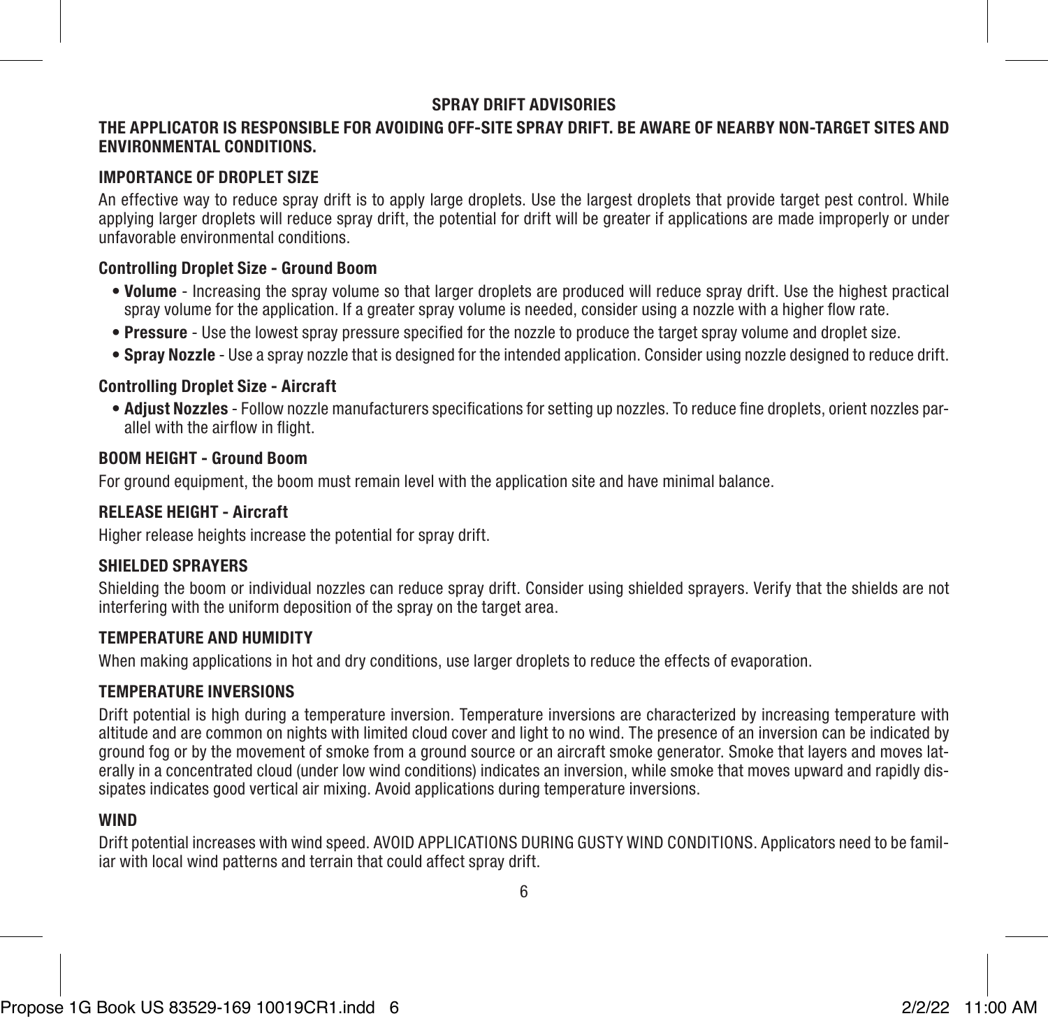## SPRAY DRIFT ADVISORIES

**THE APPLICATOR IS RESPONSIBLE FOR AVOIDING OFF-SITE SPRAY DRIFT. BE AWARE OF NEARBY NON-TARGET SITES AND ENVIRONMENTAL CONDITIONS.**

### IMPORTANCE OF DROPLET SIZE

An effective way to reduce spray drift is to apply large droplets. Use the largest droplets that provide target pest control. While applying larger droplets will reduce spray drift, the potential for drift will be greater if applications are made improperly or under unfavorable environmental conditions.

#### Controlling Droplet Size - Ground Boom

- **Volume** - Increasing the spray volume so that larger droplets are produced will reduce spray drift. Use the highest practical spray volume for the application. If a greater spray volume is needed, consider using a nozzle with a higher flow rate.
- **Pressure** - Use the lowest spray pressure specified for the nozzle to produce the target spray volume and droplet size.
- **Spray Nozzle** - Use a spray nozzle that is designed for the intended application. Consider using nozzle designed to reduce drift.

#### Controlling Droplet Size - Aircraft

- **Adjust Nozzles** - Follow nozzle manufacturers specifications for setting up nozzles. To reduce fine droplets, orient nozzles parallel with the airflow in flight.

### BOOM HEIGHT - Ground Boom

For ground equipment, the boom must remain level with the application site and have minimal balance.

### RELEASE HEIGHT - Aircraft

Higher release heights increase the potential for spray drift.

### SHIELDED SPRAYERS

Shielding the boom or individual nozzles can reduce spray drift. Consider using shielded sprayers. Verify that the shields are not interfering with the uniform deposition of the spray on the target area.

### TEMPERATURE AND HUMIDITY

When making applications in hot and dry conditions, use larger droplets to reduce the effects of evaporation.

### TEMPERATURE INVERSIONS

Drift potential is high during a temperature inversion. Temperature inversions are characterized by increasing temperature with altitude and are common on nights with limited cloud cover and light to no wind. The presence of an inversion can be indicated by ground fog or by the movement of smoke from a ground source or an aircraft smoke generator. Smoke that layers and moves laterally in a concentrated cloud (under low wind conditions) indicates an inversion, while smoke that moves upward and rapidly dissipates indicates good vertical air mixing. Avoid applications during temperature inversions.

### WIND

Drift potential increases with wind speed. AVOID APPLICATIONS DURING GUSTY WIND CONDITIONS. Applicators need to be familiar with local wind patterns and terrain that could affect spray drift.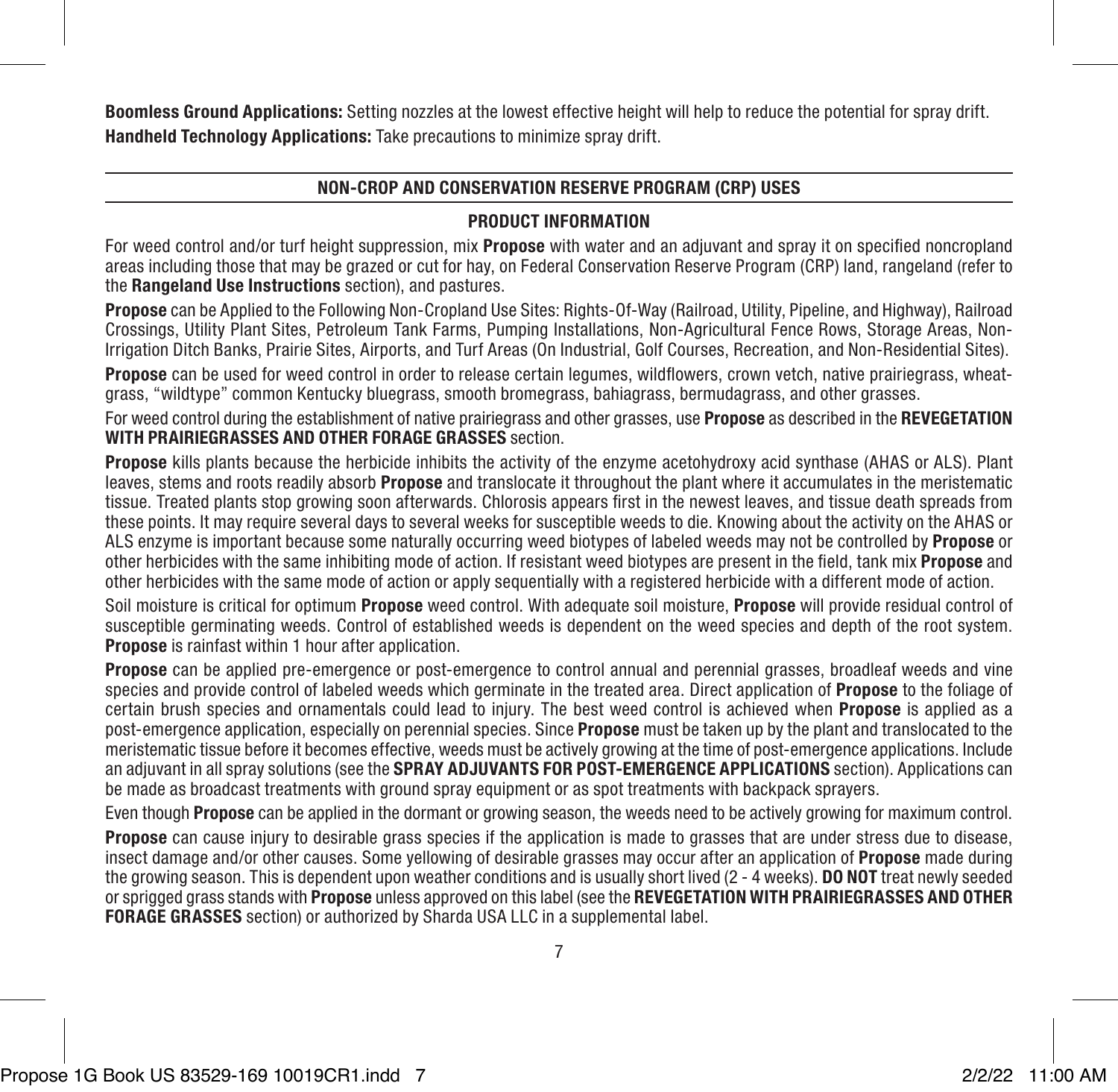**Boomless Ground Applications:** Setting nozzles at the lowest effective height will help to reduce the potential for spray drift.

**Handheld Technology Applications:** Take precautions to minimize spray drift.

## NON-CROP AND CONSERVATION RESERVE PROGRAM (CRP) USES

### PRODUCT INFORMATION

For weed control and/or turf height suppression, mix **Propose** with water and an adjuvant and spray it on specified noncropland areas including those that may be grazed or cut for hay, on Federal Conservation Reserve Program (CRP) land, rangeland (refer to the **Rangeland Use Instructions** section), and pastures.

**Propose** can be Applied to the Following Non-Cropland Use Sites: Rights-Of-Way (Railroad, Utility, Pipeline, and Highway), Railroad Crossings, Utility Plant Sites, Petroleum Tank Farms, Pumping Installations, Non-Agricultural Fence Rows, Storage Areas, Non-Irrigation Ditch Banks, Prairie Sites, Airports, and Turf Areas (On Industrial, Golf Courses, Recreation, and Non-Residential Sites).

**Propose** can be used for weed control in order to release certain legumes, wildflowers, crown vetch, native prairiegrass, wheatgrass, "wildtype" common Kentucky bluegrass, smooth bromegrass, bahiagrass, bermudagrass, and other grasses.

For weed control during the establishment of native prairiegrass and other grasses, use **Propose** as described in the **REVEGETATION WITH PRAIRIEGRASSES AND OTHER FORAGE GRASSES** section.

**Propose** kills plants because the herbicide inhibits the activity of the enzyme acetohydroxy acid synthase (AHAS or ALS). Plant leaves, stems and roots readily absorb **Propose** and translocate it throughout the plant where it accumulates in the meristematic tissue. Treated plants stop growing soon afterwards. Chlorosis appears first in the newest leaves, and tissue death spreads from these points. It may require several days to several weeks for susceptible weeds to die. Knowing about the activity on the AHAS or ALS enzyme is important because some naturally occurring weed biotypes of labeled weeds may not be controlled by **Propose** or other herbicides with the same inhibiting mode of action. If resistant weed biotypes are present in the field, tank mix **Propose** and other herbicides with the same mode of action or apply sequentially with a registered herbicide with a different mode of action.

Soil moisture is critical for optimum **Propose** weed control. With adequate soil moisture, **Propose** will provide residual control of susceptible germinating weeds. Control of established weeds is dependent on the weed species and depth of the root system. **Propose** is rainfast within 1 hour after application.

**Propose** can be applied pre-emergence or post-emergence to control annual and perennial grasses, broadleaf weeds and vine species and provide control of labeled weeds which germinate in the treated area. Direct application of **Propose** to the foliage of certain brush species and ornamentals could lead to injury. The best weed control is achieved when **Propose** is applied as a post-emergence application, especially on perennial species. Since **Propose** must be taken up by the plant and translocated to the meristematic tissue before it becomes effective, weeds must be actively growing at the time of post-emergence applications. Include an adjuvant in all spray solutions (see the **SPRAY ADJUVANTS FOR POST-EMERGENCE APPLICATIONS** section). Applications can be made as broadcast treatments with ground spray equipment or as spot treatments with backpack sprayers.

Even though **Propose** can be applied in the dormant or growing season, the weeds need to be actively growing for maximum control.

**Propose** can cause injury to desirable grass species if the application is made to grasses that are under stress due to disease, insect damage and/or other causes. Some yellowing of desirable grasses may occur after an application of **Propose** made during the growing season. This is dependent upon weather conditions and is usually short lived (2 - 4 weeks). **DO NOT** treat newly seeded or sprigged grass stands with **Propose** unless approved on this label (see the **REVEGETATION WITH PRAIRIEGRASSES AND OTHER FORAGE GRASSES** section) or authorized by Sharda USA LLC in a supplemental label.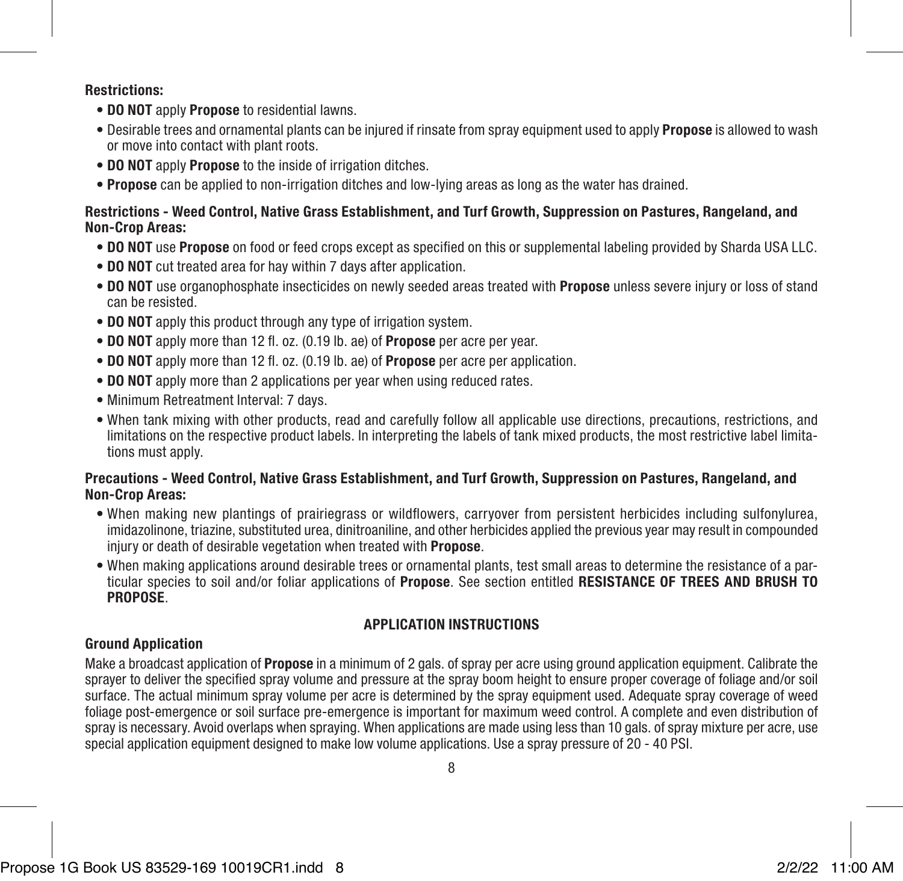**Restrictions:**

- **DO NOT** apply **Propose** to residential lawns.
- Desirable trees and ornamental plants can be injured if rinsate from spray equipment used to apply **Propose** is allowed to wash or move into contact with plant roots.
- **DO NOT** apply **Propose** to the inside of irrigation ditches.
- **Propose** can be applied to non-irrigation ditches and low-lying areas as long as the water has drained.

**Restrictions - Weed Control, Native Grass Establishment, and Turf Growth, Suppression on Pastures, Rangeland, and Non-Crop Areas:**

- **DO NOT** use **Propose** on food or feed crops except as specified on this or supplemental labeling provided by Sharda USA LLC.
- **DO NOT** cut treated area for hay within 7 days after application.
- **DO NOT** use organophosphate insecticides on newly seeded areas treated with **Propose** unless severe injury or loss of stand can be resisted.
- **DO NOT** apply this product through any type of irrigation system.
- **DO NOT** apply more than 12 fl. oz. (0.19 lb. ae) of **Propose** per acre per year.
- **DO NOT** apply more than 12 fl. oz. (0.19 lb. ae) of **Propose** per acre per application.
- **DO NOT** apply more than 2 applications per year when using reduced rates.
- Minimum Retreatment Interval: 7 days.
- When tank mixing with other products, read and carefully follow all applicable use directions, precautions, restrictions, and limitations on the respective product labels. In interpreting the labels of tank mixed products, the most restrictive label limitations must apply.

**Precautions - Weed Control, Native Grass Establishment, and Turf Growth, Suppression on Pastures, Rangeland, and Non-Crop Areas:**

- When making new plantings of prairiegrass or wildflowers, carryover from persistent herbicides including sulfonylurea, imidazolinone, triazine, substituted urea, dinitroaniline, and other herbicides applied the previous year may result in compounded injury or death of desirable vegetation when treated with **Propose**.
- When making applications around desirable trees or ornamental plants, test small areas to determine the resistance of a particular species to soil and/or foliar applications of **Propose**. See section entitled **RESISTANCE OF TREES AND BRUSH TO PROPOSE**.

## APPLICATION INSTRUCTIONS

### Ground Application

Make a broadcast application of **Propose** in a minimum of 2 gals. of spray per acre using ground application equipment. Calibrate the sprayer to deliver the specified spray volume and pressure at the spray boom height to ensure proper coverage of foliage and/or soil surface. The actual minimum spray volume per acre is determined by the spray equipment used. Adequate spray coverage of weed foliage post-emergence or soil surface pre-emergence is important for maximum weed control. A complete and even distribution of spray is necessary. Avoid overlaps when spraying. When applications are made using less than 10 gals. of spray mixture per acre, use special application equipment designed to make low volume applications. Use a spray pressure of 20 - 40 PSI.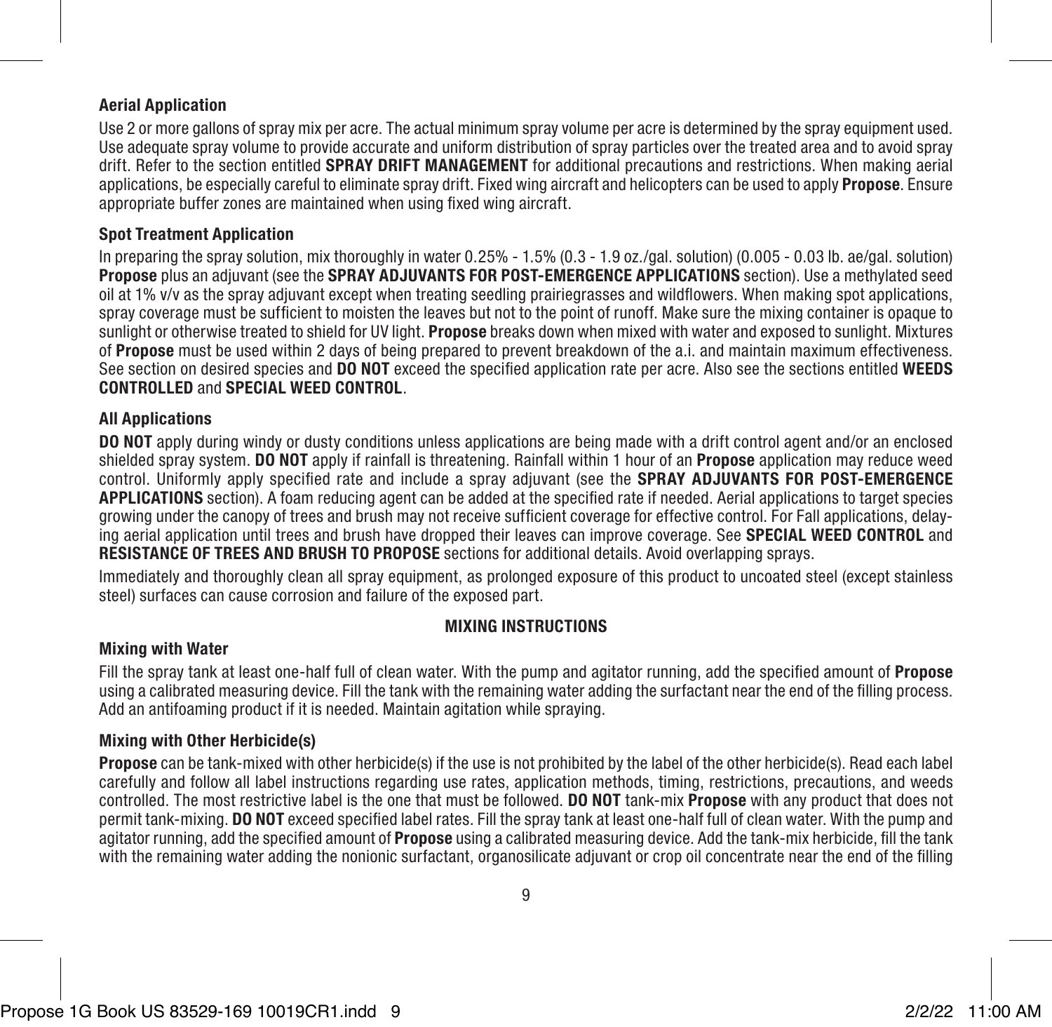### Aerial Application

Use 2 or more gallons of spray mix per acre. The actual minimum spray volume per acre is determined by the spray equipment used. Use adequate spray volume to provide accurate and uniform distribution of spray particles over the treated area and to avoid spray drift. Refer to the section entitled **SPRAY DRIFT MANAGEMENT** for additional precautions and restrictions. When making aerial applications, be especially careful to eliminate spray drift. Fixed wing aircraft and helicopters can be used to apply **Propose**. Ensure appropriate buffer zones are maintained when using fixed wing aircraft.

### Spot Treatment Application

In preparing the spray solution, mix thoroughly in water 0.25% - 1.5% (0.3 - 1.9 oz./gal. solution) (0.005 - 0.03 lb. ae/gal. solution) **Propose** plus an adjuvant (see the **SPRAY ADJUVANTS FOR POST-EMERGENCE APPLICATIONS** section). Use a methylated seed oil at 1% v/v as the spray adjuvant except when treating seedling prairiegrasses and wildflowers. When making spot applications, spray coverage must be sufficient to moisten the leaves but not to the point of runoff. Make sure the mixing container is opaque to sunlight or otherwise treated to shield for UV light. **Propose** breaks down when mixed with water and exposed to sunlight. Mixtures of **Propose** must be used within 2 days of being prepared to prevent breakdown of the a.i. and maintain maximum effectiveness. See section on desired species and **DO NOT** exceed the specified application rate per acre. Also see the sections entitled **WEEDS CONTROLLED** and **SPECIAL WEED CONTROL**.

### All Applications

**DO NOT** apply during windy or dusty conditions unless applications are being made with a drift control agent and/or an enclosed shielded spray system. **DO NOT** apply if rainfall is threatening. Rainfall within 1 hour of an **Propose** application may reduce weed control. Uniformly apply specified rate and include a spray adjuvant (see the **SPRAY ADJUVANTS FOR POST-EMERGENCE APPLICATIONS** section). A foam reducing agent can be added at the specified rate if needed. Aerial applications to target species growing under the canopy of trees and brush may not receive sufficient coverage for effective control. For Fall applications, delaying aerial application until trees and brush have dropped their leaves can improve coverage. See **SPECIAL WEED CONTROL** and **RESISTANCE OF TREES AND BRUSH TO PROPOSE** sections for additional details. Avoid overlapping sprays.

Immediately and thoroughly clean all spray equipment, as prolonged exposure of this product to uncoated steel (except stainless steel) surfaces can cause corrosion and failure of the exposed part.

## MIXING INSTRUCTIONS

### Mixing with Water

Fill the spray tank at least one-half full of clean water. With the pump and agitator running, add the specified amount of **Propose** using a calibrated measuring device. Fill the tank with the remaining water adding the surfactant near the end of the filling process. Add an antifoaming product if it is needed. Maintain agitation while spraying.

### Mixing with Other Herbicide(s)

**Propose** can be tank-mixed with other herbicide(s) if the use is not prohibited by the label of the other herbicide(s). Read each label carefully and follow all label instructions regarding use rates, application methods, timing, restrictions, precautions, and weeds controlled. The most restrictive label is the one that must be followed. **DO NOT** tank-mix **Propose** with any product that does not permit tank-mixing. **DO NOT** exceed specified label rates. Fill the spray tank at least one-half full of clean water. With the pump and agitator running, add the specified amount of **Propose** using a calibrated measuring device. Add the tank-mix herbicide, fill the tank with the remaining water adding the nonionic surfactant, organosilicate adjuvant or crop oil concentrate near the end of the filling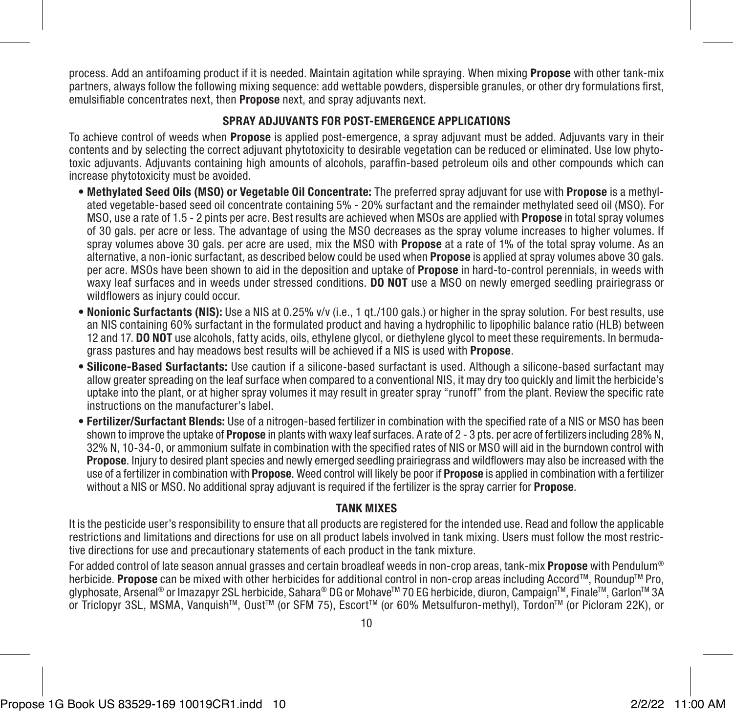process. Add an antifoaming product if it is needed. Maintain agitation while spraying. When mixing **Propose** with other tank-mix partners, always follow the following mixing sequence: add wettable powders, dispersible granules, or other dry formulations first, emulsifiable concentrates next, then **Propose** next, and spray adjuvants next.

### SPRAY ADJUVANTS FOR POST-EMERGENCE APPLICATIONS

To achieve control of weeds when **Propose** is applied post-emergence, a spray adjuvant must be added. Adjuvants vary in their contents and by selecting the correct adjuvant phytotoxicity to desirable vegetation can be reduced or eliminated. Use low phytotoxic adjuvants. Adjuvants containing high amounts of alcohols, paraffin-based petroleum oils and other compounds which can increase phytotoxicity must be avoided.

- **Methylated Seed Oils (MSO) or Vegetable Oil Concentrate:** The preferred spray adjuvant for use with **Propose** is a methylated vegetable-based seed oil concentrate containing 5% - 20% surfactant and the remainder methylated seed oil (MSO). For MSO, use a rate of 1.5 - 2 pints per acre. Best results are achieved when MSOs are applied with **Propose** in total spray volumes of 30 gals. per acre or less. The advantage of using the MSO decreases as the spray volume increases to higher volumes. If spray volumes above 30 gals. per acre are used, mix the MSO with **Propose** at a rate of 1% of the total spray volume. As an alternative, a non-ionic surfactant, as described below could be used when **Propose** is applied at spray volumes above 30 gals. per acre. MSOs have been shown to aid in the deposition and uptake of **Propose** in hard-to-control perennials, in weeds with waxy leaf surfaces and in weeds under stressed conditions. **DO NOT** use a MSO on newly emerged seedling prairiegrass or wildflowers as injury could occur.
- **Nonionic Surfactants (NIS):** Use a NIS at 0.25% v/v (i.e., 1 qt./100 gals.) or higher in the spray solution. For best results, use an NIS containing 60% surfactant in the formulated product and having a hydrophilic to lipophilic balance ratio (HLB) between 12 and 17. **DO NOT** use alcohols, fatty acids, oils, ethylene glycol, or diethylene glycol to meet these requirements. In bermudagrass pastures and hay meadows best results will be achieved if a NIS is used with **Propose**.
- **Silicone-Based Surfactants:** Use caution if a silicone-based surfactant is used. Although a silicone-based surfactant may allow greater spreading on the leaf surface when compared to a conventional NIS, it may dry too quickly and limit the herbicide's uptake into the plant, or at higher spray volumes it may result in greater spray "runoff" from the plant. Review the specific rate instructions on the manufacturer's label.
- **Fertilizer/Surfactant Blends:** Use of a nitrogen-based fertilizer in combination with the specified rate of a NIS or MSO has been shown to improve the uptake of **Propose** in plants with waxy leaf surfaces. A rate of 2 - 3 pts. per acre of fertilizers including 28% N, 32% N, 10-34-0, or ammonium sulfate in combination with the specified rates of NIS or MSO will aid in the burndown control with **Propose**. Injury to desired plant species and newly emerged seedling prairiegrass and wildflowers may also be increased with the use of a fertilizer in combination with **Propose**. Weed control will likely be poor if **Propose** is applied in combination with a fertilizer without a NIS or MSO. No additional spray adjuvant is required if the fertilizer is the spray carrier for **Propose**.

### TANK MIXES

It is the pesticide user's responsibility to ensure that all products are registered for the intended use. Read and follow the applicable restrictions and limitations and directions for use on all product labels involved in tank mixing. Users must follow the most restrictive directions for use and precautionary statements of each product in the tank mixture.

For added control of late season annual grasses and certain broadleaf weeds in non-crop areas, tank-mix **Propose** with Pendulum® herbicide. **Propose** can be mixed with other herbicides for additional control in non-crop areas including Accord™, Roundup™ Pro, glyphosate, Arsenal® or Imazapyr 2SL herbicide, Sahara® DG or Mohave™ 70 EG herbicide, diuron, Campaign™, Finale™, Garlon™ 3A or Triclopyr 3SL, MSMA, Vanquish™, Oust™ (or SFM 75), Escort™ (or 60% Metsulfuron-methyl), Tordon™ (or Picloram 22K), or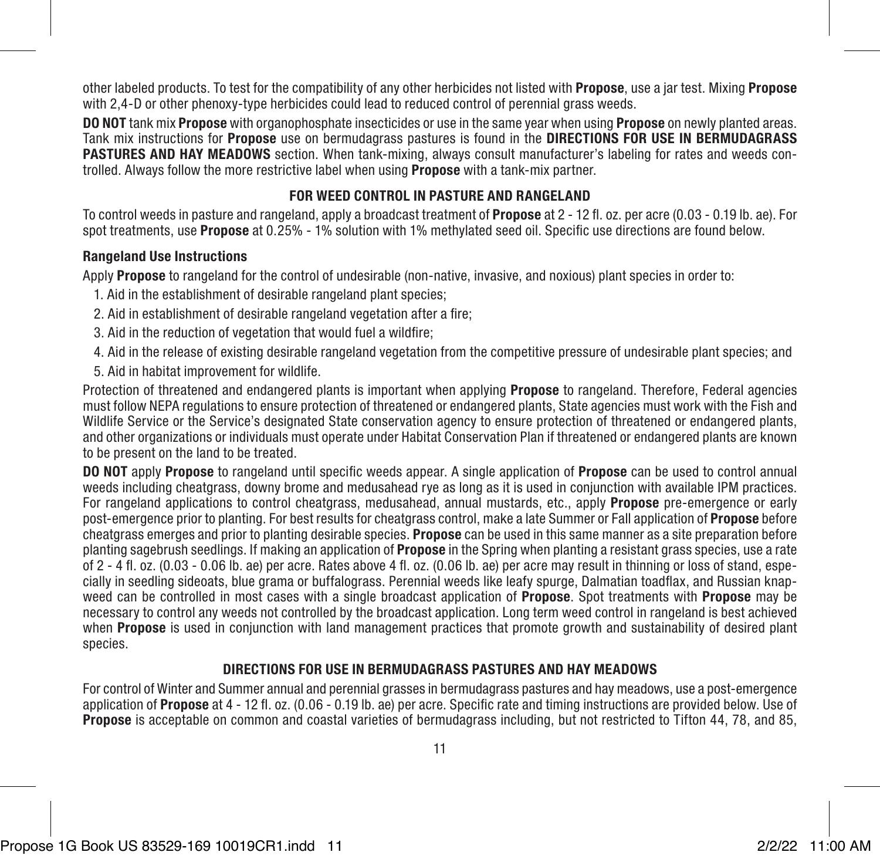other labeled products. To test for the compatibility of any other herbicides not listed with **Propose**, use a jar test. Mixing **Propose** with 2,4-D or other phenoxy-type herbicides could lead to reduced control of perennial grass weeds.

**DO NOT** tank mix **Propose** with organophosphate insecticides or use in the same year when using **Propose** on newly planted areas. Tank mix instructions for **Propose** use on bermudagrass pastures is found in the **DIRECTIONS FOR USE IN BERMUDAGRASS PASTURES AND HAY MEADOWS** section. When tank-mixing, always consult manufacturer's labeling for rates and weeds controlled. Always follow the more restrictive label when using **Propose** with a tank-mix partner.

## FOR WEED CONTROL IN PASTURE AND RANGELAND

To control weeds in pasture and rangeland, apply a broadcast treatment of **Propose** at 2 - 12 fl. oz. per acre (0.03 - 0.19 lb. ae). For spot treatments, use **Propose** at 0.25% - 1% solution with 1% methylated seed oil. Specific use directions are found below.

### Rangeland Use Instructions

Apply **Propose** to rangeland for the control of undesirable (non-native, invasive, and noxious) plant species in order to:

1. Aid in the establishment of desirable rangeland plant species;
2. Aid in establishment of desirable rangeland vegetation after a fire;
3. Aid in the reduction of vegetation that would fuel a wildfire;
4. Aid in the release of existing desirable rangeland vegetation from the competitive pressure of undesirable plant species; and
5. Aid in habitat improvement for wildlife.

Protection of threatened and endangered plants is important when applying **Propose** to rangeland. Therefore, Federal agencies must follow NEPA regulations to ensure protection of threatened or endangered plants, State agencies must work with the Fish and Wildlife Service or the Service's designated State conservation agency to ensure protection of threatened or endangered plants, and other organizations or individuals must operate under Habitat Conservation Plan if threatened or endangered plants are known to be present on the land to be treated.

**DO NOT** apply **Propose** to rangeland until specific weeds appear. A single application of **Propose** can be used to control annual weeds including cheatgrass, downy brome and medusahead rye as long as it is used in conjunction with available IPM practices. For rangeland applications to control cheatgrass, medusahead, annual mustards, etc., apply **Propose** pre-emergence or early post-emergence prior to planting. For best results for cheatgrass control, make a late Summer or Fall application of **Propose** before cheatgrass emerges and prior to planting desirable species. **Propose** can be used in this same manner as a site preparation before planting sagebrush seedlings. If making an application of **Propose** in the Spring when planting a resistant grass species, use a rate of 2 - 4 fl. oz. (0.03 - 0.06 lb. ae) per acre. Rates above 4 fl. oz. (0.06 lb. ae) per acre may result in thinning or loss of stand, especially in seedling sideoats, blue grama or buffalograss. Perennial weeds like leafy spurge, Dalmatian toadflax, and Russian knapweed can be controlled in most cases with a single broadcast application of **Propose**. Spot treatments with **Propose** may be necessary to control any weeds not controlled by the broadcast application. Long term weed control in rangeland is best achieved when **Propose** is used in conjunction with land management practices that promote growth and sustainability of desired plant species.

## DIRECTIONS FOR USE IN BERMUDAGRASS PASTURES AND HAY MEADOWS

For control of Winter and Summer annual and perennial grasses in bermudagrass pastures and hay meadows, use a post-emergence application of **Propose** at 4 - 12 fl. oz. (0.06 - 0.19 lb. ae) per acre. Specific rate and timing instructions are provided below. Use of **Propose** is acceptable on common and coastal varieties of bermudagrass including, but not restricted to Tifton 44, 78, and 85,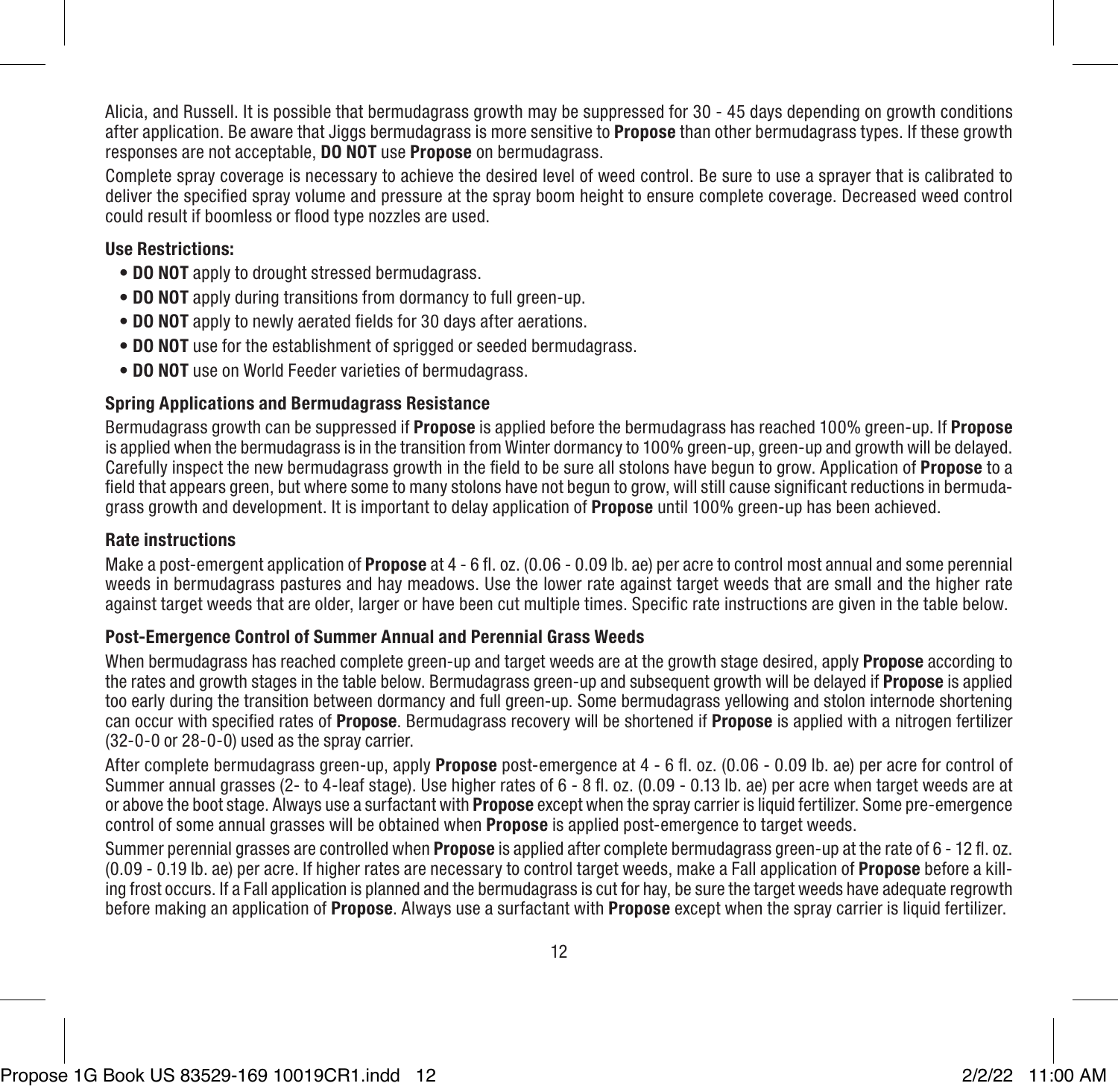Alicia, and Russell. It is possible that bermudagrass growth may be suppressed for 30 - 45 days depending on growth conditions after application. Be aware that Jiggs bermudagrass is more sensitive to **Propose** than other bermudagrass types. If these growth responses are not acceptable, **DO NOT** use **Propose** on bermudagrass.

Complete spray coverage is necessary to achieve the desired level of weed control. Be sure to use a sprayer that is calibrated to deliver the specified spray volume and pressure at the spray boom height to ensure complete coverage. Decreased weed control could result if boomless or flood type nozzles are used.

**Use Restrictions:**

- **DO NOT** apply to drought stressed bermudagrass.
- **DO NOT** apply during transitions from dormancy to full green-up.
- **DO NOT** apply to newly aerated fields for 30 days after aerations.
- **DO NOT** use for the establishment of sprigged or seeded bermudagrass.
- **DO NOT** use on World Feeder varieties of bermudagrass.

**Spring Applications and Bermudagrass Resistance**

Bermudagrass growth can be suppressed if **Propose** is applied before the bermudagrass has reached 100% green-up. If **Propose** is applied when the bermudagrass is in the transition from Winter dormancy to 100% green-up, green-up and growth will be delayed. Carefully inspect the new bermudagrass growth in the field to be sure all stolons have begun to grow. Application of **Propose** to a field that appears green, but where some to many stolons have not begun to grow, will still cause significant reductions in bermudagrass growth and development. It is important to delay application of **Propose** until 100% green-up has been achieved.

**Rate instructions**

Make a post-emergent application of **Propose** at 4 - 6 fl. oz. (0.06 - 0.09 lb. ae) per acre to control most annual and some perennial weeds in bermudagrass pastures and hay meadows. Use the lower rate against target weeds that are small and the higher rate against target weeds that are older, larger or have been cut multiple times. Specific rate instructions are given in the table below.

**Post-Emergence Control of Summer Annual and Perennial Grass Weeds**

When bermudagrass has reached complete green-up and target weeds are at the growth stage desired, apply **Propose** according to the rates and growth stages in the table below. Bermudagrass green-up and subsequent growth will be delayed if **Propose** is applied too early during the transition between dormancy and full green-up. Some bermudagrass yellowing and stolon internode shortening can occur with specified rates of **Propose**. Bermudagrass recovery will be shortened if **Propose** is applied with a nitrogen fertilizer (32-0-0 or 28-0-0) used as the spray carrier.

After complete bermudagrass green-up, apply **Propose** post-emergence at 4 - 6 fl. oz. (0.06 - 0.09 lb. ae) per acre for control of Summer annual grasses (2- to 4-leaf stage). Use higher rates of 6 - 8 fl. oz. (0.09 - 0.13 lb. ae) per acre when target weeds are at or above the boot stage. Always use a surfactant with **Propose** except when the spray carrier is liquid fertilizer. Some pre-emergence control of some annual grasses will be obtained when **Propose** is applied post-emergence to target weeds.

Summer perennial grasses are controlled when **Propose** is applied after complete bermudagrass green-up at the rate of 6 - 12 fl. oz. (0.09 - 0.19 lb. ae) per acre. If higher rates are necessary to control target weeds, make a Fall application of **Propose** before a killing frost occurs. If a Fall application is planned and the bermudagrass is cut for hay, be sure the target weeds have adequate regrowth before making an application of **Propose**. Always use a surfactant with **Propose** except when the spray carrier is liquid fertilizer.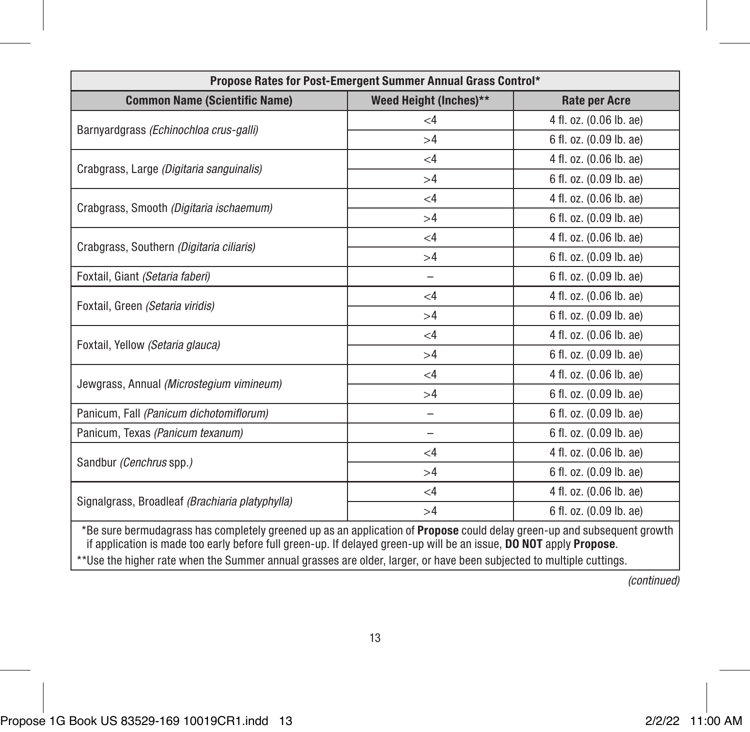| Propose Rates for Post-Emergent Summer Annual Grass Control* | | |
|---|---|---|
| **Common Name (Scientific Name)** | **Weed Height (Inches)**** | **Rate per Acre** |
| Barnyardgrass *(Echinochloa crus-galli)* | <4 | 4 fl. oz. (0.06 lb. ae) |
| | >4 | 6 fl. oz. (0.09 lb. ae) |
| Crabgrass, Large *(Digitaria sanguinalis)* | <4 | 4 fl. oz. (0.06 lb. ae) |
| | >4 | 6 fl. oz. (0.09 lb. ae) |
| Crabgrass, Smooth *(Digitaria ischaemum)* | <4 | 4 fl. oz. (0.06 lb. ae) |
| | >4 | 6 fl. oz. (0.09 lb. ae) |
| Crabgrass, Southern *(Digitaria ciliaris)* | <4 | 4 fl. oz. (0.06 lb. ae) |
| | >4 | 6 fl. oz. (0.09 lb. ae) |
| Foxtail, Giant *(Setaria faberi)* | – | 6 fl. oz. (0.09 lb. ae) |
| Foxtail, Green *(Setaria viridis)* | <4 | 4 fl. oz. (0.06 lb. ae) |
| | >4 | 6 fl. oz. (0.09 lb. ae) |
| Foxtail, Yellow *(Setaria glauca)* | <4 | 4 fl. oz. (0.06 lb. ae) |
| | >4 | 6 fl. oz. (0.09 lb. ae) |
| Jewgrass, Annual *(Microstegium vimineum)* | <4 | 4 fl. oz. (0.06 lb. ae) |
| | >4 | 6 fl. oz. (0.09 lb. ae) |
| Panicum, Fall *(Panicum dichotomiflorum)* | – | 6 fl. oz. (0.09 lb. ae) |
| Panicum, Texas *(Panicum texanum)* | – | 6 fl. oz. (0.09 lb. ae) |
| Sandbur *(Cenchrus spp.)* | <4 | 4 fl. oz. (0.06 lb. ae) |
| | >4 | 6 fl. oz. (0.09 lb. ae) |
| Signalgrass, Broadleaf *(Brachiaria platyphylla)* | <4 | 4 fl. oz. (0.06 lb. ae) |
| | >4 | 6 fl. oz. (0.09 lb. ae) |

*Be sure bermudagrass has completely greened up as an application of **Propose** could delay green-up and subsequent growth if application is made too early before full green-up. If delayed green-up will be an issue, **DO NOT** apply **Propose**.

**Use the higher rate when the Summer annual grasses are older, larger, or have been subjected to multiple cuttings.

*(continued)*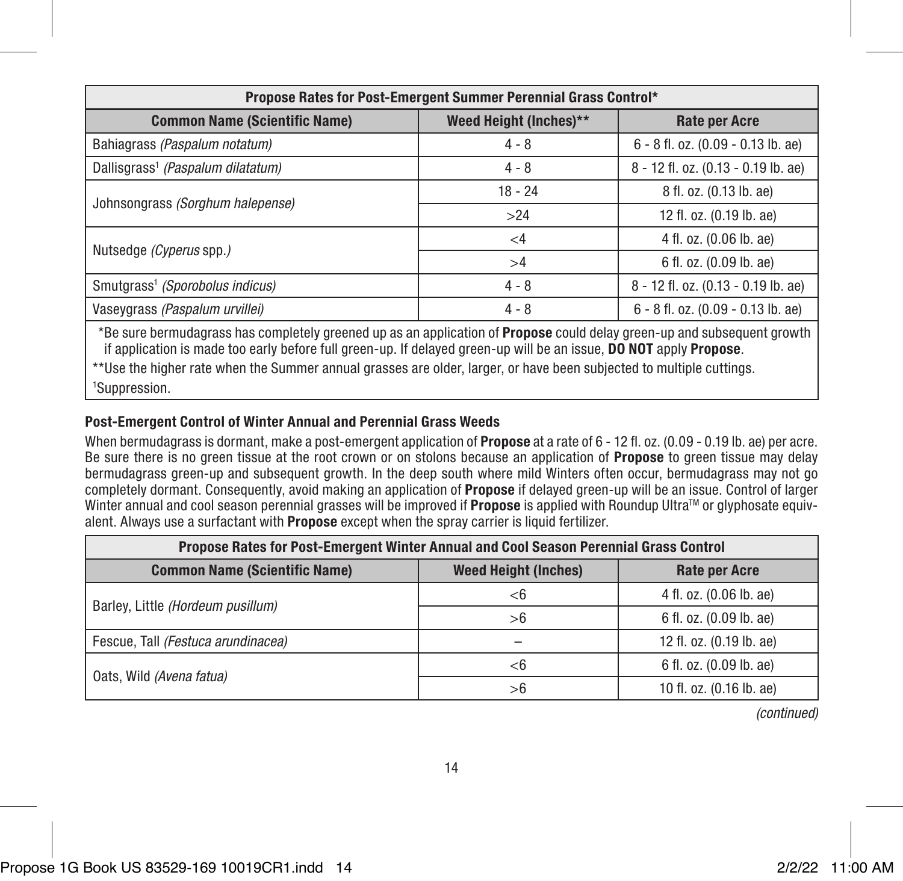| Propose Rates for Post-Emergent Summer Perennial Grass Control* | | |
|---|---|---|
| **Common Name (Scientific Name)** | **Weed Height (Inches)**** | **Rate per Acre** |
| Bahiagrass *(Paspalum notatum)* | 4 - 8 | 6 - 8 fl. oz. (0.09 - 0.13 lb. ae) |
| Dallisgrass[1] *(Paspalum dilatatum)* | 4 - 8 | 8 - 12 fl. oz. (0.13 - 0.19 lb. ae) |
| Johnsongrass *(Sorghum halepense)* | 18 - 24 | 8 fl. oz. (0.13 lb. ae) |
| | >24 | 12 fl. oz. (0.19 lb. ae) |
| Nutsedge *(Cyperus* spp.*)* | <4 | 4 fl. oz. (0.06 lb. ae) |
| | >4 | 6 fl. oz. (0.09 lb. ae) |
| Smutgrass[1] *(Sporobolus indicus)* | 4 - 8 | 8 - 12 fl. oz. (0.13 - 0.19 lb. ae) |
| Vaseygrass *(Paspalum urvillei)* | 4 - 8 | 6 - 8 fl. oz. (0.09 - 0.13 lb. ae) |

*Be sure bermudagrass has completely greened up as an application of **Propose** could delay green-up and subsequent growth if application is made too early before full green-up. If delayed green-up will be an issue, **DO NOT** apply **Propose**.

**Use the higher rate when the Summer annual grasses are older, larger, or have been subjected to multiple cuttings.

[1]Suppression.

### Post-Emergent Control of Winter Annual and Perennial Grass Weeds

When bermudagrass is dormant, make a post-emergent application of **Propose** at a rate of 6 - 12 fl. oz. (0.09 - 0.19 lb. ae) per acre. Be sure there is no green tissue at the root crown or on stolons because an application of **Propose** to green tissue may delay bermudagrass green-up and subsequent growth. In the deep south where mild Winters often occur, bermudagrass may not go completely dormant. Consequently, avoid making an application of **Propose** if delayed green-up will be an issue. Control of larger Winter annual and cool season perennial grasses will be improved if **Propose** is applied with Roundup Ultra™ or glyphosate equivalent. Always use a surfactant with **Propose** except when the spray carrier is liquid fertilizer.

| Propose Rates for Post-Emergent Winter Annual and Cool Season Perennial Grass Control | | |
|---|---|---|
| **Common Name (Scientific Name)** | **Weed Height (Inches)** | **Rate per Acre** |
| Barley, Little *(Hordeum pusillum)* | <6 | 4 fl. oz. (0.06 lb. ae) |
| | >6 | 6 fl. oz. (0.09 lb. ae) |
| Fescue, Tall *(Festuca arundinacea)* | – | 12 fl. oz. (0.19 lb. ae) |
| Oats, Wild *(Avena fatua)* | <6 | 6 fl. oz. (0.09 lb. ae) |
| | >6 | 10 fl. oz. (0.16 lb. ae) |

*(continued)*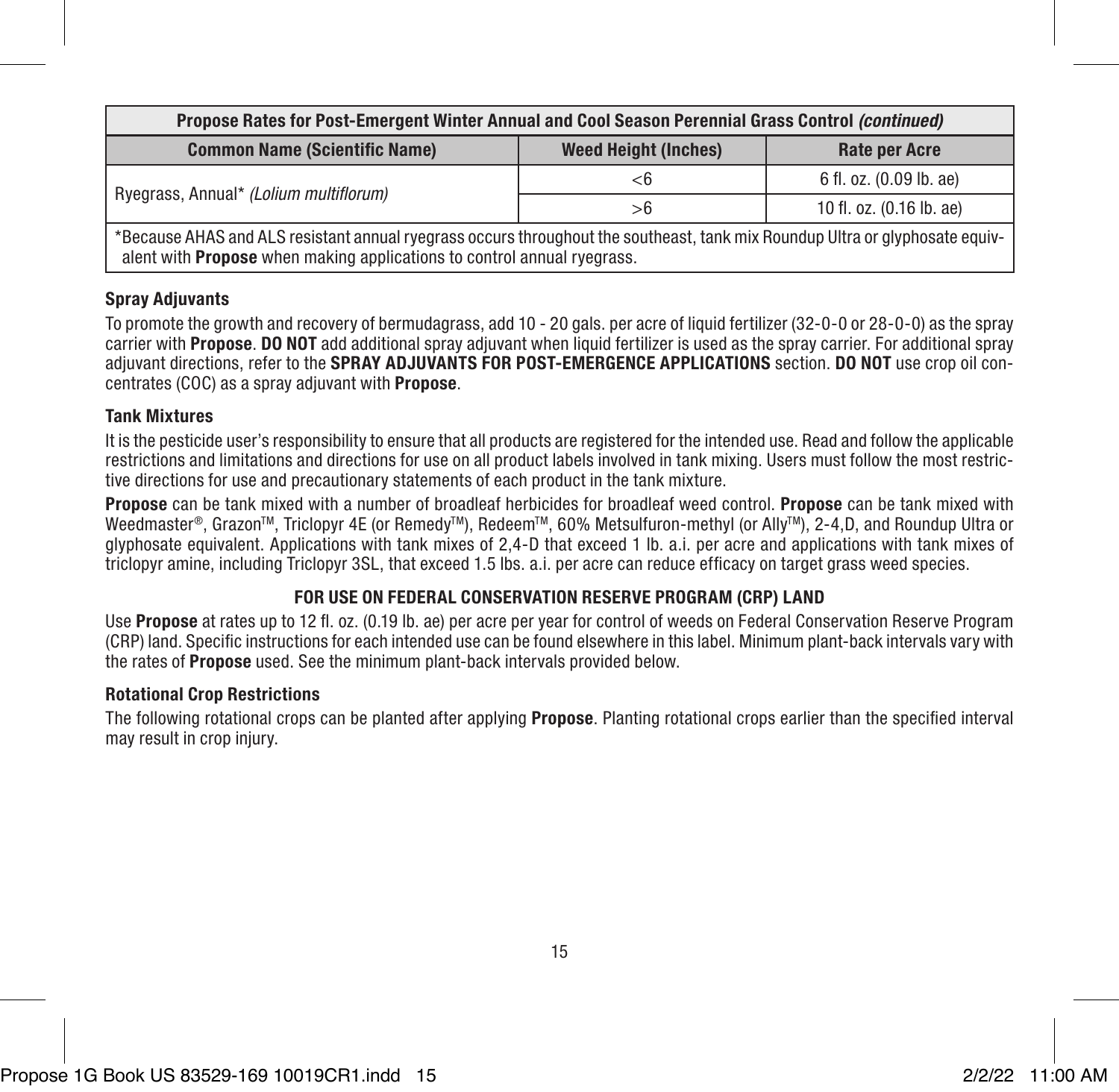| Propose Rates for Post-Emergent Winter Annual and Cool Season Perennial Grass Control *(continued)* | | |
|---|---|---|
| **Common Name (Scientific Name)** | **Weed Height (Inches)** | **Rate per Acre** |
| Ryegrass, Annual* *(Lolium multiflorum)* | <6 | 6 fl. oz. (0.09 lb. ae) |
| | >6 | 10 fl. oz. (0.16 lb. ae) |
| *Because AHAS and ALS resistant annual ryegrass occurs throughout the southeast, tank mix Roundup Ultra or glyphosate equivalent with **Propose** when making applications to control annual ryegrass. | | |

### Spray Adjuvants

To promote the growth and recovery of bermudagrass, add 10 - 20 gals. per acre of liquid fertilizer (32-0-0 or 28-0-0) as the spray carrier with **Propose**. **DO NOT** add additional spray adjuvant when liquid fertilizer is used as the spray carrier. For additional spray adjuvant directions, refer to the **SPRAY ADJUVANTS FOR POST-EMERGENCE APPLICATIONS** section. **DO NOT** use crop oil concentrates (COC) as a spray adjuvant with **Propose**.

### Tank Mixtures

It is the pesticide user's responsibility to ensure that all products are registered for the intended use. Read and follow the applicable restrictions and limitations and directions for use on all product labels involved in tank mixing. Users must follow the most restrictive directions for use and precautionary statements of each product in the tank mixture.

**Propose** can be tank mixed with a number of broadleaf herbicides for broadleaf weed control. **Propose** can be tank mixed with Weedmaster®, Grazon™, Triclopyr 4E (or Remedy™), Redeem™, 60% Metsulfuron-methyl (or Ally™), 2-4,D, and Roundup Ultra or glyphosate equivalent. Applications with tank mixes of 2,4-D that exceed 1 lb. a.i. per acre and applications with tank mixes of triclopyr amine, including Triclopyr 3SL, that exceed 1.5 lbs. a.i. per acre can reduce efficacy on target grass weed species.

## FOR USE ON FEDERAL CONSERVATION RESERVE PROGRAM (CRP) LAND

Use **Propose** at rates up to 12 fl. oz. (0.19 lb. ae) per acre per year for control of weeds on Federal Conservation Reserve Program (CRP) land. Specific instructions for each intended use can be found elsewhere in this label. Minimum plant-back intervals vary with the rates of **Propose** used. See the minimum plant-back intervals provided below.

### Rotational Crop Restrictions

The following rotational crops can be planted after applying **Propose**. Planting rotational crops earlier than the specified interval may result in crop injury.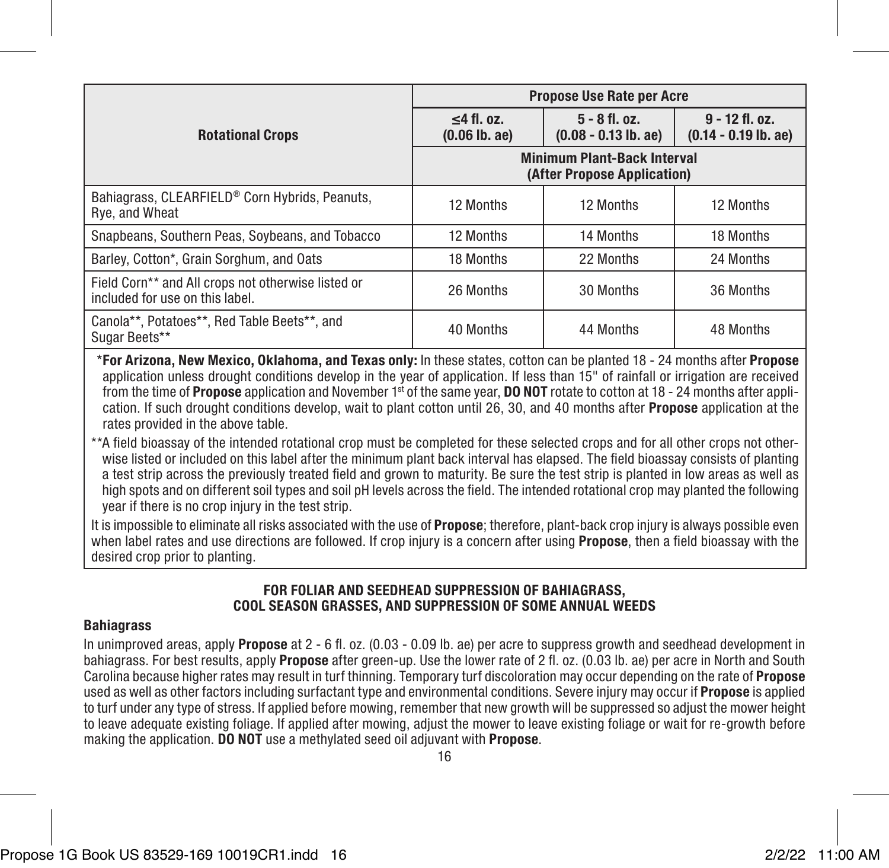| Rotational Crops | Propose Use Rate per Acre | | |
|---|---|---|---|
| | ≤4 fl. oz. (0.06 lb. ae) | 5 - 8 fl. oz. (0.08 - 0.13 lb. ae) | 9 - 12 fl. oz. (0.14 - 0.19 lb. ae) |
| | Minimum Plant-Back Interval (After Propose Application) | | |
| Bahiagrass, CLEARFIELD® Corn Hybrids, Peanuts, Rye, and Wheat | 12 Months | 12 Months | 12 Months |
| Snapbeans, Southern Peas, Soybeans, and Tobacco | 12 Months | 14 Months | 18 Months |
| Barley, Cotton*, Grain Sorghum, and Oats | 18 Months | 22 Months | 24 Months |
| Field Corn** and All crops not otherwise listed or included for use on this label. | 26 Months | 30 Months | 36 Months |
| Canola**, Potatoes**, Red Table Beets**, and Sugar Beets** | 40 Months | 44 Months | 48 Months |

*__For Arizona, New Mexico, Oklahoma, and Texas only:__ In these states, cotton can be planted 18 - 24 months after **Propose** application unless drought conditions develop in the year of application. If less than 15" of rainfall or irrigation are received from the time of **Propose** application and November 1st of the same year, **DO NOT** rotate to cotton at 18 - 24 months after application. If such drought conditions develop, wait to plant cotton until 26, 30, and 40 months after **Propose** application at the rates provided in the above table.

**A field bioassay of the intended rotational crop must be completed for these selected crops and for all other crops not otherwise listed or included on this label after the minimum plant back interval has elapsed. The field bioassay consists of planting a test strip across the previously treated field and grown to maturity. Be sure the test strip is planted in low areas as well as high spots and on different soil types and soil pH levels across the field. The intended rotational crop may planted the following year if there is no crop injury in the test strip.

It is impossible to eliminate all risks associated with the use of **Propose**; therefore, plant-back crop injury is always possible even when label rates and use directions are followed. If crop injury is a concern after using **Propose**, then a field bioassay with the desired crop prior to planting.

## FOR FOLIAR AND SEEDHEAD SUPPRESSION OF BAHIAGRASS, COOL SEASON GRASSES, AND SUPPRESSION OF SOME ANNUAL WEEDS

### Bahiagrass

In unimproved areas, apply **Propose** at 2 - 6 fl. oz. (0.03 - 0.09 lb. ae) per acre to suppress growth and seedhead development in bahiagrass. For best results, apply **Propose** after green-up. Use the lower rate of 2 fl. oz. (0.03 lb. ae) per acre in North and South Carolina because higher rates may result in turf thinning. Temporary turf discoloration may occur depending on the rate of **Propose** used as well as other factors including surfactant type and environmental conditions. Severe injury may occur if **Propose** is applied to turf under any type of stress. If applied before mowing, remember that new growth will be suppressed so adjust the mower height to leave adequate existing foliage. If applied after mowing, adjust the mower to leave existing foliage or wait for re-growth before making the application. **DO NOT** use a methylated seed oil adjuvant with **Propose**.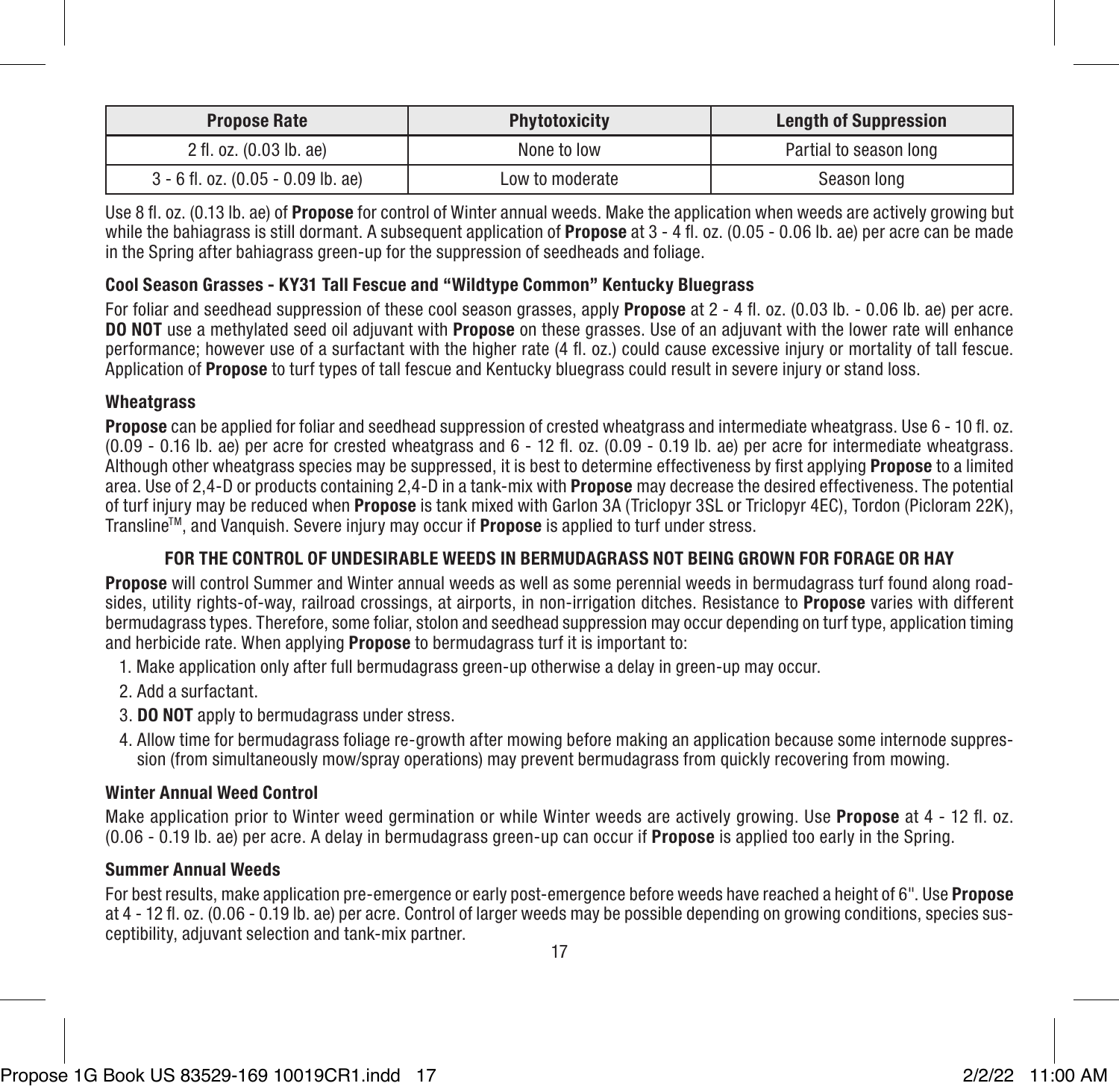| Propose Rate | Phytotoxicity | Length of Suppression |
|---|---|---|
| 2 fl. oz. (0.03 lb. ae) | None to low | Partial to season long |
| 3 - 6 fl. oz. (0.05 - 0.09 lb. ae) | Low to moderate | Season long |

Use 8 fl. oz. (0.13 lb. ae) of **Propose** for control of Winter annual weeds. Make the application when weeds are actively growing but while the bahiagrass is still dormant. A subsequent application of **Propose** at 3 - 4 fl. oz. (0.05 - 0.06 lb. ae) per acre can be made in the Spring after bahiagrass green-up for the suppression of seedheads and foliage.

#### Cool Season Grasses - KY31 Tall Fescue and "Wildtype Common" Kentucky Bluegrass

For foliar and seedhead suppression of these cool season grasses, apply **Propose** at 2 - 4 fl. oz. (0.03 lb. - 0.06 lb. ae) per acre. **DO NOT** use a methylated seed oil adjuvant with **Propose** on these grasses. Use of an adjuvant with the lower rate will enhance performance; however use of a surfactant with the higher rate (4 fl. oz.) could cause excessive injury or mortality of tall fescue. Application of **Propose** to turf types of tall fescue and Kentucky bluegrass could result in severe injury or stand loss.

#### Wheatgrass

**Propose** can be applied for foliar and seedhead suppression of crested wheatgrass and intermediate wheatgrass. Use 6 - 10 fl. oz. (0.09 - 0.16 lb. ae) per acre for crested wheatgrass and 6 - 12 fl. oz. (0.09 - 0.19 lb. ae) per acre for intermediate wheatgrass. Although other wheatgrass species may be suppressed, it is best to determine effectiveness by first applying **Propose** to a limited area. Use of 2,4-D or products containing 2,4-D in a tank-mix with **Propose** may decrease the desired effectiveness. The potential of turf injury may be reduced when **Propose** is tank mixed with Garlon 3A (Triclopyr 3SL or Triclopyr 4EC), Tordon (Picloram 22K), Transline™, and Vanquish. Severe injury may occur if **Propose** is applied to turf under stress.

### FOR THE CONTROL OF UNDESIRABLE WEEDS IN BERMUDAGRASS NOT BEING GROWN FOR FORAGE OR HAY

**Propose** will control Summer and Winter annual weeds as well as some perennial weeds in bermudagrass turf found along roadsides, utility rights-of-way, railroad crossings, at airports, in non-irrigation ditches. Resistance to **Propose** varies with different bermudagrass types. Therefore, some foliar, stolon and seedhead suppression may occur depending on turf type, application timing and herbicide rate. When applying **Propose** to bermudagrass turf it is important to:

1. Make application only after full bermudagrass green-up otherwise a delay in green-up may occur.
2. Add a surfactant.
3. **DO NOT** apply to bermudagrass under stress.
4. Allow time for bermudagrass foliage re-growth after mowing before making an application because some internode suppression (from simultaneously mow/spray operations) may prevent bermudagrass from quickly recovering from mowing.

#### Winter Annual Weed Control

Make application prior to Winter weed germination or while Winter weeds are actively growing. Use **Propose** at 4 - 12 fl. oz. (0.06 - 0.19 lb. ae) per acre. A delay in bermudagrass green-up can occur if **Propose** is applied too early in the Spring.

#### Summer Annual Weeds

For best results, make application pre-emergence or early post-emergence before weeds have reached a height of 6". Use **Propose** at 4 - 12 fl. oz. (0.06 - 0.19 lb. ae) per acre. Control of larger weeds may be possible depending on growing conditions, species susceptibility, adjuvant selection and tank-mix partner.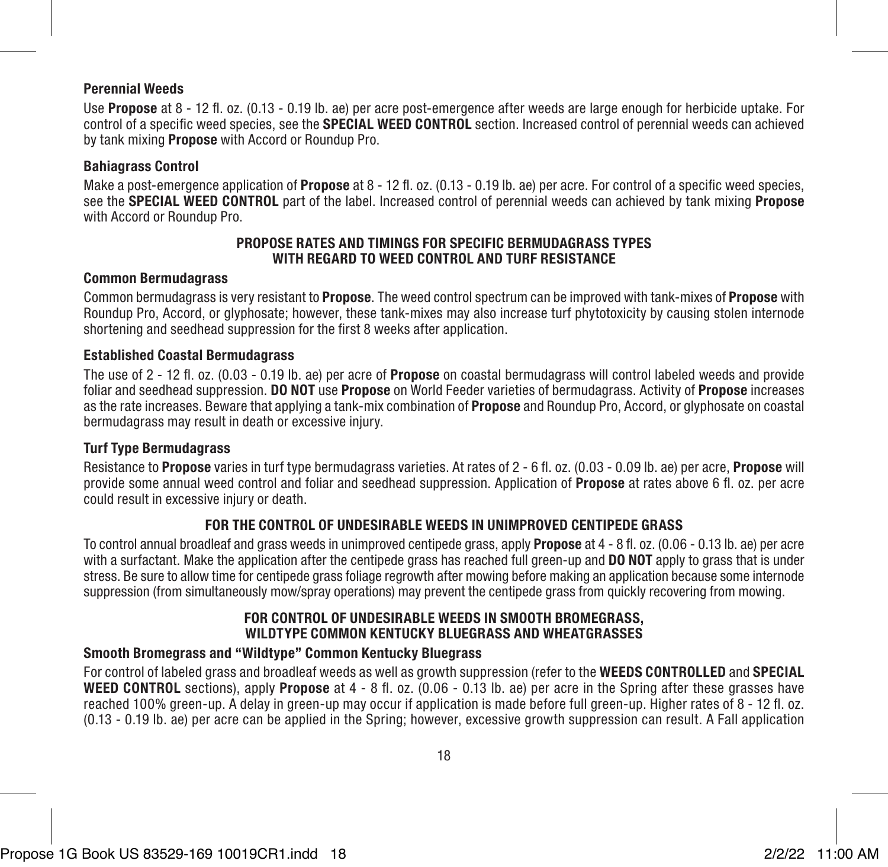### Perennial Weeds

Use **Propose** at 8 - 12 fl. oz. (0.13 - 0.19 lb. ae) per acre post-emergence after weeds are large enough for herbicide uptake. For control of a specific weed species, see the **SPECIAL WEED CONTROL** section. Increased control of perennial weeds can achieved by tank mixing **Propose** with Accord or Roundup Pro.

### Bahiagrass Control

Make a post-emergence application of **Propose** at 8 - 12 fl. oz. (0.13 - 0.19 lb. ae) per acre. For control of a specific weed species, see the **SPECIAL WEED CONTROL** part of the label. Increased control of perennial weeds can achieved by tank mixing **Propose** with Accord or Roundup Pro.

## PROPOSE RATES AND TIMINGS FOR SPECIFIC BERMUDAGRASS TYPES WITH REGARD TO WEED CONTROL AND TURF RESISTANCE

### Common Bermudagrass

Common bermudagrass is very resistant to **Propose**. The weed control spectrum can be improved with tank-mixes of **Propose** with Roundup Pro, Accord, or glyphosate; however, these tank-mixes may also increase turf phytotoxicity by causing stolen internode shortening and seedhead suppression for the first 8 weeks after application.

### Established Coastal Bermudagrass

The use of 2 - 12 fl. oz. (0.03 - 0.19 lb. ae) per acre of **Propose** on coastal bermudagrass will control labeled weeds and provide foliar and seedhead suppression. **DO NOT** use **Propose** on World Feeder varieties of bermudagrass. Activity of **Propose** increases as the rate increases. Beware that applying a tank-mix combination of **Propose** and Roundup Pro, Accord, or glyphosate on coastal bermudagrass may result in death or excessive injury.

### Turf Type Bermudagrass

Resistance to **Propose** varies in turf type bermudagrass varieties. At rates of 2 - 6 fl. oz. (0.03 - 0.09 lb. ae) per acre, **Propose** will provide some annual weed control and foliar and seedhead suppression. Application of **Propose** at rates above 6 fl. oz. per acre could result in excessive injury or death.

## FOR THE CONTROL OF UNDESIRABLE WEEDS IN UNIMPROVED CENTIPEDE GRASS

To control annual broadleaf and grass weeds in unimproved centipede grass, apply **Propose** at 4 - 8 fl. oz. (0.06 - 0.13 lb. ae) per acre with a surfactant. Make the application after the centipede grass has reached full green-up and **DO NOT** apply to grass that is under stress. Be sure to allow time for centipede grass foliage regrowth after mowing before making an application because some internode suppression (from simultaneously mow/spray operations) may prevent the centipede grass from quickly recovering from mowing.

## FOR CONTROL OF UNDESIRABLE WEEDS IN SMOOTH BROMEGRASS, WILDTYPE COMMON KENTUCKY BLUEGRASS AND WHEATGRASSES

### Smooth Bromegrass and "Wildtype" Common Kentucky Bluegrass

For control of labeled grass and broadleaf weeds as well as growth suppression (refer to the **WEEDS CONTROLLED** and **SPECIAL WEED CONTROL** sections), apply **Propose** at 4 - 8 fl. oz. (0.06 - 0.13 lb. ae) per acre in the Spring after these grasses have reached 100% green-up. A delay in green-up may occur if application is made before full green-up. Higher rates of 8 - 12 fl. oz. (0.13 - 0.19 lb. ae) per acre can be applied in the Spring; however, excessive growth suppression can result. A Fall application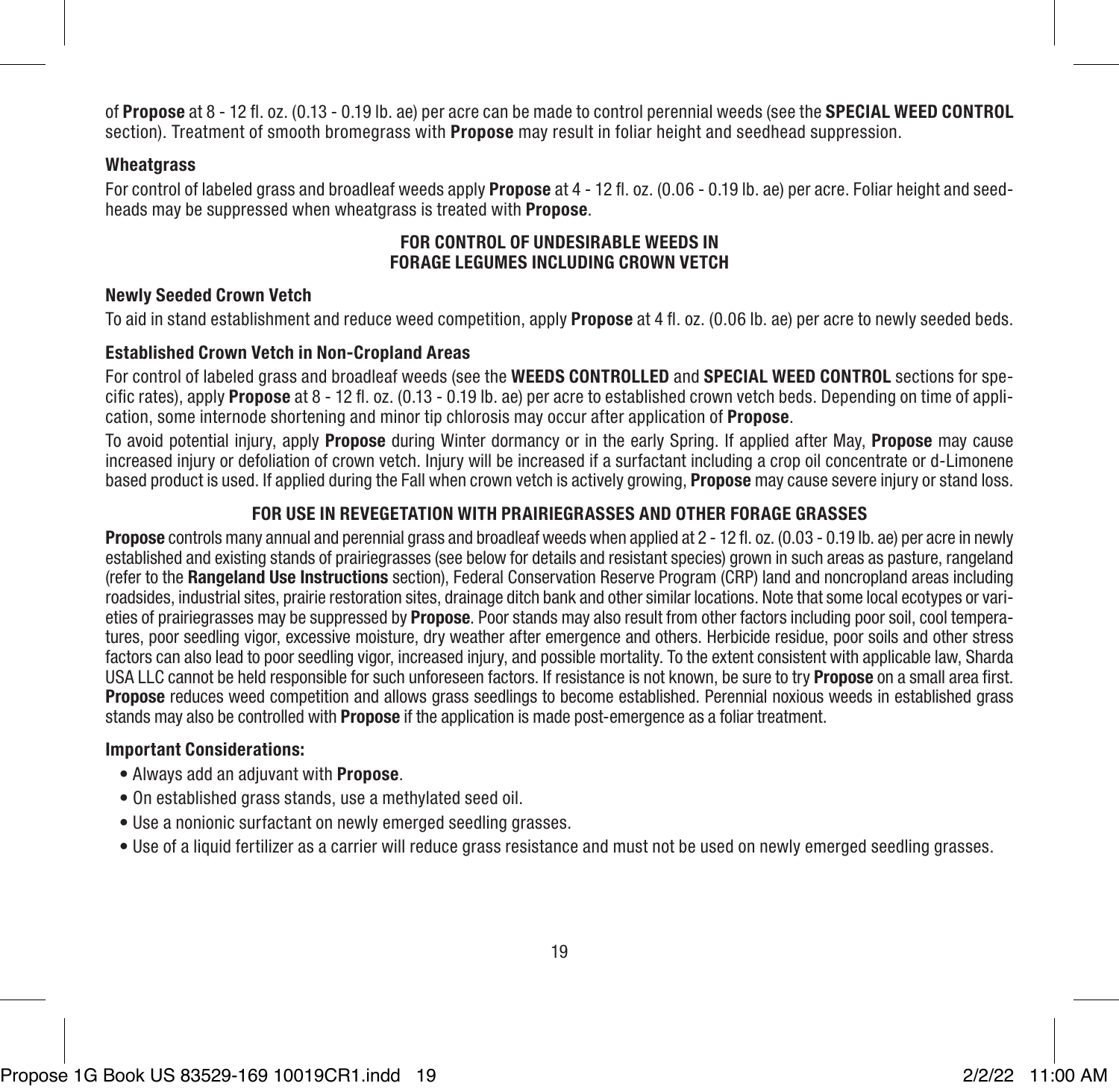of **Propose** at 8 - 12 fl. oz. (0.13 - 0.19 lb. ae) per acre can be made to control perennial weeds (see the **SPECIAL WEED CONTROL** section). Treatment of smooth bromegrass with **Propose** may result in foliar height and seedhead suppression.

### Wheatgrass

For control of labeled grass and broadleaf weeds apply **Propose** at 4 - 12 fl. oz. (0.06 - 0.19 lb. ae) per acre. Foliar height and seedheads may be suppressed when wheatgrass is treated with **Propose**.

## FOR CONTROL OF UNDESIRABLE WEEDS IN FORAGE LEGUMES INCLUDING CROWN VETCH

### Newly Seeded Crown Vetch

To aid in stand establishment and reduce weed competition, apply **Propose** at 4 fl. oz. (0.06 lb. ae) per acre to newly seeded beds.

### Established Crown Vetch in Non-Cropland Areas

For control of labeled grass and broadleaf weeds (see the **WEEDS CONTROLLED** and **SPECIAL WEED CONTROL** sections for specific rates), apply **Propose** at 8 - 12 fl. oz. (0.13 - 0.19 lb. ae) per acre to established crown vetch beds. Depending on time of application, some internode shortening and minor tip chlorosis may occur after application of **Propose**.

To avoid potential injury, apply **Propose** during Winter dormancy or in the early Spring. If applied after May, **Propose** may cause increased injury or defoliation of crown vetch. Injury will be increased if a surfactant including a crop oil concentrate or d-Limonene based product is used. If applied during the Fall when crown vetch is actively growing, **Propose** may cause severe injury or stand loss.

## FOR USE IN REVEGETATION WITH PRAIRIEGRASSES AND OTHER FORAGE GRASSES

**Propose** controls many annual and perennial grass and broadleaf weeds when applied at 2 - 12 fl. oz. (0.03 - 0.19 lb. ae) per acre in newly established and existing stands of prairiegrasses (see below for details and resistant species) grown in such areas as pasture, rangeland (refer to the **Rangeland Use Instructions** section), Federal Conservation Reserve Program (CRP) land and noncropland areas including roadsides, industrial sites, prairie restoration sites, drainage ditch bank and other similar locations. Note that some local ecotypes or varieties of prairiegrasses may be suppressed by **Propose**. Poor stands may also result from other factors including poor soil, cool temperatures, poor seedling vigor, excessive moisture, dry weather after emergence and others. Herbicide residue, poor soils and other stress factors can also lead to poor seedling vigor, increased injury, and possible mortality. To the extent consistent with applicable law, Sharda USA LLC cannot be held responsible for such unforeseen factors. If resistance is not known, be sure to try **Propose** on a small area first. **Propose** reduces weed competition and allows grass seedlings to become established. Perennial noxious weeds in established grass stands may also be controlled with **Propose** if the application is made post-emergence as a foliar treatment.

### Important Considerations:

- Always add an adjuvant with **Propose**.
- On established grass stands, use a methylated seed oil.
- Use a nonionic surfactant on newly emerged seedling grasses.
- Use of a liquid fertilizer as a carrier will reduce grass resistance and must not be used on newly emerged seedling grasses.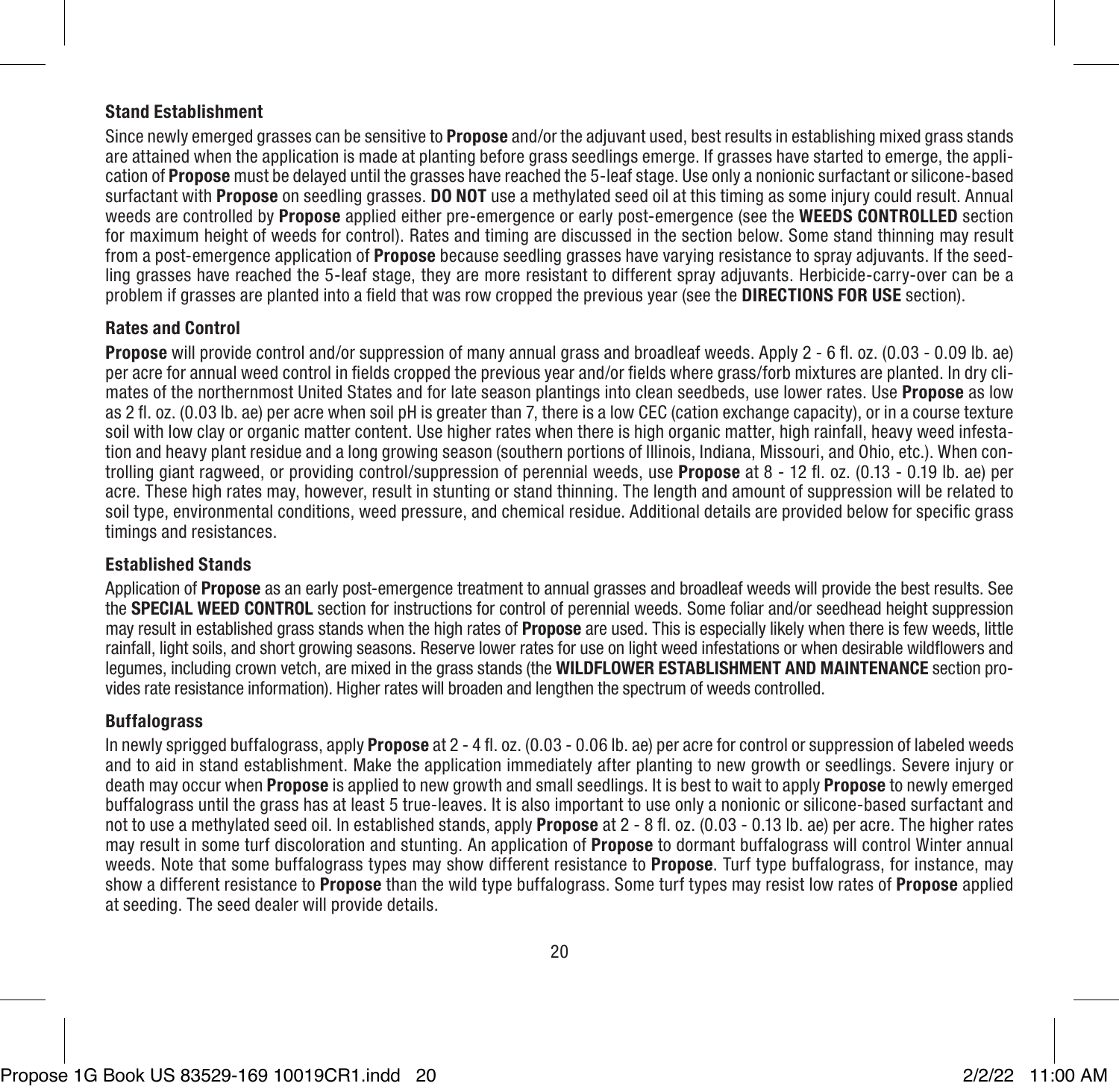### Stand Establishment

Since newly emerged grasses can be sensitive to **Propose** and/or the adjuvant used, best results in establishing mixed grass stands are attained when the application is made at planting before grass seedlings emerge. If grasses have started to emerge, the application of **Propose** must be delayed until the grasses have reached the 5-leaf stage. Use only a nonionic surfactant or silicone-based surfactant with **Propose** on seedling grasses. **DO NOT** use a methylated seed oil at this timing as some injury could result. Annual weeds are controlled by **Propose** applied either pre-emergence or early post-emergence (see the **WEEDS CONTROLLED** section for maximum height of weeds for control). Rates and timing are discussed in the section below. Some stand thinning may result from a post-emergence application of **Propose** because seedling grasses have varying resistance to spray adjuvants. If the seedling grasses have reached the 5-leaf stage, they are more resistant to different spray adjuvants. Herbicide-carry-over can be a problem if grasses are planted into a field that was row cropped the previous year (see the **DIRECTIONS FOR USE** section).

### Rates and Control

**Propose** will provide control and/or suppression of many annual grass and broadleaf weeds. Apply 2 - 6 fl. oz. (0.03 - 0.09 lb. ae) per acre for annual weed control in fields cropped the previous year and/or fields where grass/forb mixtures are planted. In dry climates of the northernmost United States and for late season plantings into clean seedbeds, use lower rates. Use **Propose** as low as 2 fl. oz. (0.03 lb. ae) per acre when soil pH is greater than 7, there is a low CEC (cation exchange capacity), or in a course texture soil with low clay or organic matter content. Use higher rates when there is high organic matter, high rainfall, heavy weed infestation and heavy plant residue and a long growing season (southern portions of Illinois, Indiana, Missouri, and Ohio, etc.). When controlling giant ragweed, or providing control/suppression of perennial weeds, use **Propose** at 8 - 12 fl. oz. (0.13 - 0.19 lb. ae) per acre. These high rates may, however, result in stunting or stand thinning. The length and amount of suppression will be related to soil type, environmental conditions, weed pressure, and chemical residue. Additional details are provided below for specific grass timings and resistances.

### Established Stands

Application of **Propose** as an early post-emergence treatment to annual grasses and broadleaf weeds will provide the best results. See the **SPECIAL WEED CONTROL** section for instructions for control of perennial weeds. Some foliar and/or seedhead height suppression may result in established grass stands when the high rates of **Propose** are used. This is especially likely when there is few weeds, little rainfall, light soils, and short growing seasons. Reserve lower rates for use on light weed infestations or when desirable wildflowers and legumes, including crown vetch, are mixed in the grass stands (the **WILDFLOWER ESTABLISHMENT AND MAINTENANCE** section provides rate resistance information). Higher rates will broaden and lengthen the spectrum of weeds controlled.

### Buffalograss

In newly sprigged buffalograss, apply **Propose** at 2 - 4 fl. oz. (0.03 - 0.06 lb. ae) per acre for control or suppression of labeled weeds and to aid in stand establishment. Make the application immediately after planting to new growth or seedlings. Severe injury or death may occur when **Propose** is applied to new growth and small seedlings. It is best to wait to apply **Propose** to newly emerged buffalograss until the grass has at least 5 true-leaves. It is also important to use only a nonionic or silicone-based surfactant and not to use a methylated seed oil. In established stands, apply **Propose** at 2 - 8 fl. oz. (0.03 - 0.13 lb. ae) per acre. The higher rates may result in some turf discoloration and stunting. An application of **Propose** to dormant buffalograss will control Winter annual weeds. Note that some buffalograss types may show different resistance to **Propose**. Turf type buffalograss, for instance, may show a different resistance to **Propose** than the wild type buffalograss. Some turf types may resist low rates of **Propose** applied at seeding. The seed dealer will provide details.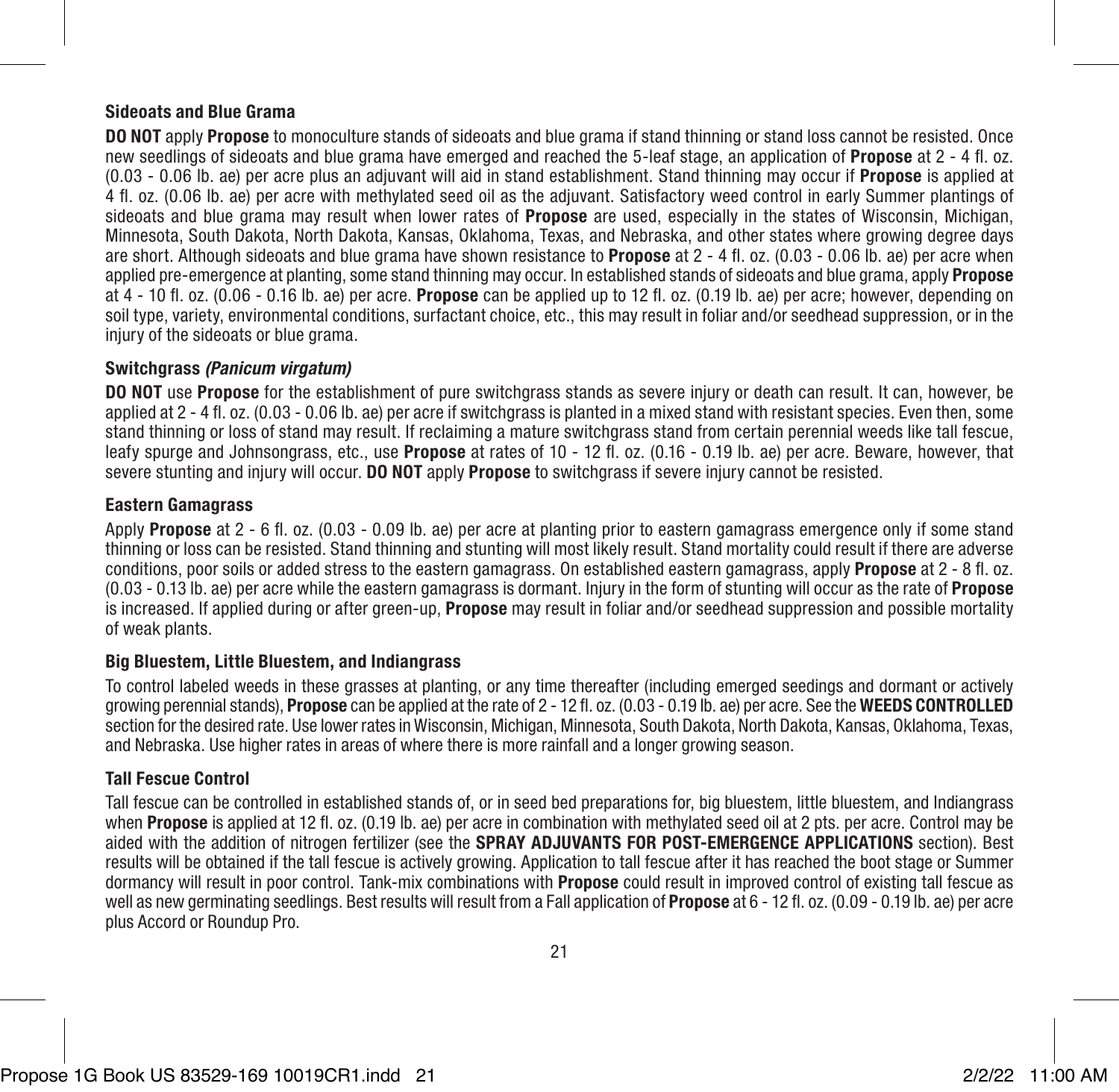### Sideoats and Blue Grama

**DO NOT** apply **Propose** to monoculture stands of sideoats and blue grama if stand thinning or stand loss cannot be resisted. Once new seedlings of sideoats and blue grama have emerged and reached the 5-leaf stage, an application of **Propose** at 2 - 4 fl. oz. (0.03 - 0.06 lb. ae) per acre plus an adjuvant will aid in stand establishment. Stand thinning may occur if **Propose** is applied at 4 fl. oz. (0.06 lb. ae) per acre with methylated seed oil as the adjuvant. Satisfactory weed control in early Summer plantings of sideoats and blue grama may result when lower rates of **Propose** are used, especially in the states of Wisconsin, Michigan, Minnesota, South Dakota, North Dakota, Kansas, Oklahoma, Texas, and Nebraska, and other states where growing degree days are short. Although sideoats and blue grama have shown resistance to **Propose** at 2 - 4 fl. oz. (0.03 - 0.06 lb. ae) per acre when applied pre-emergence at planting, some stand thinning may occur. In established stands of sideoats and blue grama, apply **Propose** at 4 - 10 fl. oz. (0.06 - 0.16 lb. ae) per acre. **Propose** can be applied up to 12 fl. oz. (0.19 lb. ae) per acre; however, depending on soil type, variety, environmental conditions, surfactant choice, etc., this may result in foliar and/or seedhead suppression, or in the injury of the sideoats or blue grama.

### Switchgrass *(Panicum virgatum)*

**DO NOT** use **Propose** for the establishment of pure switchgrass stands as severe injury or death can result. It can, however, be applied at 2 - 4 fl. oz. (0.03 - 0.06 lb. ae) per acre if switchgrass is planted in a mixed stand with resistant species. Even then, some stand thinning or loss of stand may result. If reclaiming a mature switchgrass stand from certain perennial weeds like tall fescue, leafy spurge and Johnsongrass, etc., use **Propose** at rates of 10 - 12 fl. oz. (0.16 - 0.19 lb. ae) per acre. Beware, however, that severe stunting and injury will occur. **DO NOT** apply **Propose** to switchgrass if severe injury cannot be resisted.

### Eastern Gamagrass

Apply **Propose** at 2 - 6 fl. oz. (0.03 - 0.09 lb. ae) per acre at planting prior to eastern gamagrass emergence only if some stand thinning or loss can be resisted. Stand thinning and stunting will most likely result. Stand mortality could result if there are adverse conditions, poor soils or added stress to the eastern gamagrass. On established eastern gamagrass, apply **Propose** at 2 - 8 fl. oz. (0.03 - 0.13 lb. ae) per acre while the eastern gamagrass is dormant. Injury in the form of stunting will occur as the rate of **Propose** is increased. If applied during or after green-up, **Propose** may result in foliar and/or seedhead suppression and possible mortality of weak plants.

### Big Bluestem, Little Bluestem, and Indiangrass

To control labeled weeds in these grasses at planting, or any time thereafter (including emerged seedings and dormant or actively growing perennial stands), **Propose** can be applied at the rate of 2 - 12 fl. oz. (0.03 - 0.19 lb. ae) per acre. See the **WEEDS CONTROLLED** section for the desired rate. Use lower rates in Wisconsin, Michigan, Minnesota, South Dakota, North Dakota, Kansas, Oklahoma, Texas, and Nebraska. Use higher rates in areas of where there is more rainfall and a longer growing season.

### Tall Fescue Control

Tall fescue can be controlled in established stands of, or in seed bed preparations for, big bluestem, little bluestem, and Indiangrass when **Propose** is applied at 12 fl. oz. (0.19 lb. ae) per acre in combination with methylated seed oil at 2 pts. per acre. Control may be aided with the addition of nitrogen fertilizer (see the **SPRAY ADJUVANTS FOR POST-EMERGENCE APPLICATIONS** section). Best results will be obtained if the tall fescue is actively growing. Application to tall fescue after it has reached the boot stage or Summer dormancy will result in poor control. Tank-mix combinations with **Propose** could result in improved control of existing tall fescue as well as new germinating seedlings. Best results will result from a Fall application of **Propose** at 6 - 12 fl. oz. (0.09 - 0.19 lb. ae) per acre plus Accord or Roundup Pro.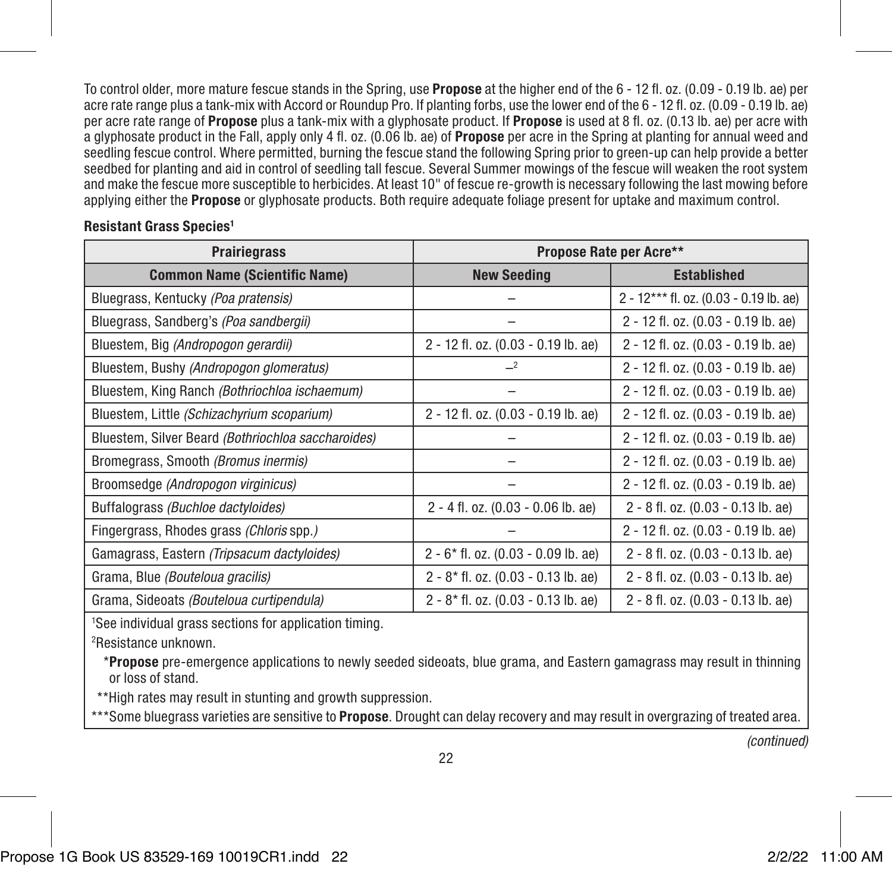To control older, more mature fescue stands in the Spring, use **Propose** at the higher end of the 6 - 12 fl. oz. (0.09 - 0.19 lb. ae) per acre rate range plus a tank-mix with Accord or Roundup Pro. If planting forbs, use the lower end of the 6 - 12 fl. oz. (0.09 - 0.19 lb. ae) per acre rate range of **Propose** plus a tank-mix with a glyphosate product. If **Propose** is used at 8 fl. oz. (0.13 lb. ae) per acre with a glyphosate product in the Fall, apply only 4 fl. oz. (0.06 lb. ae) of **Propose** per acre in the Spring at planting for annual weed and seedling fescue control. Where permitted, burning the fescue stand the following Spring prior to green-up can help provide a better seedbed for planting and aid in control of seedling tall fescue. Several Summer mowings of the fescue will weaken the root system and make the fescue more susceptible to herbicides. At least 10" of fescue re-growth is necessary following the last mowing before applying either the **Propose** or glyphosate products. Both require adequate foliage present for uptake and maximum control.

**Resistant Grass Species**[1]

| Prairiegrass | Propose Rate per Acre** | |
|---|---|---|
| **Common Name (Scientific Name)** | **New Seeding** | **Established** |
| Bluegrass, Kentucky *(Poa pratensis)* | – | 2 - 12*** fl. oz. (0.03 - 0.19 lb. ae) |
| Bluegrass, Sandberg's *(Poa sandbergii)* | – | 2 - 12 fl. oz. (0.03 - 0.19 lb. ae) |
| Bluestem, Big *(Andropogon gerardii)* | 2 - 12 fl. oz. (0.03 - 0.19 lb. ae) | 2 - 12 fl. oz. (0.03 - 0.19 lb. ae) |
| Bluestem, Bushy *(Andropogon glomeratus)* | –[2] | 2 - 12 fl. oz. (0.03 - 0.19 lb. ae) |
| Bluestem, King Ranch *(Bothriochloa ischaemum)* | – | 2 - 12 fl. oz. (0.03 - 0.19 lb. ae) |
| Bluestem, Little *(Schizachyrium scoparium)* | 2 - 12 fl. oz. (0.03 - 0.19 lb. ae) | 2 - 12 fl. oz. (0.03 - 0.19 lb. ae) |
| Bluestem, Silver Beard *(Bothriochloa saccharoides)* | – | 2 - 12 fl. oz. (0.03 - 0.19 lb. ae) |
| Bromegrass, Smooth *(Bromus inermis)* | – | 2 - 12 fl. oz. (0.03 - 0.19 lb. ae) |
| Broomsedge *(Andropogon virginicus)* | – | 2 - 12 fl. oz. (0.03 - 0.19 lb. ae) |
| Buffalograss *(Buchloe dactyloides)* | 2 - 4 fl. oz. (0.03 - 0.06 lb. ae) | 2 - 8 fl. oz. (0.03 - 0.13 lb. ae) |
| Fingergrass, Rhodes grass *(Chloris* spp.*)* | – | 2 - 12 fl. oz. (0.03 - 0.19 lb. ae) |
| Gamagrass, Eastern *(Tripsacum dactyloides)* | 2 - 6* fl. oz. (0.03 - 0.09 lb. ae) | 2 - 8 fl. oz. (0.03 - 0.13 lb. ae) |
| Grama, Blue *(Bouteloua gracilis)* | 2 - 8* fl. oz. (0.03 - 0.13 lb. ae) | 2 - 8 fl. oz. (0.03 - 0.13 lb. ae) |
| Grama, Sideoats *(Bouteloua curtipendula)* | 2 - 8* fl. oz. (0.03 - 0.13 lb. ae) | 2 - 8 fl. oz. (0.03 - 0.13 lb. ae) |

[1]See individual grass sections for application timing.

[2]Resistance unknown.

*\***Propose** pre-emergence applications to newly seeded sideoats, blue grama, and Eastern gamagrass may result in thinning or loss of stand.

**High rates may result in stunting and growth suppression.

***Some bluegrass varieties are sensitive to **Propose**. Drought can delay recovery and may result in overgrazing of treated area.

*(continued)*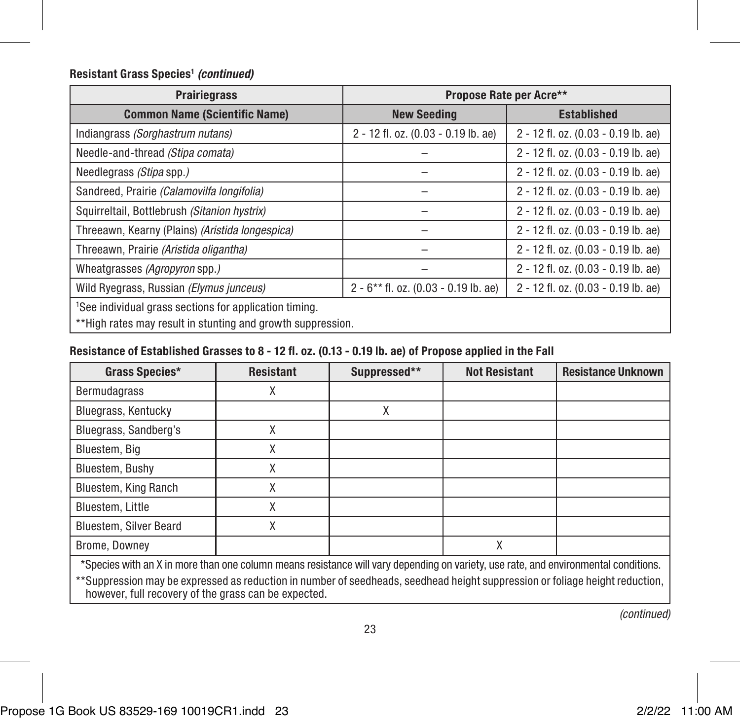**Resistant Grass Species[1] *(continued)***

| Prairiegrass | Propose Rate per Acre** | |
|---|---|---|
| Common Name (Scientific Name) | New Seeding | Established |
| Indiangrass *(Sorghastrum nutans)* | 2 - 12 fl. oz. (0.03 - 0.19 lb. ae) | 2 - 12 fl. oz. (0.03 - 0.19 lb. ae) |
| Needle-and-thread *(Stipa comata)* | – | 2 - 12 fl. oz. (0.03 - 0.19 lb. ae) |
| Needlegrass *(Stipa* spp.*)* | – | 2 - 12 fl. oz. (0.03 - 0.19 lb. ae) |
| Sandreed, Prairie *(Calamovilfa longifolia)* | – | 2 - 12 fl. oz. (0.03 - 0.19 lb. ae) |
| Squirreltail, Bottlebrush *(Sitanion hystrix)* | – | 2 - 12 fl. oz. (0.03 - 0.19 lb. ae) |
| Threeawn, Kearny (Plains) *(Aristida longespica)* | – | 2 - 12 fl. oz. (0.03 - 0.19 lb. ae) |
| Threeawn, Prairie *(Aristida oligantha)* | – | 2 - 12 fl. oz. (0.03 - 0.19 lb. ae) |
| Wheatgrasses *(Agropyron* spp.*)* | – | 2 - 12 fl. oz. (0.03 - 0.19 lb. ae) |
| Wild Ryegrass, Russian *(Elymus junceus)* | 2 - 6** fl. oz. (0.03 - 0.19 lb. ae) | 2 - 12 fl. oz. (0.03 - 0.19 lb. ae) |

[1]See individual grass sections for application timing.

**High rates may result in stunting and growth suppression.

**Resistance of Established Grasses to 8 - 12 fl. oz. (0.13 - 0.19 lb. ae) of Propose applied in the Fall**

| Grass Species* | Resistant | Suppressed** | Not Resistant | Resistance Unknown |
|---|---|---|---|---|
| Bermudagrass | X | | | |
| Bluegrass, Kentucky | | X | | |
| Bluegrass, Sandberg's | X | | | |
| Bluestem, Big | X | | | |
| Bluestem, Bushy | X | | | |
| Bluestem, King Ranch | X | | | |
| Bluestem, Little | X | | | |
| Bluestem, Silver Beard | X | | | |
| Brome, Downey | | | X | |

*Species with an X in more than one column means resistance will vary depending on variety, use rate, and environmental conditions.

**Suppression may be expressed as reduction in number of seedheads, seedhead height suppression or foliage height reduction, however, full recovery of the grass can be expected.

*(continued)*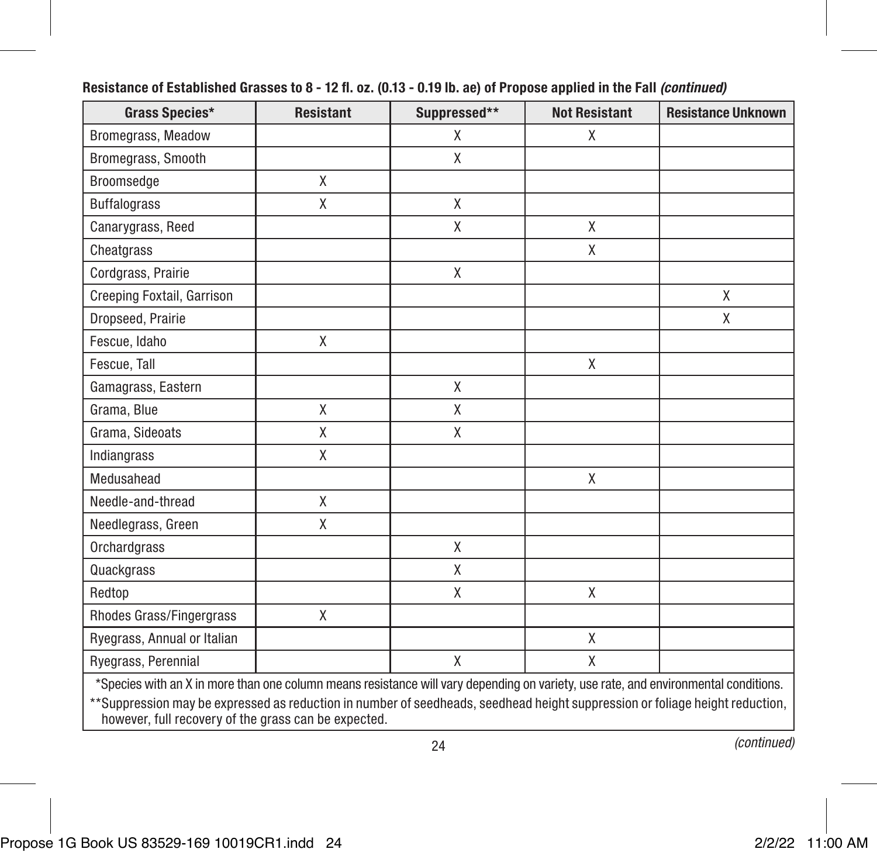**Resistance of Established Grasses to 8 - 12 fl. oz. (0.13 - 0.19 lb. ae) of Propose applied in the Fall *(continued)***

| Grass Species* | Resistant | Suppressed** | Not Resistant | Resistance Unknown |
|---|---|---|---|---|
| Bromegrass, Meadow | | X | X | |
| Bromegrass, Smooth | | X | | |
| Broomsedge | X | | | |
| Buffalograss | X | X | | |
| Canarygrass, Reed | | X | X | |
| Cheatgrass | | | X | |
| Cordgrass, Prairie | | X | | |
| Creeping Foxtail, Garrison | | | | X |
| Dropseed, Prairie | | | | X |
| Fescue, Idaho | X | | | |
| Fescue, Tall | | | X | |
| Gamagrass, Eastern | | X | | |
| Grama, Blue | X | X | | |
| Grama, Sideoats | X | X | | |
| Indiangrass | X | | | |
| Medusahead | | | X | |
| Needle-and-thread | X | | | |
| Needlegrass, Green | X | | | |
| Orchardgrass | | X | | |
| Quackgrass | | X | | |
| Redtop | | X | X | |
| Rhodes Grass/Fingergrass | X | | | |
| Ryegrass, Annual or Italian | | | X | |
| Ryegrass, Perennial | | X | X | |

*Species with an X in more than one column means resistance will vary depending on variety, use rate, and environmental conditions.

**Suppression may be expressed as reduction in number of seedheads, seedhead height suppression or foliage height reduction, however, full recovery of the grass can be expected.

*(continued)*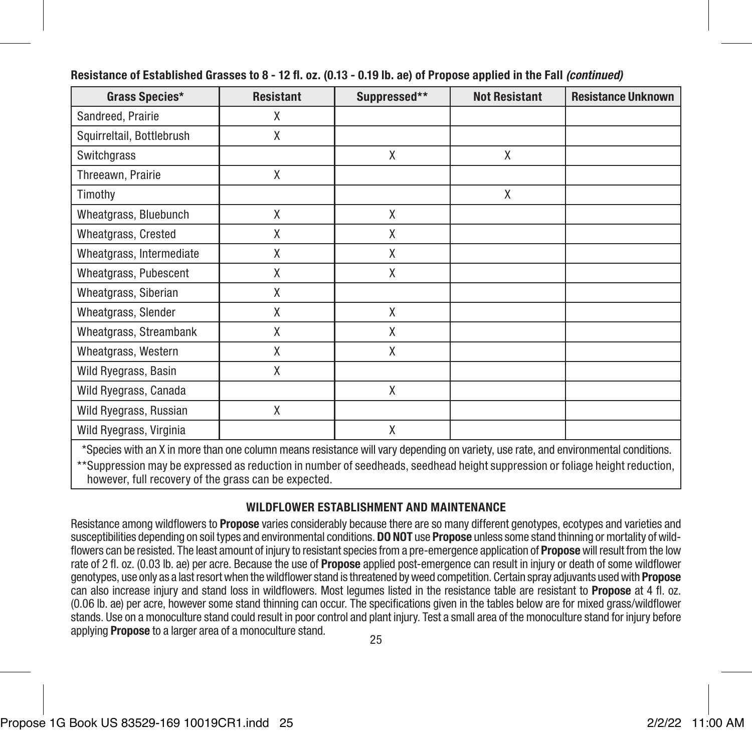**Resistance of Established Grasses to 8 - 12 fl. oz. (0.13 - 0.19 lb. ae) of Propose applied in the Fall *(continued)***

| Grass Species* | Resistant | Suppressed** | Not Resistant | Resistance Unknown |
|---|---|---|---|---|
| Sandreed, Prairie | X | | | |
| Squirreltail, Bottlebrush | X | | | |
| Switchgrass | | X | X | |
| Threeawn, Prairie | X | | | |
| Timothy | | | X | |
| Wheatgrass, Bluebunch | X | X | | |
| Wheatgrass, Crested | X | X | | |
| Wheatgrass, Intermediate | X | X | | |
| Wheatgrass, Pubescent | X | X | | |
| Wheatgrass, Siberian | X | | | |
| Wheatgrass, Slender | X | X | | |
| Wheatgrass, Streambank | X | X | | |
| Wheatgrass, Western | X | X | | |
| Wild Ryegrass, Basin | X | | | |
| Wild Ryegrass, Canada | | X | | |
| Wild Ryegrass, Russian | X | | | |
| Wild Ryegrass, Virginia | | X | | |

*Species with an X in more than one column means resistance will vary depending on variety, use rate, and environmental conditions.

**Suppression may be expressed as reduction in number of seedheads, seedhead height suppression or foliage height reduction, however, full recovery of the grass can be expected.

## WILDFLOWER ESTABLISHMENT AND MAINTENANCE

Resistance among wildflowers to **Propose** varies considerably because there are so many different genotypes, ecotypes and varieties and susceptibilities depending on soil types and environmental conditions. **DO NOT** use **Propose** unless some stand thinning or mortality of wildflowers can be resisted. The least amount of injury to resistant species from a pre-emergence application of **Propose** will result from the low rate of 2 fl. oz. (0.03 lb. ae) per acre. Because the use of **Propose** applied post-emergence can result in injury or death of some wildflower genotypes, use only as a last resort when the wildflower stand is threatened by weed competition. Certain spray adjuvants used with **Propose** can also increase injury and stand loss in wildflowers. Most legumes listed in the resistance table are resistant to **Propose** at 4 fl. oz. (0.06 lb. ae) per acre, however some stand thinning can occur. The specifications given in the tables below are for mixed grass/wildflower stands. Use on a monoculture stand could result in poor control and plant injury. Test a small area of the monoculture stand for injury before applying **Propose** to a larger area of a monoculture stand.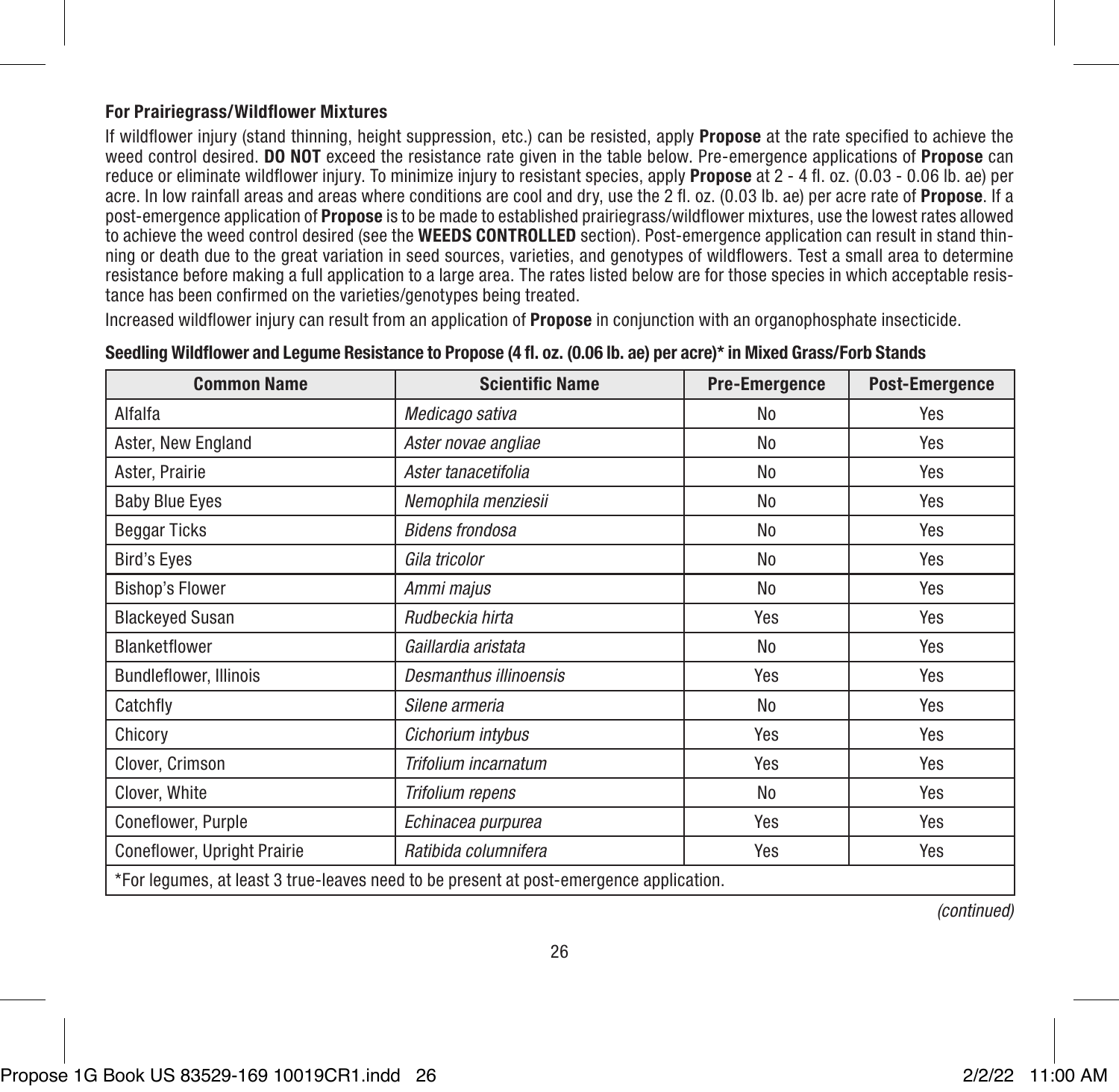### For Prairiegrass/Wildflower Mixtures

If wildflower injury (stand thinning, height suppression, etc.) can be resisted, apply **Propose** at the rate specified to achieve the weed control desired. **DO NOT** exceed the resistance rate given in the table below. Pre-emergence applications of **Propose** can reduce or eliminate wildflower injury. To minimize injury to resistant species, apply **Propose** at 2 - 4 fl. oz. (0.03 - 0.06 lb. ae) per acre. In low rainfall areas and areas where conditions are cool and dry, use the 2 fl. oz. (0.03 lb. ae) per acre rate of **Propose**. If a post-emergence application of **Propose** is to be made to established prairiegrass/wildflower mixtures, use the lowest rates allowed to achieve the weed control desired (see the **WEEDS CONTROLLED** section). Post-emergence application can result in stand thinning or death due to the great variation in seed sources, varieties, and genotypes of wildflowers. Test a small area to determine resistance before making a full application to a large area. The rates listed below are for those species in which acceptable resistance has been confirmed on the varieties/genotypes being treated.

Increased wildflower injury can result from an application of **Propose** in conjunction with an organophosphate insecticide.

**Seedling Wildflower and Legume Resistance to Propose (4 fl. oz. (0.06 lb. ae) per acre)* in Mixed Grass/Forb Stands**

| Common Name | Scientific Name | Pre-Emergence | Post-Emergence |
|---|---|---|---|
| Alfalfa | *Medicago sativa* | No | Yes |
| Aster, New England | *Aster novae angliae* | No | Yes |
| Aster, Prairie | *Aster tanacetifolia* | No | Yes |
| Baby Blue Eyes | *Nemophila menziesii* | No | Yes |
| Beggar Ticks | *Bidens frondosa* | No | Yes |
| Bird's Eyes | *Gila tricolor* | No | Yes |
| Bishop's Flower | *Ammi majus* | No | Yes |
| Blackeyed Susan | *Rudbeckia hirta* | Yes | Yes |
| Blanketflower | *Gaillardia aristata* | No | Yes |
| Bundleflower, Illinois | *Desmanthus illinoensis* | Yes | Yes |
| Catchfly | *Silene armeria* | No | Yes |
| Chicory | *Cichorium intybus* | Yes | Yes |
| Clover, Crimson | *Trifolium incarnatum* | Yes | Yes |
| Clover, White | *Trifolium repens* | No | Yes |
| Coneflower, Purple | *Echinacea purpurea* | Yes | Yes |
| Coneflower, Upright Prairie | *Ratibida columnifera* | Yes | Yes |

*For legumes, at least 3 true-leaves need to be present at post-emergence application.

*(continued)*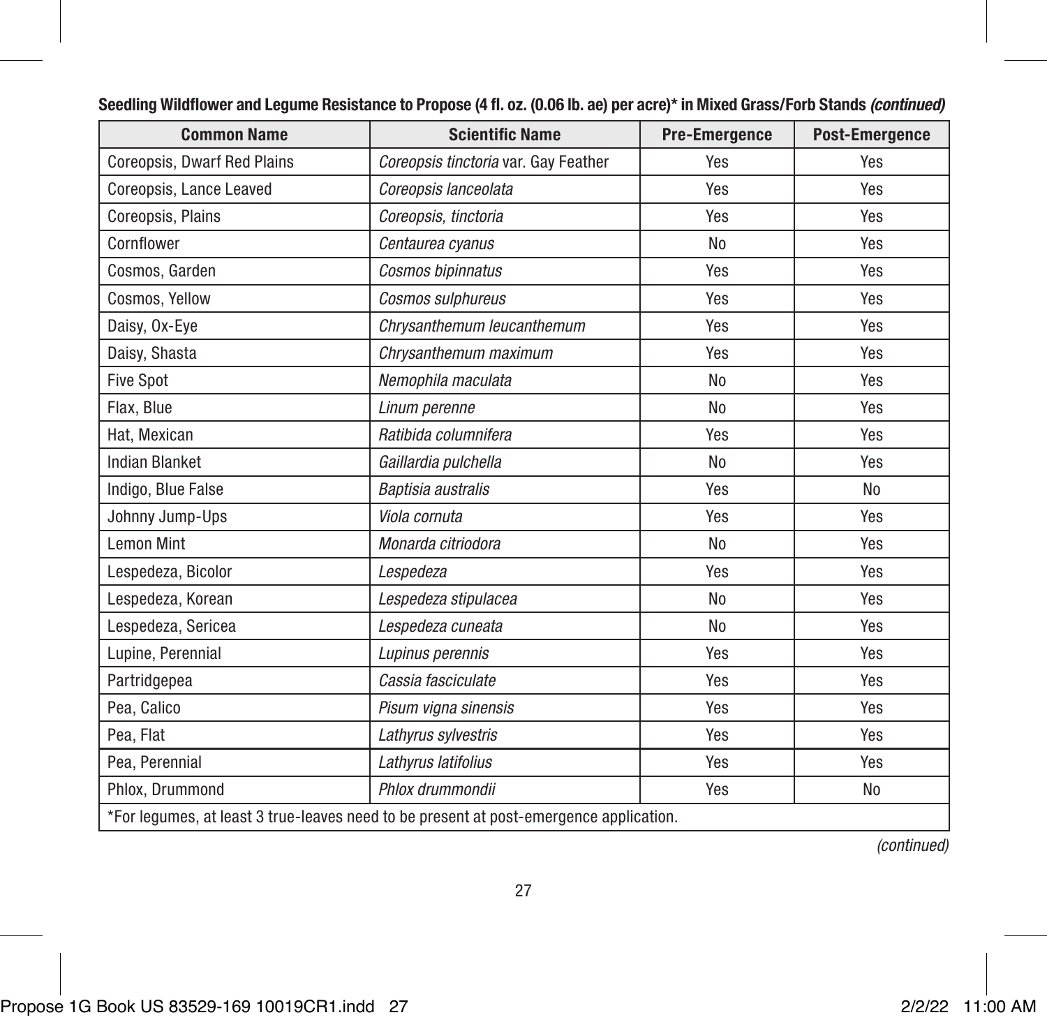**Seedling Wildflower and Legume Resistance to Propose (4 fl. oz. (0.06 lb. ae) per acre)* in Mixed Grass/Forb Stands *(continued)***

| Common Name | Scientific Name | Pre-Emergence | Post-Emergence |
|---|---|---|---|
| Coreopsis, Dwarf Red Plains | *Coreopsis tinctoria* var. Gay Feather | Yes | Yes |
| Coreopsis, Lance Leaved | *Coreopsis lanceolata* | Yes | Yes |
| Coreopsis, Plains | *Coreopsis, tinctoria* | Yes | Yes |
| Cornflower | *Centaurea cyanus* | No | Yes |
| Cosmos, Garden | *Cosmos bipinnatus* | Yes | Yes |
| Cosmos, Yellow | *Cosmos sulphureus* | Yes | Yes |
| Daisy, Ox-Eye | *Chrysanthemum leucanthemum* | Yes | Yes |
| Daisy, Shasta | *Chrysanthemum maximum* | Yes | Yes |
| Five Spot | *Nemophila maculata* | No | Yes |
| Flax, Blue | *Linum perenne* | No | Yes |
| Hat, Mexican | *Ratibida columnifera* | Yes | Yes |
| Indian Blanket | *Gaillardia pulchella* | No | Yes |
| Indigo, Blue False | *Baptisia australis* | Yes | No |
| Johnny Jump-Ups | *Viola cornuta* | Yes | Yes |
| Lemon Mint | *Monarda citriodora* | No | Yes |
| Lespedeza, Bicolor | *Lespedeza* | Yes | Yes |
| Lespedeza, Korean | *Lespedeza stipulacea* | No | Yes |
| Lespedeza, Sericea | *Lespedeza cuneata* | No | Yes |
| Lupine, Perennial | *Lupinus perennis* | Yes | Yes |
| Partridgepea | *Cassia fasciculate* | Yes | Yes |
| Pea, Calico | *Pisum vigna sinensis* | Yes | Yes |
| Pea, Flat | *Lathyrus sylvestris* | Yes | Yes |
| Pea, Perennial | *Lathyrus latifolius* | Yes | Yes |
| Phlox, Drummond | *Phlox drummondii* | Yes | No |
| *For legumes, at least 3 true-leaves need to be present at post-emergence application. | | | |

*(continued)*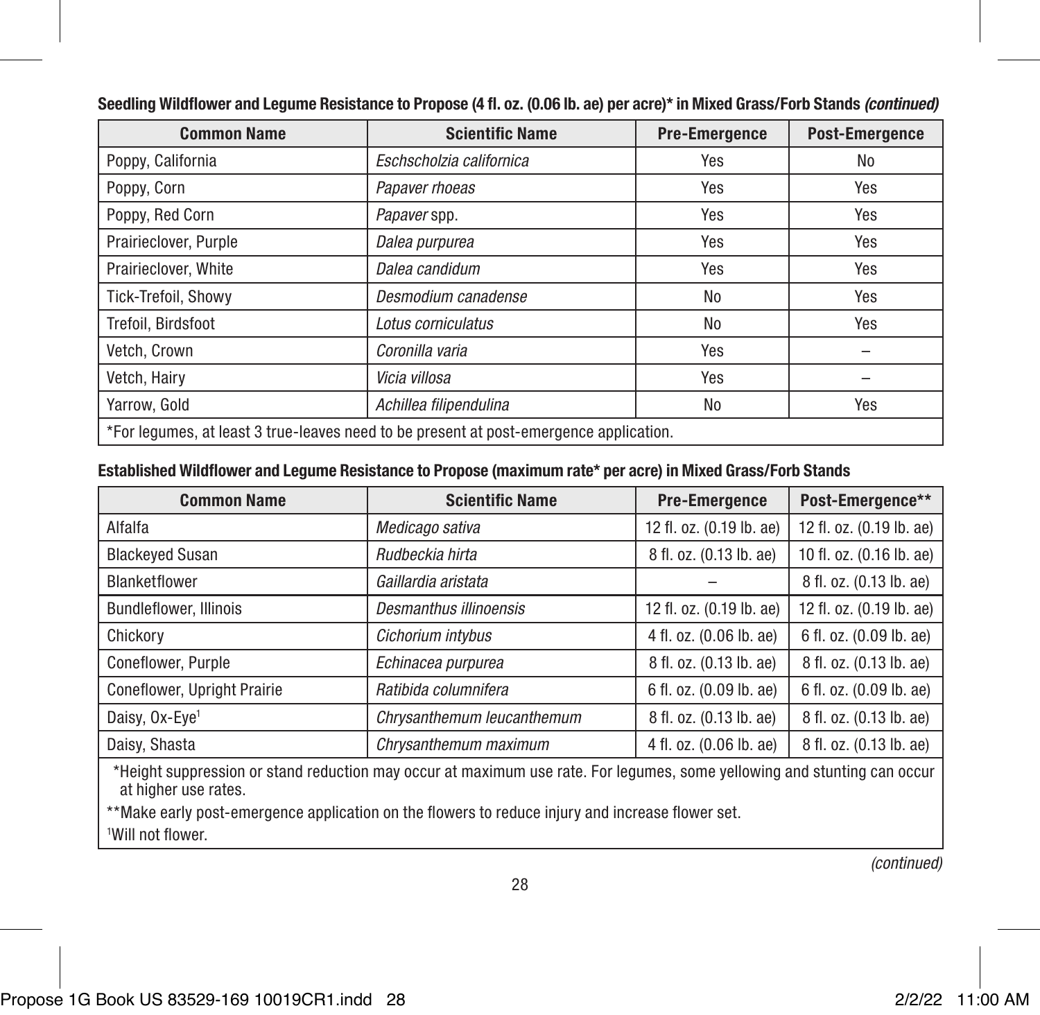**Seedling Wildflower and Legume Resistance to Propose (4 fl. oz. (0.06 lb. ae) per acre)* in Mixed Grass/Forb Stands *(continued)***

| Common Name | Scientific Name | Pre-Emergence | Post-Emergence |
|---|---|---|---|
| Poppy, California | *Eschscholzia californica* | Yes | No |
| Poppy, Corn | *Papaver rhoeas* | Yes | Yes |
| Poppy, Red Corn | *Papaver* spp. | Yes | Yes |
| Prairieclover, Purple | *Dalea purpurea* | Yes | Yes |
| Prairieclover, White | *Dalea candidum* | Yes | Yes |
| Tick-Trefoil, Showy | *Desmodium canadense* | No | Yes |
| Trefoil, Birdsfoot | *Lotus corniculatus* | No | Yes |
| Vetch, Crown | *Coronilla varia* | Yes | – |
| Vetch, Hairy | *Vicia villosa* | Yes | – |
| Yarrow, Gold | *Achillea filipendulina* | No | Yes |
| *For legumes, at least 3 true-leaves need to be present at post-emergence application. | | | |

**Established Wildflower and Legume Resistance to Propose (maximum rate* per acre) in Mixed Grass/Forb Stands**

| Common Name | Scientific Name | Pre-Emergence | Post-Emergence** |
|---|---|---|---|
| Alfalfa | *Medicago sativa* | 12 fl. oz. (0.19 lb. ae) | 12 fl. oz. (0.19 lb. ae) |
| Blackeyed Susan | *Rudbeckia hirta* | 8 fl. oz. (0.13 lb. ae) | 10 fl. oz. (0.16 lb. ae) |
| Blanketflower | *Gaillardia aristata* | – | 8 fl. oz. (0.13 lb. ae) |
| Bundleflower, Illinois | *Desmanthus illinoensis* | 12 fl. oz. (0.19 lb. ae) | 12 fl. oz. (0.19 lb. ae) |
| Chickory | *Cichorium intybus* | 4 fl. oz. (0.06 lb. ae) | 6 fl. oz. (0.09 lb. ae) |
| Coneflower, Purple | *Echinacea purpurea* | 8 fl. oz. (0.13 lb. ae) | 8 fl. oz. (0.13 lb. ae) |
| Coneflower, Upright Prairie | *Ratibida columnifera* | 6 fl. oz. (0.09 lb. ae) | 6 fl. oz. (0.09 lb. ae) |
| Daisy, Ox-Eye[1] | *Chrysanthemum leucanthemum* | 8 fl. oz. (0.13 lb. ae) | 8 fl. oz. (0.13 lb. ae) |
| Daisy, Shasta | *Chrysanthemum maximum* | 4 fl. oz. (0.06 lb. ae) | 8 fl. oz. (0.13 lb. ae) |

*Height suppression or stand reduction may occur at maximum use rate. For legumes, some yellowing and stunting can occur at higher use rates.

**Make early post-emergence application on the flowers to reduce injury and increase flower set.

[1]Will not flower.

*(continued)*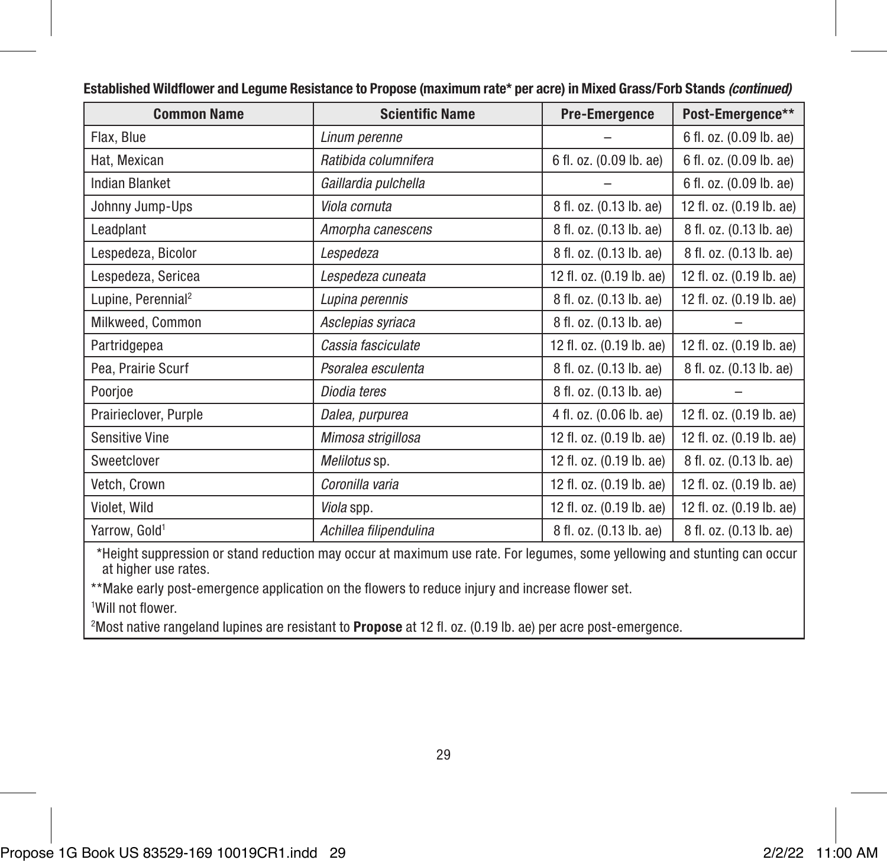**Established Wildflower and Legume Resistance to Propose (maximum rate* per acre) in Mixed Grass/Forb Stands *(continued)***

| Common Name | Scientific Name | Pre-Emergence | Post-Emergence** |
|---|---|---|---|
| Flax, Blue | *Linum perenne* | – | 6 fl. oz. (0.09 lb. ae) |
| Hat, Mexican | *Ratibida columnifera* | 6 fl. oz. (0.09 lb. ae) | 6 fl. oz. (0.09 lb. ae) |
| Indian Blanket | *Gaillardia pulchella* | – | 6 fl. oz. (0.09 lb. ae) |
| Johnny Jump-Ups | *Viola cornuta* | 8 fl. oz. (0.13 lb. ae) | 12 fl. oz. (0.19 lb. ae) |
| Leadplant | *Amorpha canescens* | 8 fl. oz. (0.13 lb. ae) | 8 fl. oz. (0.13 lb. ae) |
| Lespedeza, Bicolor | *Lespedeza* | 8 fl. oz. (0.13 lb. ae) | 8 fl. oz. (0.13 lb. ae) |
| Lespedeza, Sericea | *Lespedeza cuneata* | 12 fl. oz. (0.19 lb. ae) | 12 fl. oz. (0.19 lb. ae) |
| Lupine, Perennial[2] | *Lupina perennis* | 8 fl. oz. (0.13 lb. ae) | 12 fl. oz. (0.19 lb. ae) |
| Milkweed, Common | *Asclepias syriaca* | 8 fl. oz. (0.13 lb. ae) | – |
| Partridgepea | *Cassia fasciculate* | 12 fl. oz. (0.19 lb. ae) | 12 fl. oz. (0.19 lb. ae) |
| Pea, Prairie Scurf | *Psoralea esculenta* | 8 fl. oz. (0.13 lb. ae) | 8 fl. oz. (0.13 lb. ae) |
| Poorjoe | *Diodia teres* | 8 fl. oz. (0.13 lb. ae) | – |
| Prairieclover, Purple | *Dalea, purpurea* | 4 fl. oz. (0.06 lb. ae) | 12 fl. oz. (0.19 lb. ae) |
| Sensitive Vine | *Mimosa strigillosa* | 12 fl. oz. (0.19 lb. ae) | 12 fl. oz. (0.19 lb. ae) |
| Sweetclover | *Melilotus* sp. | 12 fl. oz. (0.19 lb. ae) | 8 fl. oz. (0.13 lb. ae) |
| Vetch, Crown | *Coronilla varia* | 12 fl. oz. (0.19 lb. ae) | 12 fl. oz. (0.19 lb. ae) |
| Violet, Wild | *Viola* spp. | 12 fl. oz. (0.19 lb. ae) | 12 fl. oz. (0.19 lb. ae) |
| Yarrow, Gold[1] | *Achillea filipendulina* | 8 fl. oz. (0.13 lb. ae) | 8 fl. oz. (0.13 lb. ae) |

*Height suppression or stand reduction may occur at maximum use rate. For legumes, some yellowing and stunting can occur at higher use rates.

**Make early post-emergence application on the flowers to reduce injury and increase flower set.

[1]Will not flower.

[2]Most native rangeland lupines are resistant to **Propose** at 12 fl. oz. (0.19 lb. ae) per acre post-emergence.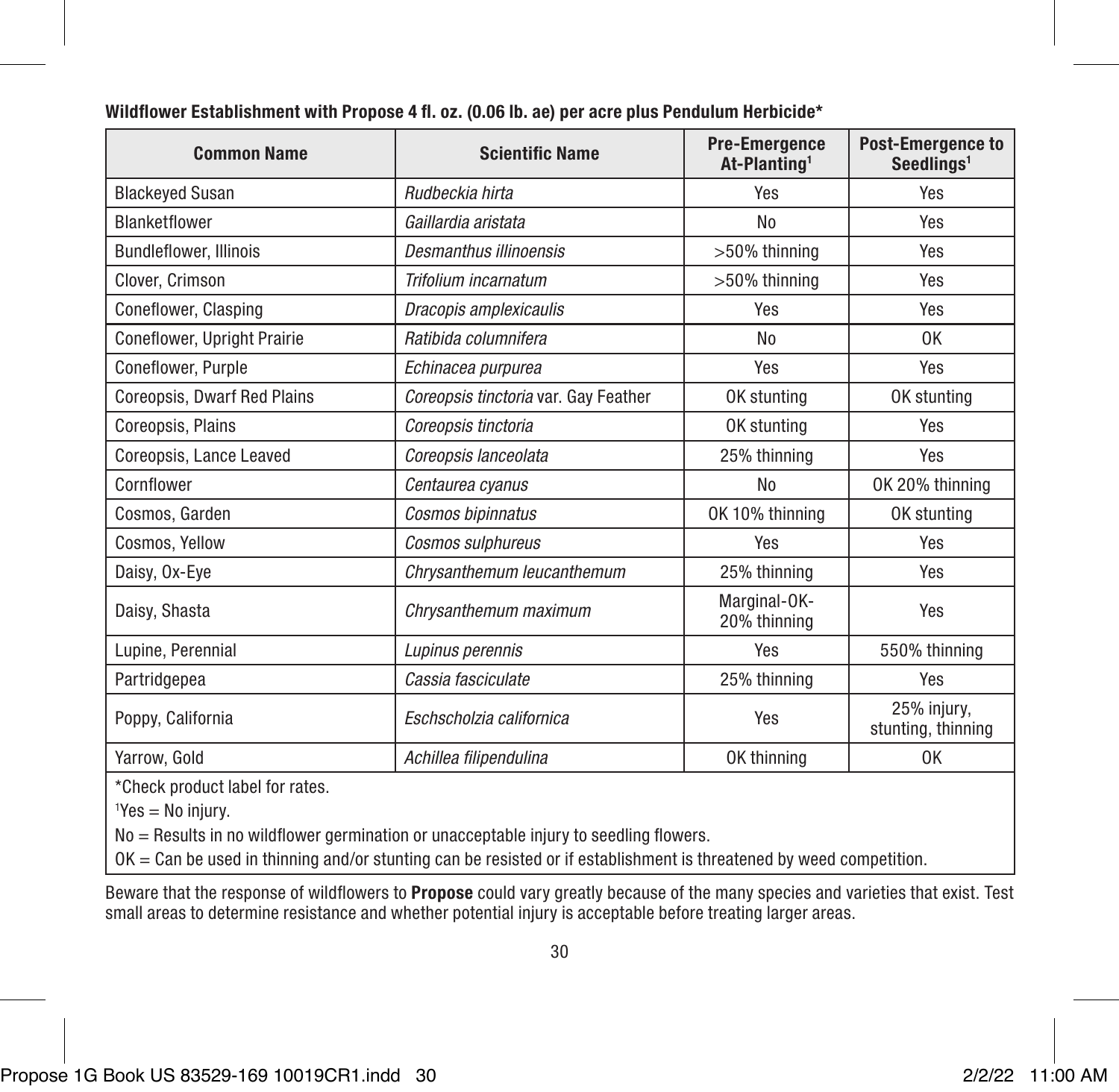**Wildflower Establishment with Propose 4 fl. oz. (0.06 lb. ae) per acre plus Pendulum Herbicide***

| Common Name | Scientific Name | Pre-Emergence At-Planting[1] | Post-Emergence to Seedlings[1] |
|---|---|---|---|
| Blackeyed Susan | *Rudbeckia hirta* | Yes | Yes |
| Blanketflower | *Gaillardia aristata* | No | Yes |
| Bundleflower, Illinois | *Desmanthus illinoensis* | >50% thinning | Yes |
| Clover, Crimson | *Trifolium incarnatum* | >50% thinning | Yes |
| Coneflower, Clasping | *Dracopis amplexicaulis* | Yes | Yes |
| Coneflower, Upright Prairie | *Ratibida columnifera* | No | OK |
| Coneflower, Purple | *Echinacea purpurea* | Yes | Yes |
| Coreopsis, Dwarf Red Plains | *Coreopsis tinctoria* var. Gay Feather | OK stunting | OK stunting |
| Coreopsis, Plains | *Coreopsis tinctoria* | OK stunting | Yes |
| Coreopsis, Lance Leaved | *Coreopsis lanceolata* | 25% thinning | Yes |
| Cornflower | *Centaurea cyanus* | No | OK 20% thinning |
| Cosmos, Garden | *Cosmos bipinnatus* | OK 10% thinning | OK stunting |
| Cosmos, Yellow | *Cosmos sulphureus* | Yes | Yes |
| Daisy, Ox-Eye | *Chrysanthemum leucanthemum* | 25% thinning | Yes |
| Daisy, Shasta | *Chrysanthemum maximum* | Marginal-OK-20% thinning | Yes |
| Lupine, Perennial | *Lupinus perennis* | Yes | 550% thinning |
| Partridgepea | *Cassia fasciculate* | 25% thinning | Yes |
| Poppy, California | *Eschscholzia californica* | Yes | 25% injury, stunting, thinning |
| Yarrow, Gold | *Achillea filipendulina* | OK thinning | OK |

*Check product label for rates.

[1]Yes = No injury.

No = Results in no wildflower germination or unacceptable injury to seedling flowers.

OK = Can be used in thinning and/or stunting can be resisted or if establishment is threatened by weed competition.

Beware that the response of wildflowers to **Propose** could vary greatly because of the many species and varieties that exist. Test small areas to determine resistance and whether potential injury is acceptable before treating larger areas.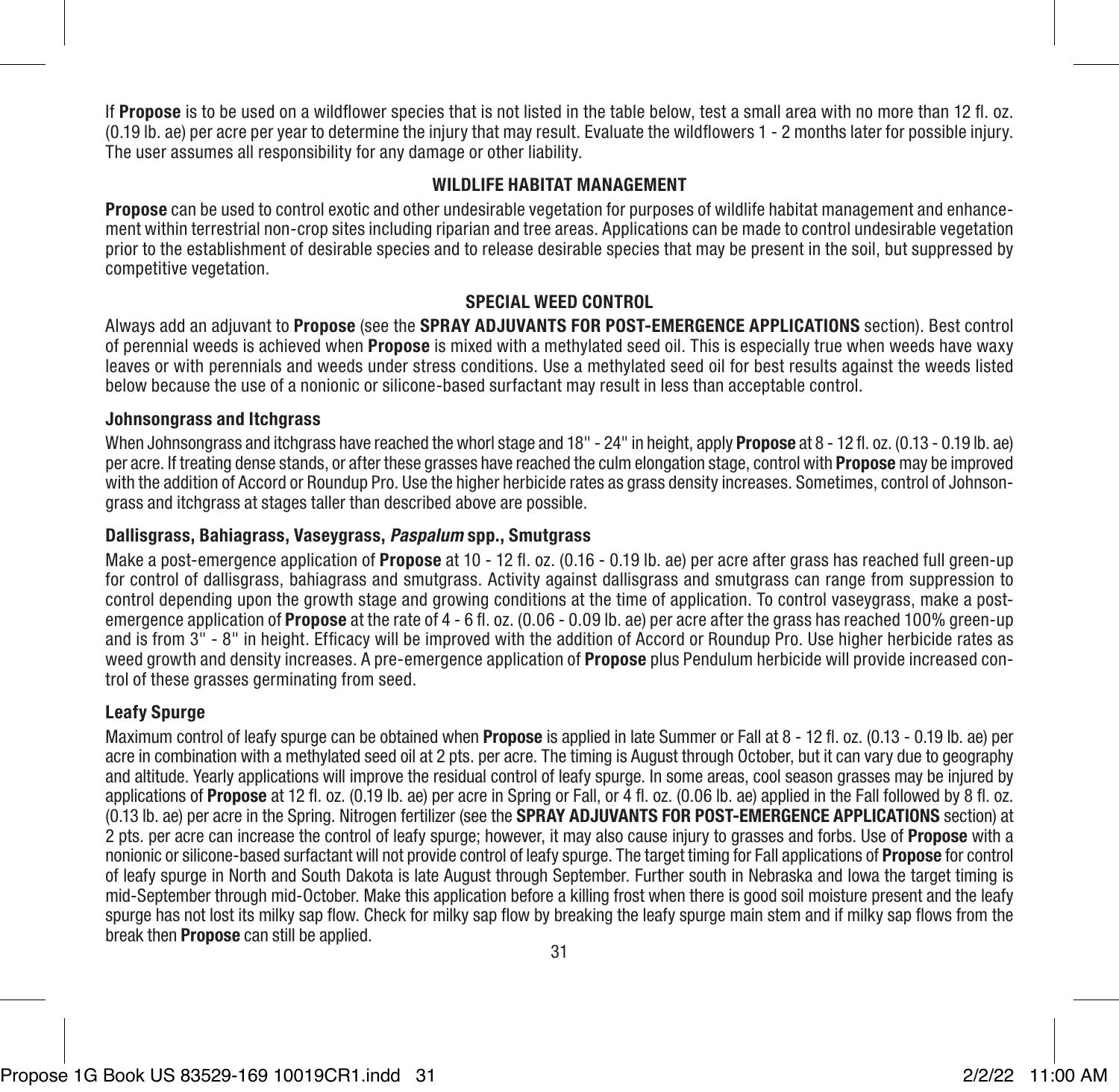If **Propose** is to be used on a wildflower species that is not listed in the table below, test a small area with no more than 12 fl. oz. (0.19 lb. ae) per acre per year to determine the injury that may result. Evaluate the wildflowers 1 - 2 months later for possible injury. The user assumes all responsibility for any damage or other liability.

## WILDLIFE HABITAT MANAGEMENT

**Propose** can be used to control exotic and other undesirable vegetation for purposes of wildlife habitat management and enhancement within terrestrial non-crop sites including riparian and tree areas. Applications can be made to control undesirable vegetation prior to the establishment of desirable species and to release desirable species that may be present in the soil, but suppressed by competitive vegetation.

## SPECIAL WEED CONTROL

Always add an adjuvant to **Propose** (see the **SPRAY ADJUVANTS FOR POST-EMERGENCE APPLICATIONS** section). Best control of perennial weeds is achieved when **Propose** is mixed with a methylated seed oil. This is especially true when weeds have waxy leaves or with perennials and weeds under stress conditions. Use a methylated seed oil for best results against the weeds listed below because the use of a nonionic or silicone-based surfactant may result in less than acceptable control.

### Johnsongrass and Itchgrass

When Johnsongrass and itchgrass have reached the whorl stage and 18" - 24" in height, apply **Propose** at 8 - 12 fl. oz. (0.13 - 0.19 lb. ae) per acre. If treating dense stands, or after these grasses have reached the culm elongation stage, control with **Propose** may be improved with the addition of Accord or Roundup Pro. Use the higher herbicide rates as grass density increases. Sometimes, control of Johnsongrass and itchgrass at stages taller than described above are possible.

### Dallisgrass, Bahiagrass, Vaseygrass, *Paspalum* spp., Smutgrass

Make a post-emergence application of **Propose** at 10 - 12 fl. oz. (0.16 - 0.19 lb. ae) per acre after grass has reached full green-up for control of dallisgrass, bahiagrass and smutgrass. Activity against dallisgrass and smutgrass can range from suppression to control depending upon the growth stage and growing conditions at the time of application. To control vaseygrass, make a post-emergence application of **Propose** at the rate of 4 - 6 fl. oz. (0.06 - 0.09 lb. ae) per acre after the grass has reached 100% green-up and is from 3" - 8" in height. Efficacy will be improved with the addition of Accord or Roundup Pro. Use higher herbicide rates as weed growth and density increases. A pre-emergence application of **Propose** plus Pendulum herbicide will provide increased control of these grasses germinating from seed.

### Leafy Spurge

Maximum control of leafy spurge can be obtained when **Propose** is applied in late Summer or Fall at 8 - 12 fl. oz. (0.13 - 0.19 lb. ae) per acre in combination with a methylated seed oil at 2 pts. per acre. The timing is August through October, but it can vary due to geography and altitude. Yearly applications will improve the residual control of leafy spurge. In some areas, cool season grasses may be injured by applications of **Propose** at 12 fl. oz. (0.19 lb. ae) per acre in Spring or Fall, or 4 fl. oz. (0.06 lb. ae) applied in the Fall followed by 8 fl. oz. (0.13 lb. ae) per acre in the Spring. Nitrogen fertilizer (see the **SPRAY ADJUVANTS FOR POST-EMERGENCE APPLICATIONS** section) at 2 pts. per acre can increase the control of leafy spurge; however, it may also cause injury to grasses and forbs. Use of **Propose** with a nonionic or silicone-based surfactant will not provide control of leafy spurge. The target timing for Fall applications of **Propose** for control of leafy spurge in North and South Dakota is late August through September. Further south in Nebraska and Iowa the target timing is mid-September through mid-October. Make this application before a killing frost when there is good soil moisture present and the leafy spurge has not lost its milky sap flow. Check for milky sap flow by breaking the leafy spurge main stem and if milky sap flows from the break then **Propose** can still be applied.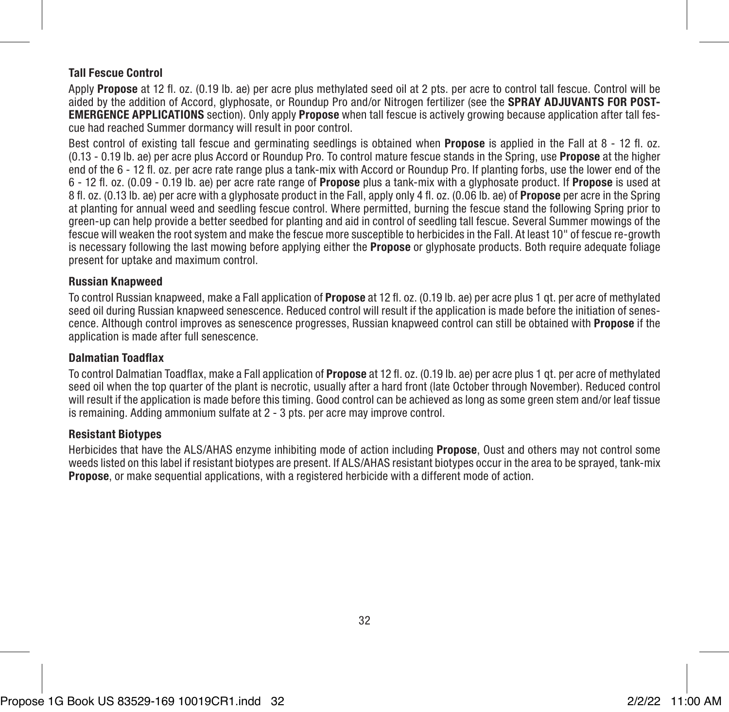### Tall Fescue Control

Apply **Propose** at 12 fl. oz. (0.19 lb. ae) per acre plus methylated seed oil at 2 pts. per acre to control tall fescue. Control will be aided by the addition of Accord, glyphosate, or Roundup Pro and/or Nitrogen fertilizer (see the **SPRAY ADJUVANTS FOR POST-EMERGENCE APPLICATIONS** section). Only apply **Propose** when tall fescue is actively growing because application after tall fescue had reached Summer dormancy will result in poor control.

Best control of existing tall fescue and germinating seedlings is obtained when **Propose** is applied in the Fall at 8 - 12 fl. oz. (0.13 - 0.19 lb. ae) per acre plus Accord or Roundup Pro. To control mature fescue stands in the Spring, use **Propose** at the higher end of the 6 - 12 fl. oz. per acre rate range plus a tank-mix with Accord or Roundup Pro. If planting forbs, use the lower end of the 6 - 12 fl. oz. (0.09 - 0.19 lb. ae) per acre rate range of **Propose** plus a tank-mix with a glyphosate product. If **Propose** is used at 8 fl. oz. (0.13 lb. ae) per acre with a glyphosate product in the Fall, apply only 4 fl. oz. (0.06 lb. ae) of **Propose** per acre in the Spring at planting for annual weed and seedling fescue control. Where permitted, burning the fescue stand the following Spring prior to green-up can help provide a better seedbed for planting and aid in control of seedling tall fescue. Several Summer mowings of the fescue will weaken the root system and make the fescue more susceptible to herbicides in the Fall. At least 10" of fescue re-growth is necessary following the last mowing before applying either the **Propose** or glyphosate products. Both require adequate foliage present for uptake and maximum control.

### Russian Knapweed

To control Russian knapweed, make a Fall application of **Propose** at 12 fl. oz. (0.19 lb. ae) per acre plus 1 qt. per acre of methylated seed oil during Russian knapweed senescence. Reduced control will result if the application is made before the initiation of senescence. Although control improves as senescence progresses, Russian knapweed control can still be obtained with **Propose** if the application is made after full senescence.

### Dalmatian Toadflax

To control Dalmatian Toadflax, make a Fall application of **Propose** at 12 fl. oz. (0.19 lb. ae) per acre plus 1 qt. per acre of methylated seed oil when the top quarter of the plant is necrotic, usually after a hard front (late October through November). Reduced control will result if the application is made before this timing. Good control can be achieved as long as some green stem and/or leaf tissue is remaining. Adding ammonium sulfate at 2 - 3 pts. per acre may improve control.

### Resistant Biotypes

Herbicides that have the ALS/AHAS enzyme inhibiting mode of action including **Propose**, Oust and others may not control some weeds listed on this label if resistant biotypes are present. If ALS/AHAS resistant biotypes occur in the area to be sprayed, tank-mix **Propose**, or make sequential applications, with a registered herbicide with a different mode of action.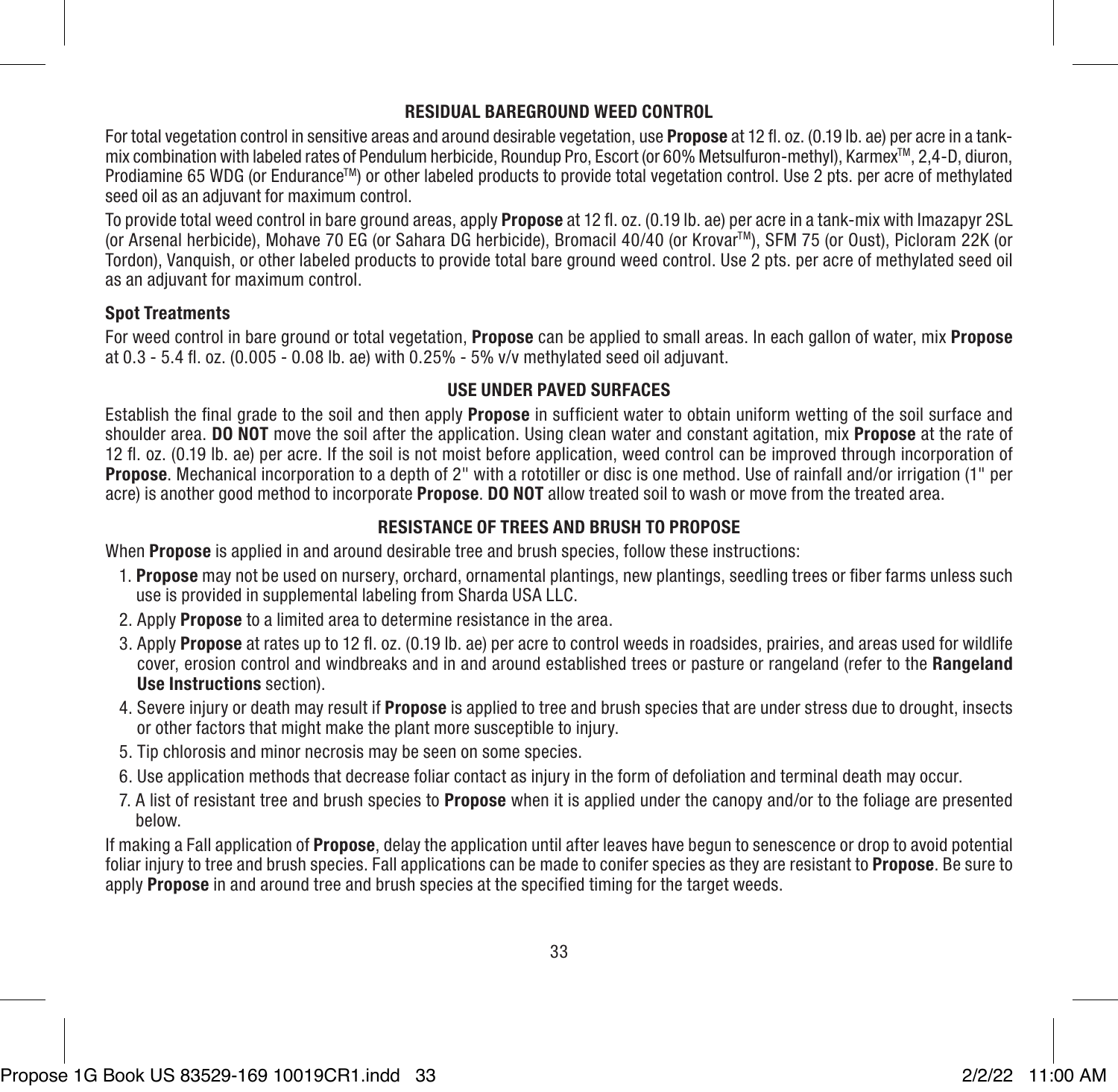## RESIDUAL BAREGROUND WEED CONTROL

For total vegetation control in sensitive areas and around desirable vegetation, use **Propose** at 12 fl. oz. (0.19 lb. ae) per acre in a tank-mix combination with labeled rates of Pendulum herbicide, Roundup Pro, Escort (or 60% Metsulfuron-methyl), Karmex™, 2,4-D, diuron, Prodiamine 65 WDG (or Endurance™) or other labeled products to provide total vegetation control. Use 2 pts. per acre of methylated seed oil as an adjuvant for maximum control.

To provide total weed control in bare ground areas, apply **Propose** at 12 fl. oz. (0.19 lb. ae) per acre in a tank-mix with Imazapyr 2SL (or Arsenal herbicide), Mohave 70 EG (or Sahara DG herbicide), Bromacil 40/40 (or Krovar™), SFM 75 (or Oust), Picloram 22K (or Tordon), Vanquish, or other labeled products to provide total bare ground weed control. Use 2 pts. per acre of methylated seed oil as an adjuvant for maximum control.

### Spot Treatments

For weed control in bare ground or total vegetation, **Propose** can be applied to small areas. In each gallon of water, mix **Propose** at 0.3 - 5.4 fl. oz. (0.005 - 0.08 lb. ae) with 0.25% - 5% v/v methylated seed oil adjuvant.

## USE UNDER PAVED SURFACES

Establish the final grade to the soil and then apply **Propose** in sufficient water to obtain uniform wetting of the soil surface and shoulder area. **DO NOT** move the soil after the application. Using clean water and constant agitation, mix **Propose** at the rate of 12 fl. oz. (0.19 lb. ae) per acre. If the soil is not moist before application, weed control can be improved through incorporation of **Propose**. Mechanical incorporation to a depth of 2" with a rototiller or disc is one method. Use of rainfall and/or irrigation (1" per acre) is another good method to incorporate **Propose**. **DO NOT** allow treated soil to wash or move from the treated area.

## RESISTANCE OF TREES AND BRUSH TO PROPOSE

When **Propose** is applied in and around desirable tree and brush species, follow these instructions:

1. **Propose** may not be used on nursery, orchard, ornamental plantings, new plantings, seedling trees or fiber farms unless such use is provided in supplemental labeling from Sharda USA LLC.
2. Apply **Propose** to a limited area to determine resistance in the area.
3. Apply **Propose** at rates up to 12 fl. oz. (0.19 lb. ae) per acre to control weeds in roadsides, prairies, and areas used for wildlife cover, erosion control and windbreaks and in and around established trees or pasture or rangeland (refer to the **Rangeland Use Instructions** section).
4. Severe injury or death may result if **Propose** is applied to tree and brush species that are under stress due to drought, insects or other factors that might make the plant more susceptible to injury.
5. Tip chlorosis and minor necrosis may be seen on some species.
6. Use application methods that decrease foliar contact as injury in the form of defoliation and terminal death may occur.
7. A list of resistant tree and brush species to **Propose** when it is applied under the canopy and/or to the foliage are presented below.

If making a Fall application of **Propose**, delay the application until after leaves have begun to senescence or drop to avoid potential foliar injury to tree and brush species. Fall applications can be made to conifer species as they are resistant to **Propose**. Be sure to apply **Propose** in and around tree and brush species at the specified timing for the target weeds.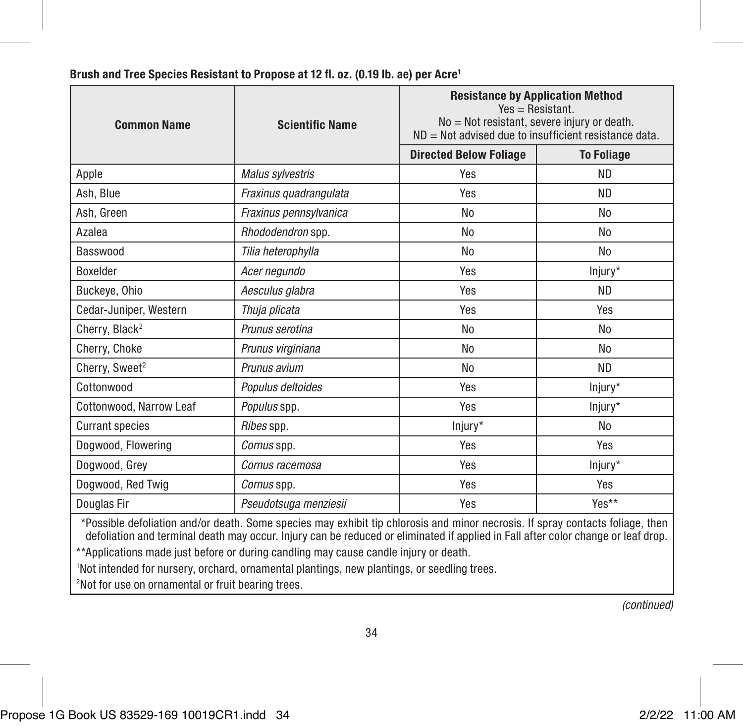**Brush and Tree Species Resistant to Propose at 12 fl. oz. (0.19 lb. ae) per Acre[1]**

| Common Name | Scientific Name | Resistance by Application Method<br>Yes = Resistant.<br>No = Not resistant, severe injury or death.<br>ND = Not advised due to insufficient resistance data. | |
|---|---|---|---|
| | | Directed Below Foliage | To Foliage |
| Apple | *Malus sylvestris* | Yes | ND |
| Ash, Blue | *Fraxinus quadrangulata* | Yes | ND |
| Ash, Green | *Fraxinus pennsylvanica* | No | No |
| Azalea | *Rhododendron* spp. | No | No |
| Basswood | *Tilia heterophylla* | No | No |
| Boxelder | *Acer negundo* | Yes | Injury* |
| Buckeye, Ohio | *Aesculus glabra* | Yes | ND |
| Cedar-Juniper, Western | *Thuja plicata* | Yes | Yes |
| Cherry, Black[2] | *Prunus serotina* | No | No |
| Cherry, Choke | *Prunus virginiana* | No | No |
| Cherry, Sweet[2] | *Prunus avium* | No | ND |
| Cottonwood | *Populus deltoides* | Yes | Injury* |
| Cottonwood, Narrow Leaf | *Populus* spp. | Yes | Injury* |
| Currant species | *Ribes* spp. | Injury* | No |
| Dogwood, Flowering | *Cornus* spp. | Yes | Yes |
| Dogwood, Grey | *Cornus racemosa* | Yes | Injury* |
| Dogwood, Red Twig | *Cornus* spp. | Yes | Yes |
| Douglas Fir | *Pseudotsuga menziesii* | Yes | Yes** |

*Possible defoliation and/or death. Some species may exhibit tip chlorosis and minor necrosis. If spray contacts foliage, then defoliation and terminal death may occur. Injury can be reduced or eliminated if applied in Fall after color change or leaf drop.

**Applications made just before or during candling may cause candle injury or death.

[1]Not intended for nursery, orchard, ornamental plantings, new plantings, or seedling trees.

[2]Not for use on ornamental or fruit bearing trees.

*(continued)*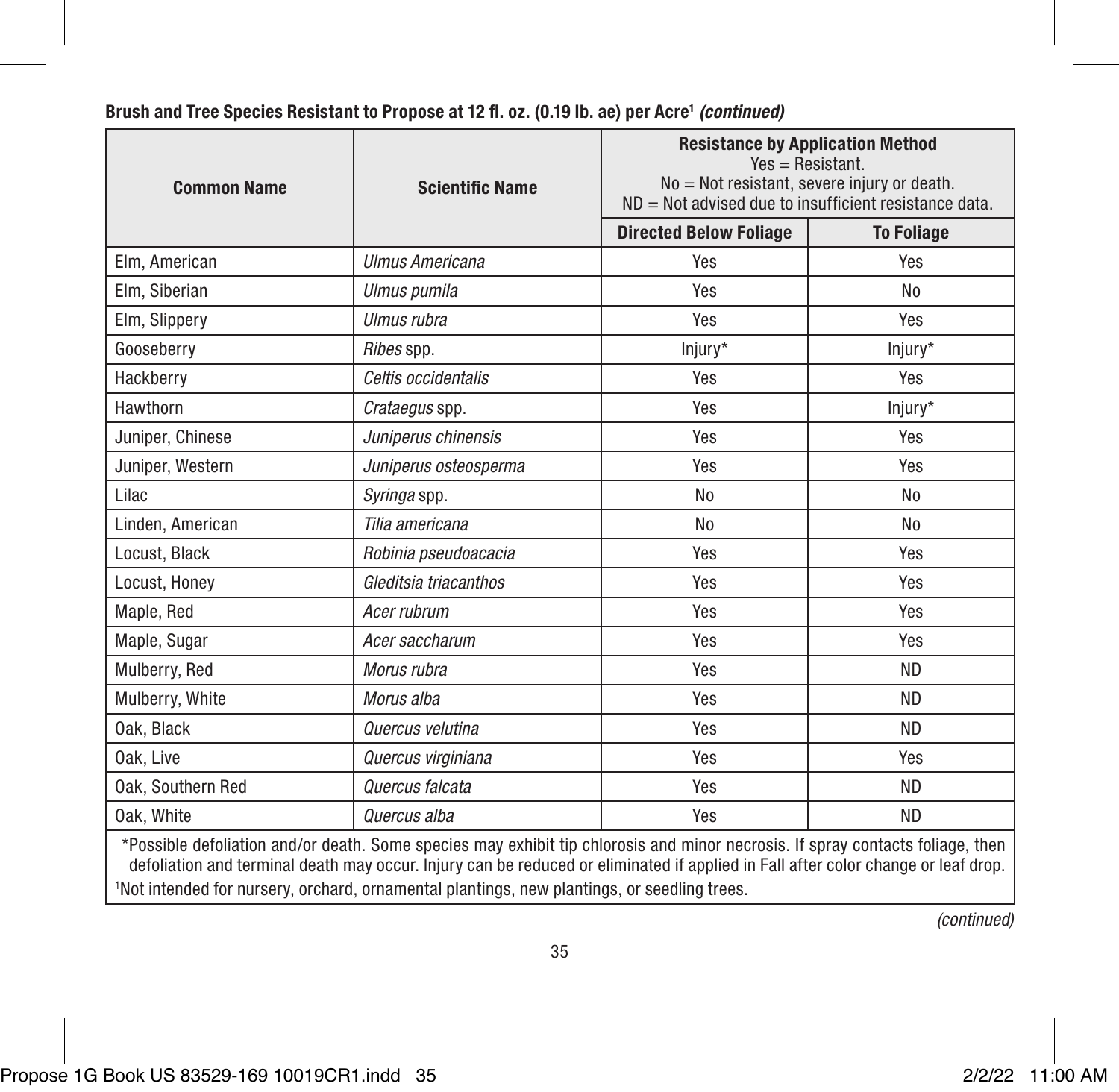**Brush and Tree Species Resistant to Propose at 12 fl. oz. (0.19 lb. ae) per Acre[1] *(continued)***

| Common Name | Scientific Name | Resistance by Application Method<br>Yes = Resistant.<br>No = Not resistant, severe injury or death.<br>ND = Not advised due to insufficient resistance data. | |
|---|---|---|---|
| | | **Directed Below Foliage** | **To Foliage** |
| Elm, American | *Ulmus Americana* | Yes | Yes |
| Elm, Siberian | *Ulmus pumila* | Yes | No |
| Elm, Slippery | *Ulmus rubra* | Yes | Yes |
| Gooseberry | *Ribes* spp. | Injury* | Injury* |
| Hackberry | *Celtis occidentalis* | Yes | Yes |
| Hawthorn | *Crataegus* spp. | Yes | Injury* |
| Juniper, Chinese | *Juniperus chinensis* | Yes | Yes |
| Juniper, Western | *Juniperus osteosperma* | Yes | Yes |
| Lilac | *Syringa* spp. | No | No |
| Linden, American | *Tilia americana* | No | No |
| Locust, Black | *Robinia pseudoacacia* | Yes | Yes |
| Locust, Honey | *Gleditsia triacanthos* | Yes | Yes |
| Maple, Red | *Acer rubrum* | Yes | Yes |
| Maple, Sugar | *Acer saccharum* | Yes | Yes |
| Mulberry, Red | *Morus rubra* | Yes | ND |
| Mulberry, White | *Morus alba* | Yes | ND |
| Oak, Black | *Quercus velutina* | Yes | ND |
| Oak, Live | *Quercus virginiana* | Yes | Yes |
| Oak, Southern Red | *Quercus falcata* | Yes | ND |
| Oak, White | *Quercus alba* | Yes | ND |

*Possible defoliation and/or death. Some species may exhibit tip chlorosis and minor necrosis. If spray contacts foliage, then defoliation and terminal death may occur. Injury can be reduced or eliminated if applied in Fall after color change or leaf drop.

[1]Not intended for nursery, orchard, ornamental plantings, new plantings, or seedling trees.

*(continued)*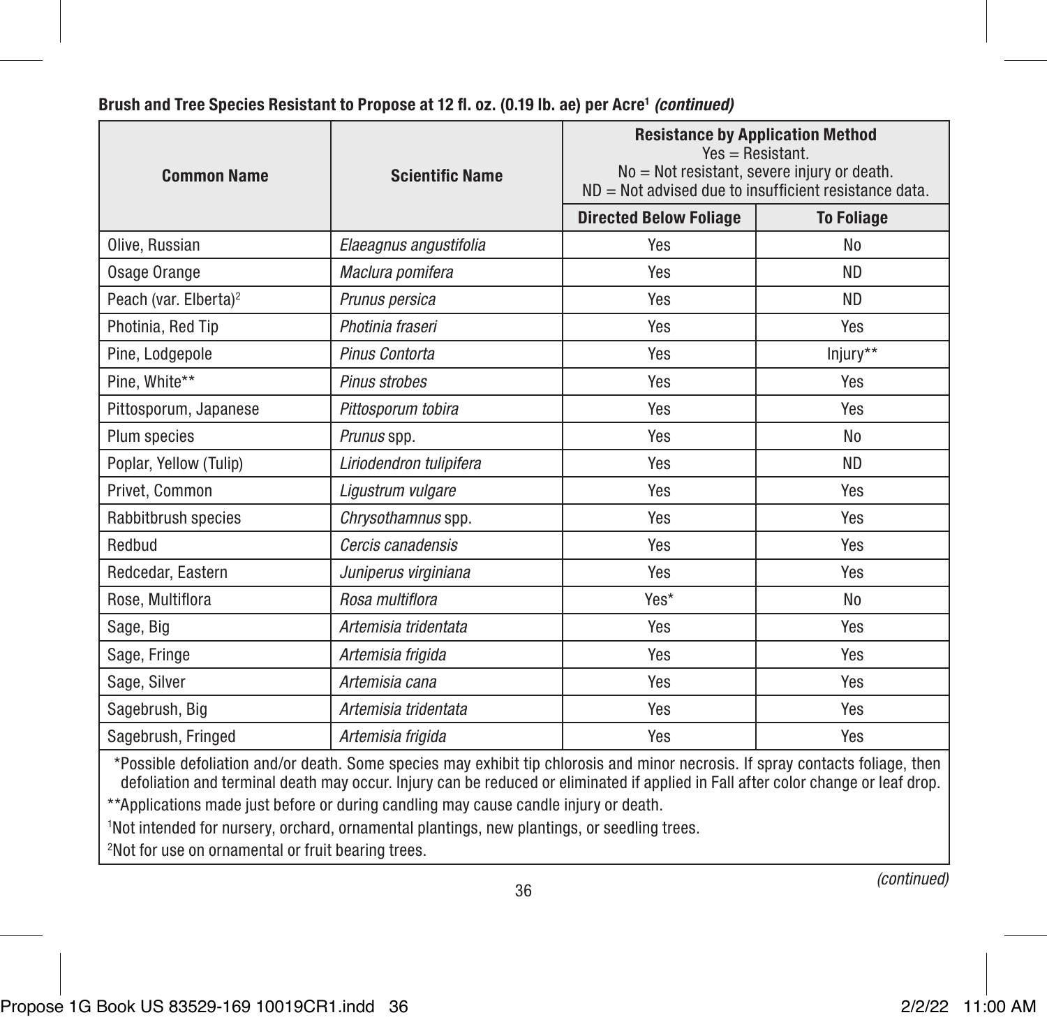**Brush and Tree Species Resistant to Propose at 12 fl. oz. (0.19 lb. ae) per Acre[1] *(continued)***

| Common Name | Scientific Name | Resistance by Application Method<br>Yes = Resistant.<br>No = Not resistant, severe injury or death.<br>ND = Not advised due to insufficient resistance data. | |
|---|---|---|---|
| | | **Directed Below Foliage** | **To Foliage** |
| Olive, Russian | *Elaeagnus angustifolia* | Yes | No |
| Osage Orange | *Maclura pomifera* | Yes | ND |
| Peach (var. Elberta)[2] | *Prunus persica* | Yes | ND |
| Photinia, Red Tip | *Photinia fraseri* | Yes | Yes |
| Pine, Lodgepole | *Pinus Contorta* | Yes | Injury** |
| Pine, White** | *Pinus strobes* | Yes | Yes |
| Pittosporum, Japanese | *Pittosporum tobira* | Yes | Yes |
| Plum species | *Prunus* spp. | Yes | No |
| Poplar, Yellow (Tulip) | *Liriodendron tulipifera* | Yes | ND |
| Privet, Common | *Ligustrum vulgare* | Yes | Yes |
| Rabbitbrush species | *Chrysothamnus* spp. | Yes | Yes |
| Redbud | *Cercis canadensis* | Yes | Yes |
| Redcedar, Eastern | *Juniperus virginiana* | Yes | Yes |
| Rose, Multiflora | *Rosa multiflora* | Yes* | No |
| Sage, Big | *Artemisia tridentata* | Yes | Yes |
| Sage, Fringe | *Artemisia frigida* | Yes | Yes |
| Sage, Silver | *Artemisia cana* | Yes | Yes |
| Sagebrush, Big | *Artemisia tridentata* | Yes | Yes |
| Sagebrush, Fringed | *Artemisia frigida* | Yes | Yes |

*Possible defoliation and/or death. Some species may exhibit tip chlorosis and minor necrosis. If spray contacts foliage, then defoliation and terminal death may occur. Injury can be reduced or eliminated if applied in Fall after color change or leaf drop.

**Applications made just before or during candling may cause candle injury or death.

[1]Not intended for nursery, orchard, ornamental plantings, new plantings, or seedling trees.

[2]Not for use on ornamental or fruit bearing trees.

*(continued)*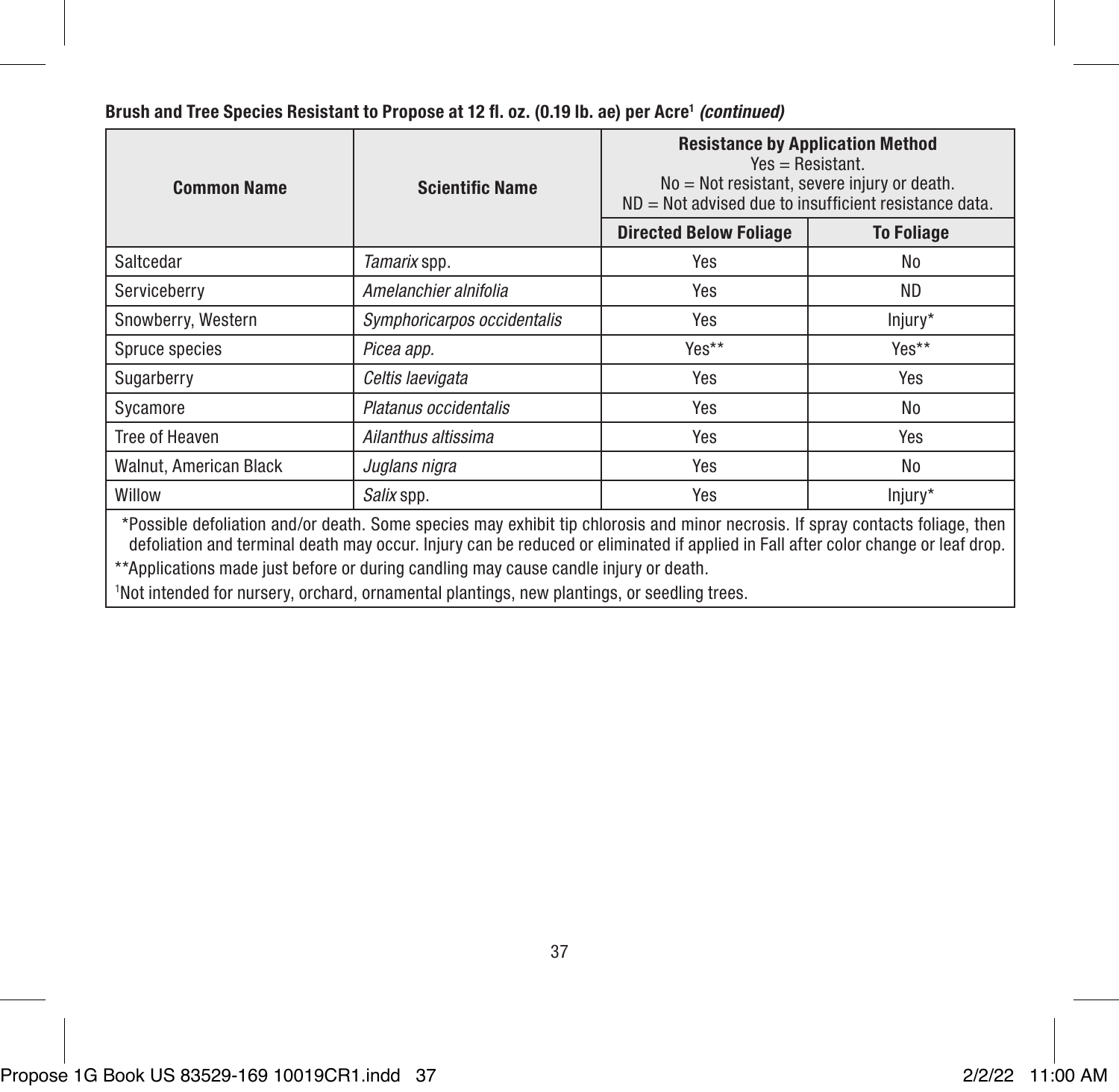**Brush and Tree Species Resistant to Propose at 12 fl. oz. (0.19 lb. ae) per Acre[1] *(continued)***

| Common Name | Scientific Name | Resistance by Application Method Yes = Resistant. No = Not resistant, severe injury or death. ND = Not advised due to insufficient resistance data. | |
|---|---|---|---|
| | | **Directed Below Foliage** | **To Foliage** |
| Saltcedar | *Tamarix* spp. | Yes | No |
| Serviceberry | *Amelanchier alnifolia* | Yes | ND |
| Snowberry, Western | *Symphoricarpos occidentalis* | Yes | Injury* |
| Spruce species | *Picea app.* | Yes** | Yes** |
| Sugarberry | *Celtis laevigata* | Yes | Yes |
| Sycamore | *Platanus occidentalis* | Yes | No |
| Tree of Heaven | *Ailanthus altissima* | Yes | Yes |
| Walnut, American Black | *Juglans nigra* | Yes | No |
| Willow | *Salix* spp. | Yes | Injury* |

*Possible defoliation and/or death. Some species may exhibit tip chlorosis and minor necrosis. If spray contacts foliage, then defoliation and terminal death may occur. Injury can be reduced or eliminated if applied in Fall after color change or leaf drop.

**Applications made just before or during candling may cause candle injury or death.

[1]Not intended for nursery, orchard, ornamental plantings, new plantings, or seedling trees.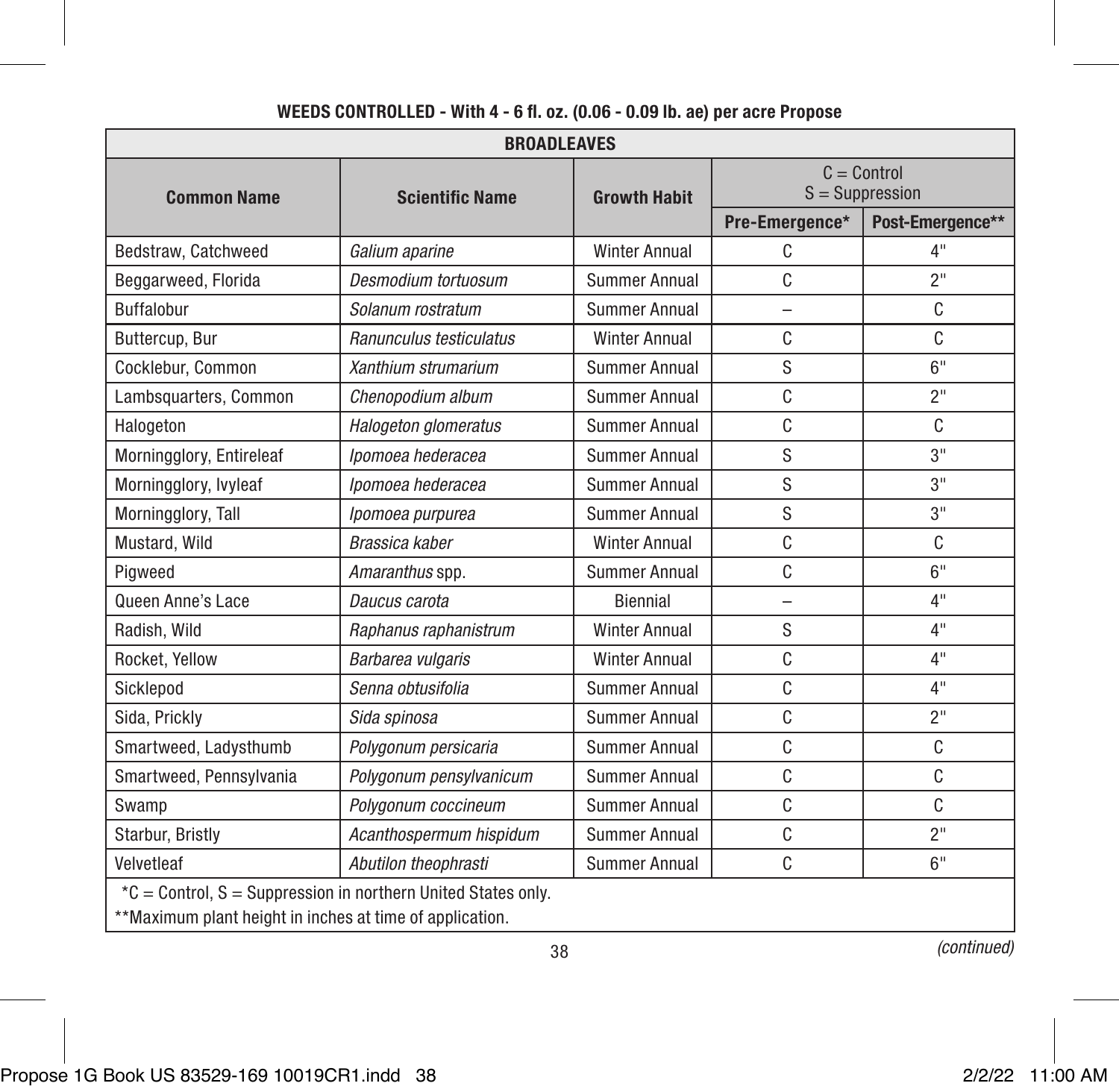**WEEDS CONTROLLED - With 4 - 6 fl. oz. (0.06 - 0.09 lb. ae) per acre Propose**

| BROADLEAVES | | | | |
|---|---|---|---|---|
| **Common Name** | **Scientific Name** | **Growth Habit** | C = Control S = Suppression | |
| | | | **Pre-Emergence*** | **Post-Emergence**** |
| Bedstraw, Catchweed | *Galium aparine* | Winter Annual | C | 4" |
| Beggarweed, Florida | *Desmodium tortuosum* | Summer Annual | C | 2" |
| Buffalobur | *Solanum rostratum* | Summer Annual | – | C |
| Buttercup, Bur | *Ranunculus testiculatus* | Winter Annual | C | C |
| Cocklebur, Common | *Xanthium strumarium* | Summer Annual | S | 6" |
| Lambsquarters, Common | *Chenopodium album* | Summer Annual | C | 2" |
| Halogeton | *Halogeton glomeratus* | Summer Annual | C | C |
| Morningglory, Entireleaf | *Ipomoea hederacea* | Summer Annual | S | 3" |
| Morningglory, Ivyleaf | *Ipomoea hederacea* | Summer Annual | S | 3" |
| Morningglory, Tall | *Ipomoea purpurea* | Summer Annual | S | 3" |
| Mustard, Wild | *Brassica kaber* | Winter Annual | C | C |
| Pigweed | *Amaranthus* spp. | Summer Annual | C | 6" |
| Queen Anne's Lace | *Daucus carota* | Biennial | – | 4" |
| Radish, Wild | *Raphanus raphanistrum* | Winter Annual | S | 4" |
| Rocket, Yellow | *Barbarea vulgaris* | Winter Annual | C | 4" |
| Sicklepod | *Senna obtusifolia* | Summer Annual | C | 4" |
| Sida, Prickly | *Sida spinosa* | Summer Annual | C | 2" |
| Smartweed, Ladysthumb | *Polygonum persicaria* | Summer Annual | C | C |
| Smartweed, Pennsylvania | *Polygonum pensylvanicum* | Summer Annual | C | C |
| Swamp | *Polygonum coccineum* | Summer Annual | C | C |
| Starbur, Bristly | *Acanthospermum hispidum* | Summer Annual | C | 2" |
| Velvetleaf | *Abutilon theophrasti* | Summer Annual | C | 6" |

*C = Control, S = Suppression in northern United States only.

**Maximum plant height in inches at time of application.

*(continued)*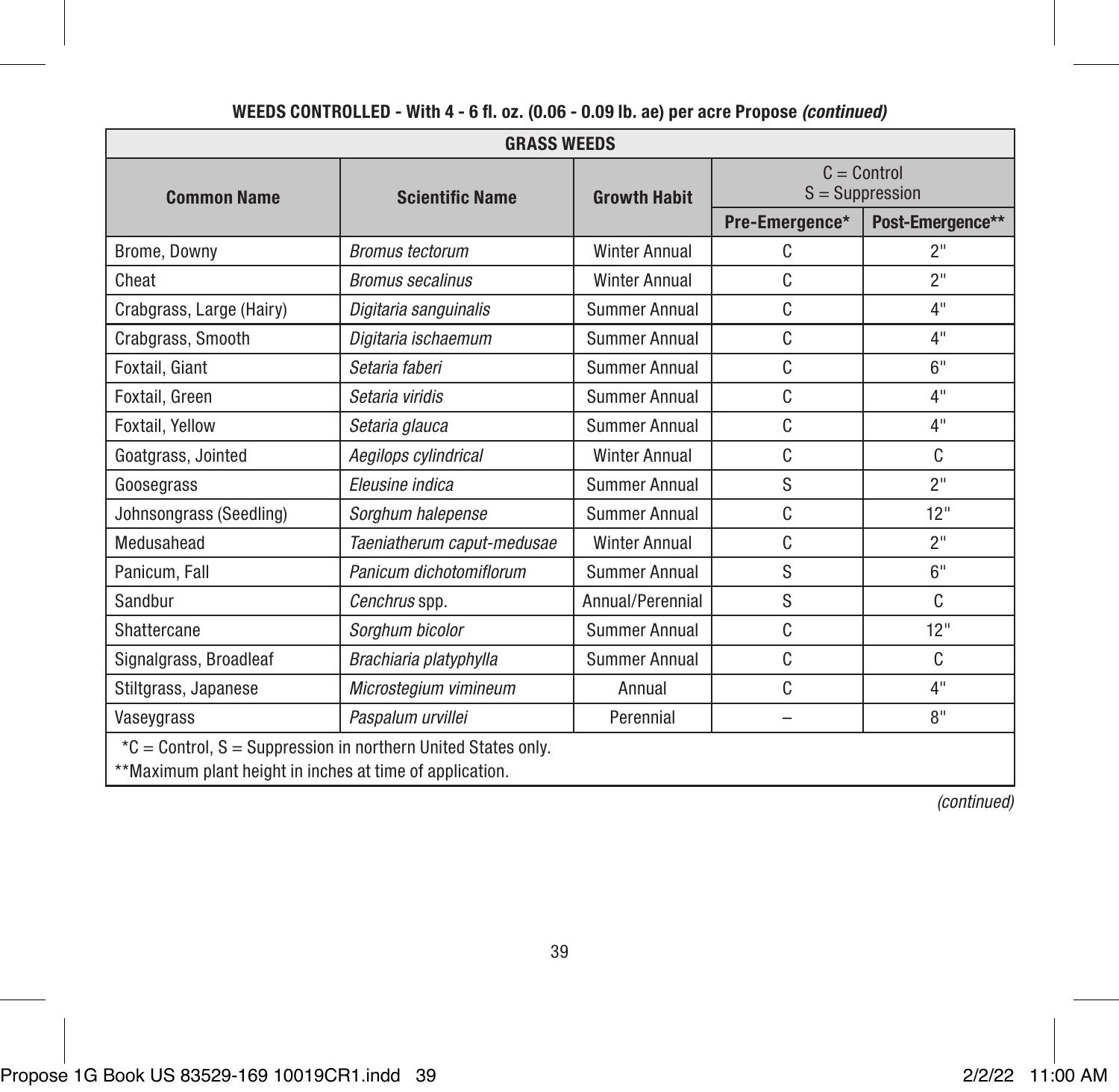**WEEDS CONTROLLED - With 4 - 6 fl. oz. (0.06 - 0.09 lb. ae) per acre Propose *(continued)***

| GRASS WEEDS | | | | |
|---|---|---|---|---|
| **Common Name** | **Scientific Name** | **Growth Habit** | **C = Control S = Suppression** | |
| | | | **Pre-Emergence*** | **Post-Emergence**** |
| Brome, Downy | *Bromus tectorum* | Winter Annual | C | 2" |
| Cheat | *Bromus secalinus* | Winter Annual | C | 2" |
| Crabgrass, Large (Hairy) | *Digitaria sanguinalis* | Summer Annual | C | 4" |
| Crabgrass, Smooth | *Digitaria ischaemum* | Summer Annual | C | 4" |
| Foxtail, Giant | *Setaria faberi* | Summer Annual | C | 6" |
| Foxtail, Green | *Setaria viridis* | Summer Annual | C | 4" |
| Foxtail, Yellow | *Setaria glauca* | Summer Annual | C | 4" |
| Goatgrass, Jointed | *Aegilops cylindrical* | Winter Annual | C | C |
| Goosegrass | *Eleusine indica* | Summer Annual | S | 2" |
| Johnsongrass (Seedling) | *Sorghum halepense* | Summer Annual | C | 12" |
| Medusahead | *Taeniatherum caput-medusae* | Winter Annual | C | 2" |
| Panicum, Fall | *Panicum dichotomiflorum* | Summer Annual | S | 6" |
| Sandbur | *Cenchrus* spp. | Annual/Perennial | S | C |
| Shattercane | *Sorghum bicolor* | Summer Annual | C | 12" |
| Signalgrass, Broadleaf | *Brachiaria platyphylla* | Summer Annual | C | C |
| Stiltgrass, Japanese | *Microstegium vimineum* | Annual | C | 4" |
| Vaseygrass | *Paspalum urvillei* | Perennial | – | 8" |

*C = Control, S = Suppression in northern United States only.
**Maximum plant height in inches at time of application.

*(continued)*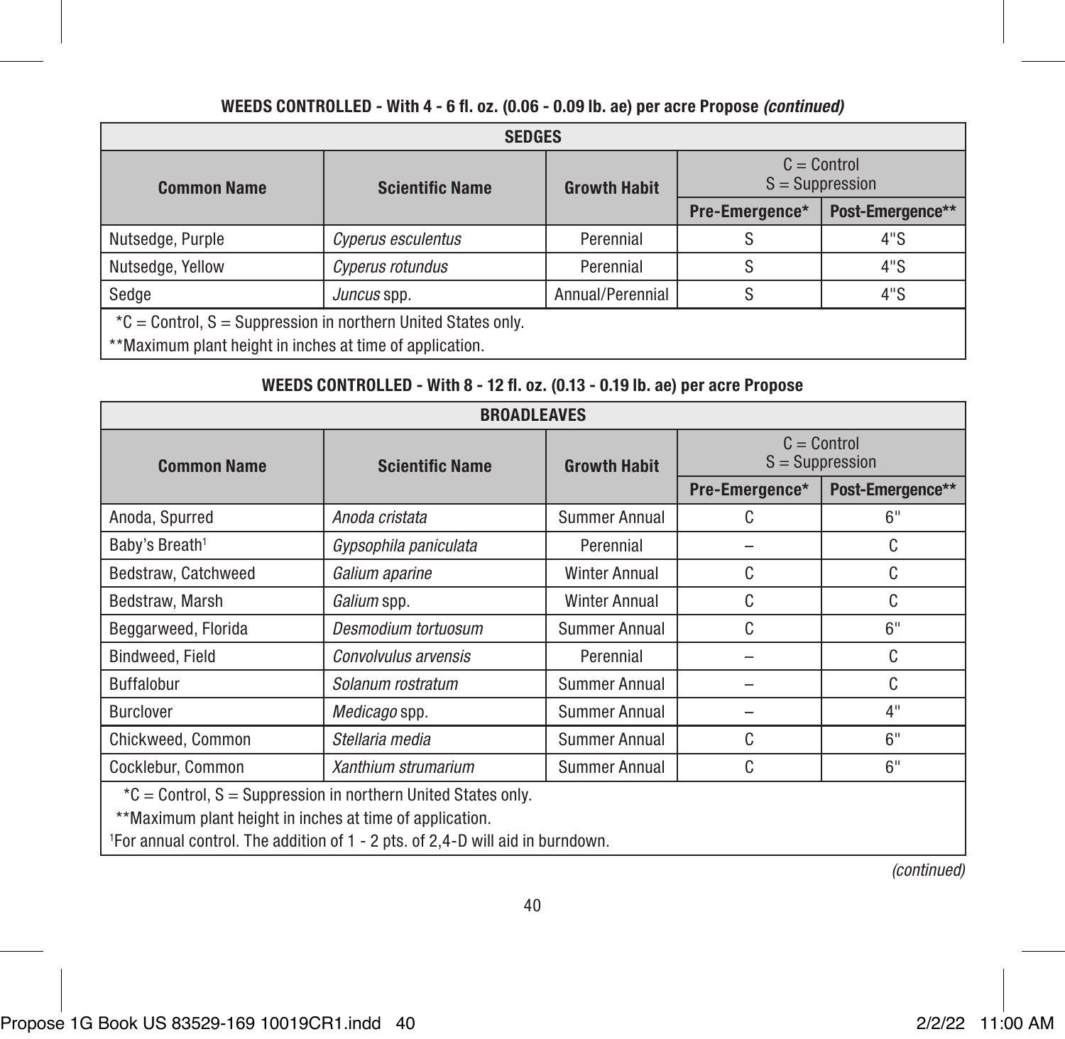**WEEDS CONTROLLED - With 4 - 6 fl. oz. (0.06 - 0.09 lb. ae) per acre Propose *(continued)***

| SEDGES | | | | |
|---|---|---|---|---|
| **Common Name** | **Scientific Name** | **Growth Habit** | C = Control S = Suppression | |
| | | | **Pre-Emergence*** | **Post-Emergence**** |
| Nutsedge, Purple | *Cyperus esculentus* | Perennial | S | 4"S |
| Nutsedge, Yellow | *Cyperus rotundus* | Perennial | S | 4"S |
| Sedge | *Juncus* spp. | Annual/Perennial | S | 4"S |

*C = Control, S = Suppression in northern United States only.

**Maximum plant height in inches at time of application.

**WEEDS CONTROLLED - With 8 - 12 fl. oz. (0.13 - 0.19 lb. ae) per acre Propose**

| BROADLEAVES | | | | |
|---|---|---|---|---|
| **Common Name** | **Scientific Name** | **Growth Habit** | C = Control S = Suppression | |
| | | | **Pre-Emergence*** | **Post-Emergence**** |
| Anoda, Spurred | *Anoda cristata* | Summer Annual | C | 6" |
| Baby's Breath[1] | *Gypsophila paniculata* | Perennial | – | C |
| Bedstraw, Catchweed | *Galium aparine* | Winter Annual | C | C |
| Bedstraw, Marsh | *Galium* spp. | Winter Annual | C | C |
| Beggarweed, Florida | *Desmodium tortuosum* | Summer Annual | C | 6" |
| Bindweed, Field | *Convolvulus arvensis* | Perennial | – | C |
| Buffalobur | *Solanum rostratum* | Summer Annual | – | C |
| Burclover | *Medicago* spp. | Summer Annual | – | 4" |
| Chickweed, Common | *Stellaria media* | Summer Annual | C | 6" |
| Cocklebur, Common | *Xanthium strumarium* | Summer Annual | C | 6" |

*C = Control, S = Suppression in northern United States only.

**Maximum plant height in inches at time of application.

[1]For annual control. The addition of 1 - 2 pts. of 2,4-D will aid in burndown.

*(continued)*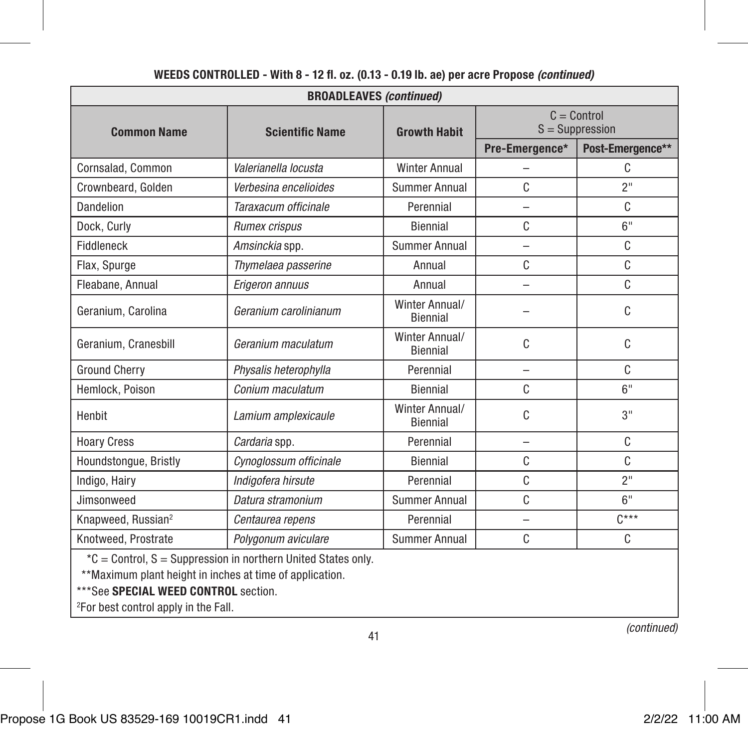**WEEDS CONTROLLED - With 8 - 12 fl. oz. (0.13 - 0.19 lb. ae) per acre Propose *(continued)***

| **BROADLEAVES *(continued)*** | | | | |
|---|---|---|---|---|
| **Common Name** | **Scientific Name** | **Growth Habit** | C = Control S = Suppression | |
| | | | **Pre-Emergence*** | **Post-Emergence**** |
| Cornsalad, Common | *Valerianella locusta* | Winter Annual | – | C |
| Crownbeard, Golden | *Verbesina encelioides* | Summer Annual | C | 2" |
| Dandelion | *Taraxacum officinale* | Perennial | – | C |
| Dock, Curly | *Rumex crispus* | Biennial | C | 6" |
| Fiddleneck | *Amsinckia* spp. | Summer Annual | – | C |
| Flax, Spurge | *Thymelaea passerine* | Annual | C | C |
| Fleabane, Annual | *Erigeron annuus* | Annual | – | C |
| Geranium, Carolina | *Geranium carolinianum* | Winter Annual/ Biennial | – | C |
| Geranium, Cranesbill | *Geranium maculatum* | Winter Annual/ Biennial | C | C |
| Ground Cherry | *Physalis heterophylla* | Perennial | – | C |
| Hemlock, Poison | *Conium maculatum* | Biennial | C | 6" |
| Henbit | *Lamium amplexicaule* | Winter Annual/ Biennial | C | 3" |
| Hoary Cress | *Cardaria* spp. | Perennial | – | C |
| Houndstongue, Bristly | *Cynoglossum officinale* | Biennial | C | C |
| Indigo, Hairy | *Indigofera hirsute* | Perennial | C | 2" |
| Jimsonweed | *Datura stramonium* | Summer Annual | C | 6" |
| Knapweed, Russian[2] | *Centaurea repens* | Perennial | – | C*** |
| Knotweed, Prostrate | *Polygonum aviculare* | Summer Annual | C | C |

*C = Control, S = Suppression in northern United States only.

**Maximum plant height in inches at time of application.

***See **SPECIAL WEED CONTROL** section.

[2]For best control apply in the Fall.

*(continued)*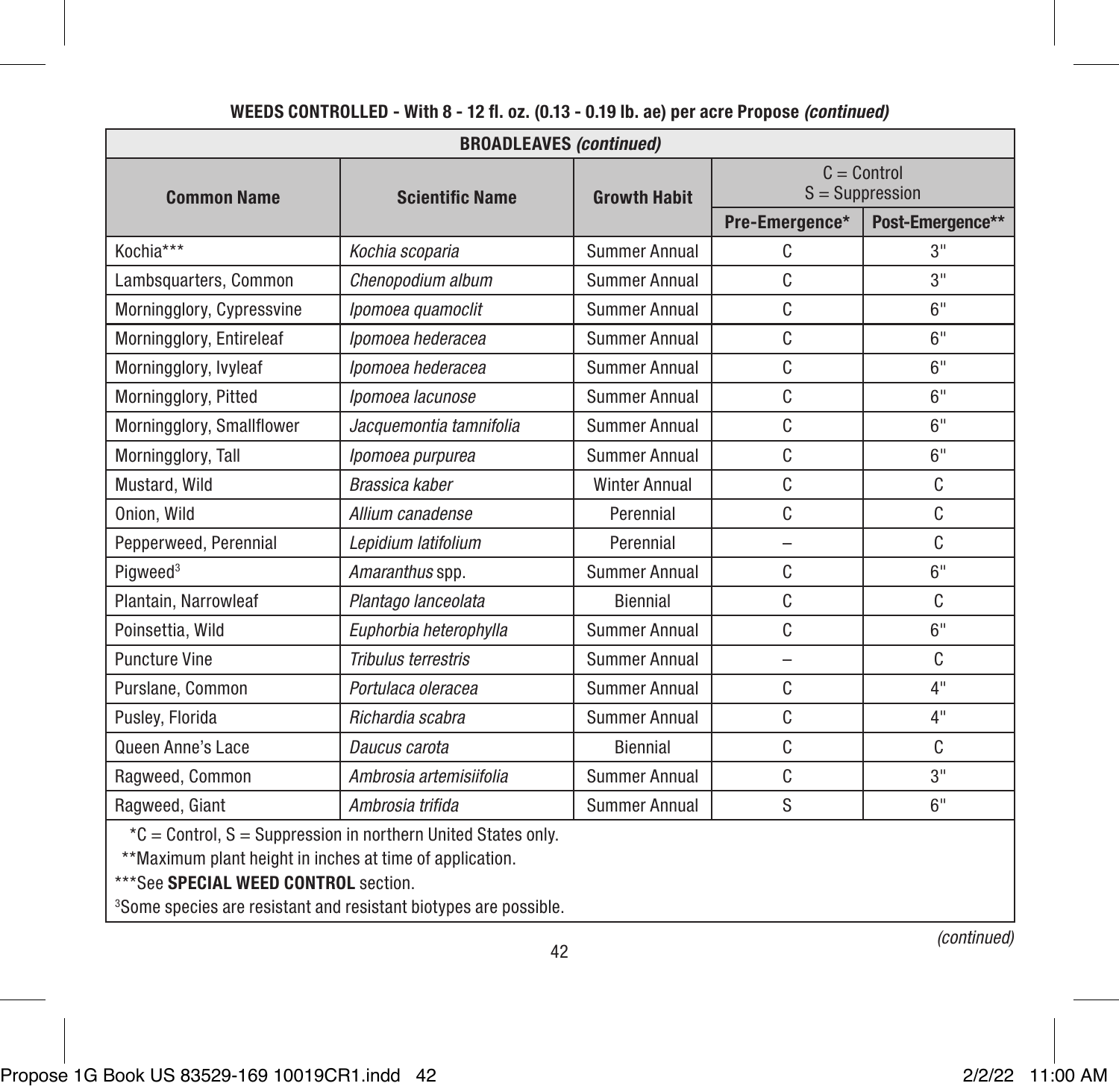**WEEDS CONTROLLED - With 8 - 12 fl. oz. (0.13 - 0.19 lb. ae) per acre Propose *(continued)***

| **BROADLEAVES *(continued)*** | | | | |
|---|---|---|---|---|
| **Common Name** | **Scientific Name** | **Growth Habit** | C = Control<br>S = Suppression | |
| | | | **Pre-Emergence*** | **Post-Emergence**** |
| Kochia*** | *Kochia scoparia* | Summer Annual | C | 3" |
| Lambsquarters, Common | *Chenopodium album* | Summer Annual | C | 3" |
| Morningglory, Cypressvine | *Ipomoea quamoclit* | Summer Annual | C | 6" |
| Morningglory, Entireleaf | *Ipomoea hederacea* | Summer Annual | C | 6" |
| Morningglory, Ivyleaf | *Ipomoea hederacea* | Summer Annual | C | 6" |
| Morningglory, Pitted | *Ipomoea lacunose* | Summer Annual | C | 6" |
| Morningglory, Smallflower | *Jacquemontia tamnifolia* | Summer Annual | C | 6" |
| Morningglory, Tall | *Ipomoea purpurea* | Summer Annual | C | 6" |
| Mustard, Wild | *Brassica kaber* | Winter Annual | C | C |
| Onion, Wild | *Allium canadense* | Perennial | C | C |
| Pepperweed, Perennial | *Lepidium latifolium* | Perennial | – | C |
| Pigweed[3] | *Amaranthus* spp. | Summer Annual | C | 6" |
| Plantain, Narrowleaf | *Plantago lanceolata* | Biennial | C | C |
| Poinsettia, Wild | *Euphorbia heterophylla* | Summer Annual | C | 6" |
| Puncture Vine | *Tribulus terrestris* | Summer Annual | – | C |
| Purslane, Common | *Portulaca oleracea* | Summer Annual | C | 4" |
| Pusley, Florida | *Richardia scabra* | Summer Annual | C | 4" |
| Queen Anne's Lace | *Daucus carota* | Biennial | C | C |
| Ragweed, Common | *Ambrosia artemisiifolia* | Summer Annual | C | 3" |
| Ragweed, Giant | *Ambrosia trifida* | Summer Annual | S | 6" |

*C = Control, S = Suppression in northern United States only.

**Maximum plant height in inches at time of application.

***See **SPECIAL WEED CONTROL** section.

[3]Some species are resistant and resistant biotypes are possible.

*(continued)*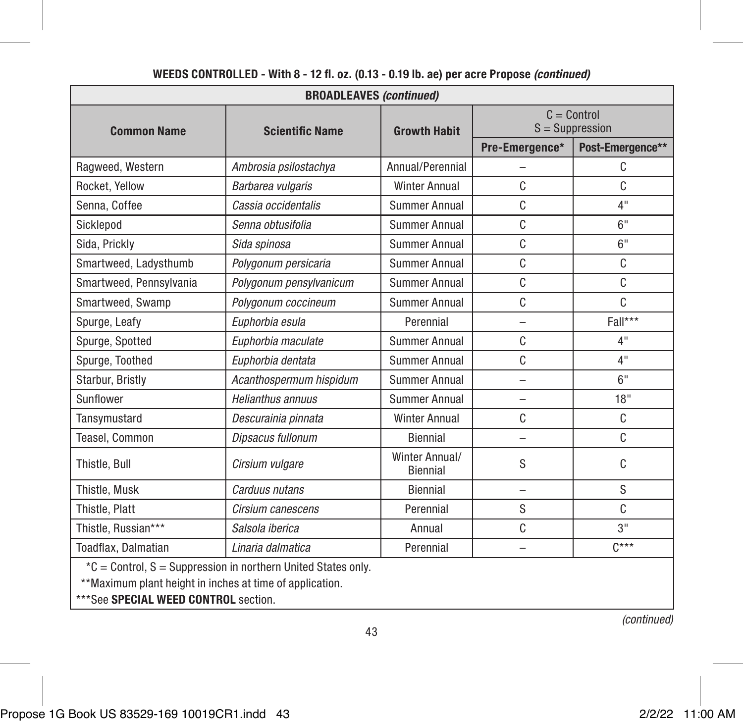**WEEDS CONTROLLED - With 8 - 12 fl. oz. (0.13 - 0.19 lb. ae) per acre Propose *(continued)***

| **BROADLEAVES *(continued)*** | | | | |
|---|---|---|---|---|
| **Common Name** | **Scientific Name** | **Growth Habit** | C = Control S = Suppression | |
| | | | **Pre-Emergence*** | **Post-Emergence**** |
| Ragweed, Western | *Ambrosia psilostachya* | Annual/Perennial | – | C |
| Rocket, Yellow | *Barbarea vulgaris* | Winter Annual | C | C |
| Senna, Coffee | *Cassia occidentalis* | Summer Annual | C | 4" |
| Sicklepod | *Senna obtusifolia* | Summer Annual | C | 6" |
| Sida, Prickly | *Sida spinosa* | Summer Annual | C | 6" |
| Smartweed, Ladysthumb | *Polygonum persicaria* | Summer Annual | C | C |
| Smartweed, Pennsylvania | *Polygonum pensylvanicum* | Summer Annual | C | C |
| Smartweed, Swamp | *Polygonum coccineum* | Summer Annual | C | C |
| Spurge, Leafy | *Euphorbia esula* | Perennial | – | Fall*** |
| Spurge, Spotted | *Euphorbia maculate* | Summer Annual | C | 4" |
| Spurge, Toothed | *Euphorbia dentata* | Summer Annual | C | 4" |
| Starbur, Bristly | *Acanthospermum hispidum* | Summer Annual | – | 6" |
| Sunflower | *Helianthus annuus* | Summer Annual | – | 18" |
| Tansymustard | *Descurainia pinnata* | Winter Annual | C | C |
| Teasel, Common | *Dipsacus fullonum* | Biennial | – | C |
| Thistle, Bull | *Cirsium vulgare* | Winter Annual/ Biennial | S | C |
| Thistle, Musk | *Carduus nutans* | Biennial | – | S |
| Thistle, Platt | *Cirsium canescens* | Perennial | S | C |
| Thistle, Russian*** | *Salsola iberica* | Annual | C | 3" |
| Toadflax, Dalmatian | *Linaria dalmatica* | Perennial | – | C*** |

*C = Control, S = Suppression in northern United States only.

**Maximum plant height in inches at time of application.

***See **SPECIAL WEED CONTROL** section.

*(continued)*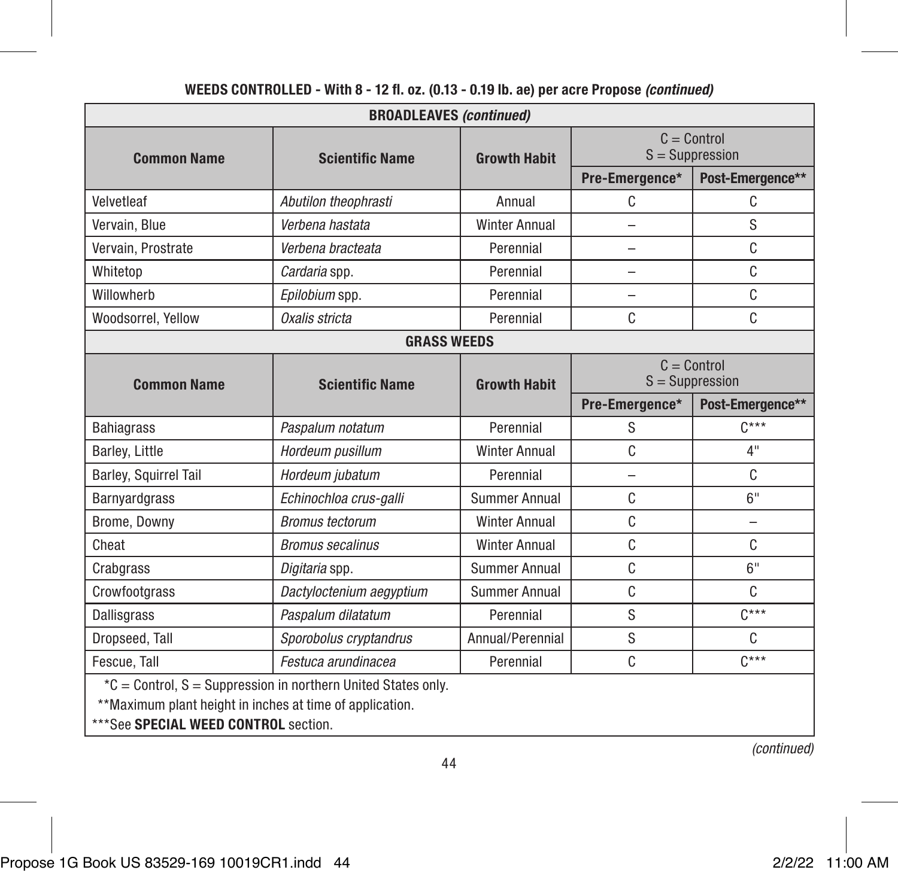**WEEDS CONTROLLED - With 8 - 12 fl. oz. (0.13 - 0.19 lb. ae) per acre Propose *(continued)***

| **BROADLEAVES *(continued)*** | | | | |
|---|---|---|---|---|
| **Common Name** | **Scientific Name** | **Growth Habit** | C = Control<br>S = Suppression | |
| | | | **Pre-Emergence*** | **Post-Emergence**** |
| Velvetleaf | *Abutilon theophrasti* | Annual | C | C |
| Vervain, Blue | *Verbena hastata* | Winter Annual | – | S |
| Vervain, Prostrate | *Verbena bracteata* | Perennial | – | C |
| Whitetop | *Cardaria* spp. | Perennial | – | C |
| Willowherb | *Epilobium* spp. | Perennial | – | C |
| Woodsorrel, Yellow | *Oxalis stricta* | Perennial | C | C |
| **GRASS WEEDS** | | | | |
| **Common Name** | **Scientific Name** | **Growth Habit** | C = Control<br>S = Suppression | |
| | | | **Pre-Emergence*** | **Post-Emergence**** |
| Bahiagrass | *Paspalum notatum* | Perennial | S | C*** |
| Barley, Little | *Hordeum pusillum* | Winter Annual | C | 4" |
| Barley, Squirrel Tail | *Hordeum jubatum* | Perennial | – | C |
| Barnyardgrass | *Echinochloa crus-galli* | Summer Annual | C | 6" |
| Brome, Downy | *Bromus tectorum* | Winter Annual | C | – |
| Cheat | *Bromus secalinus* | Winter Annual | C | C |
| Crabgrass | *Digitaria* spp. | Summer Annual | C | 6" |
| Crowfootgrass | *Dactyloctenium aegyptium* | Summer Annual | C | C |
| Dallisgrass | *Paspalum dilatatum* | Perennial | S | C*** |
| Dropseed, Tall | *Sporobolus cryptandrus* | Annual/Perennial | S | C |
| Fescue, Tall | *Festuca arundinacea* | Perennial | C | C*** |

*C = Control, S = Suppression in northern United States only.

**Maximum plant height in inches at time of application.

***See **SPECIAL WEED CONTROL** section.

*(continued)*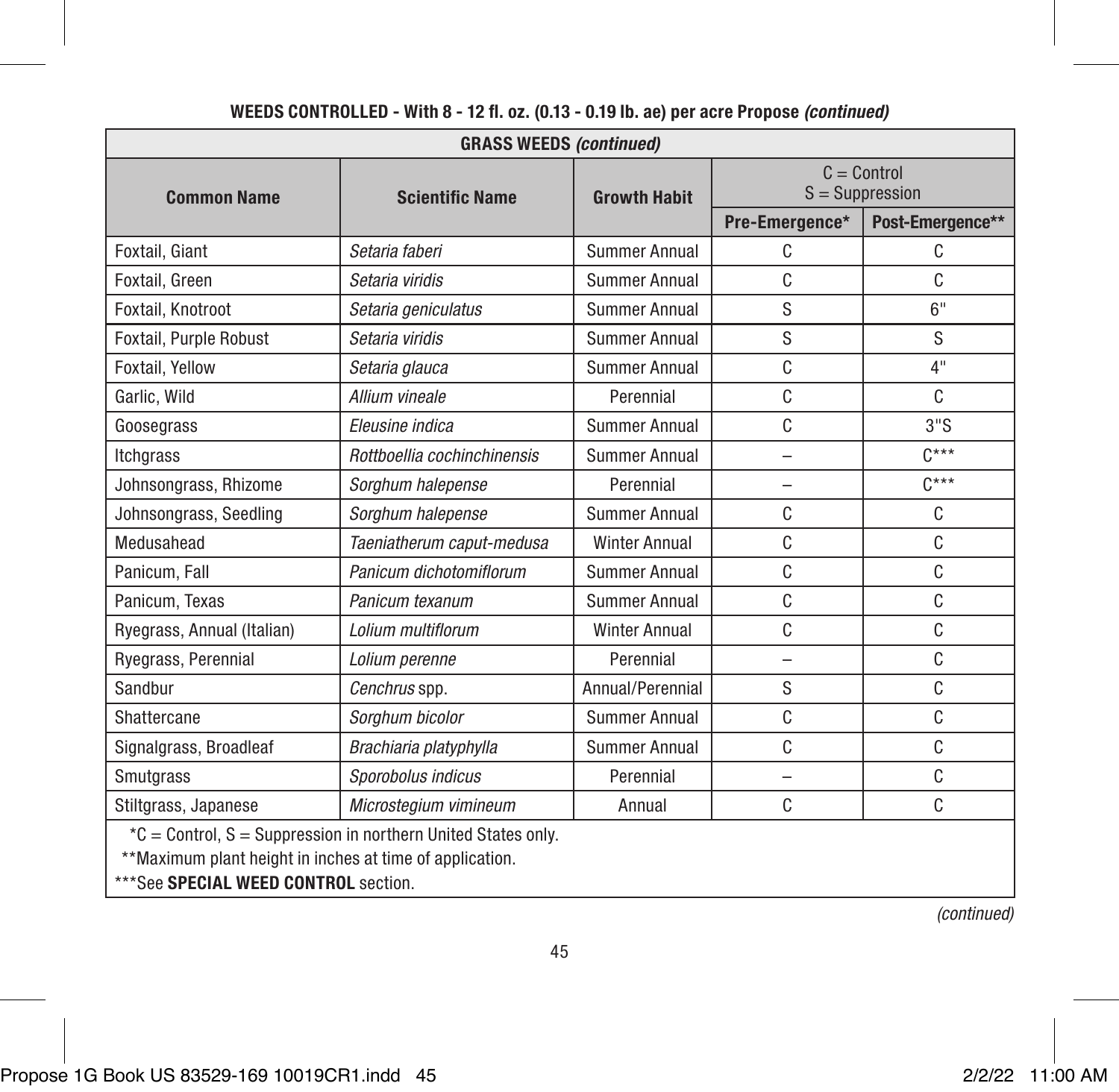**WEEDS CONTROLLED - With 8 - 12 fl. oz. (0.13 - 0.19 lb. ae) per acre Propose *(continued)***

| **GRASS WEEDS *(continued)*** | | | | |
|---|---|---|---|---|
| **Common Name** | **Scientific Name** | **Growth Habit** | C = Control<br>S = Suppression | |
| | | | **Pre-Emergence*** | **Post-Emergence**** |
| Foxtail, Giant | *Setaria faberi* | Summer Annual | C | C |
| Foxtail, Green | *Setaria viridis* | Summer Annual | C | C |
| Foxtail, Knotroot | *Setaria geniculatus* | Summer Annual | S | 6" |
| Foxtail, Purple Robust | *Setaria viridis* | Summer Annual | S | S |
| Foxtail, Yellow | *Setaria glauca* | Summer Annual | C | 4" |
| Garlic, Wild | *Allium vineale* | Perennial | C | C |
| Goosegrass | *Eleusine indica* | Summer Annual | C | 3"S |
| Itchgrass | *Rottboellia cochinchinensis* | Summer Annual | – | C*** |
| Johnsongrass, Rhizome | *Sorghum halepense* | Perennial | – | C*** |
| Johnsongrass, Seedling | *Sorghum halepense* | Summer Annual | C | C |
| Medusahead | *Taeniatherum caput-medusa* | Winter Annual | C | C |
| Panicum, Fall | *Panicum dichotomiflorum* | Summer Annual | C | C |
| Panicum, Texas | *Panicum texanum* | Summer Annual | C | C |
| Ryegrass, Annual (Italian) | *Lolium multiflorum* | Winter Annual | C | C |
| Ryegrass, Perennial | *Lolium perenne* | Perennial | – | C |
| Sandbur | *Cenchrus* spp. | Annual/Perennial | S | C |
| Shattercane | *Sorghum bicolor* | Summer Annual | C | C |
| Signalgrass, Broadleaf | *Brachiaria platyphylla* | Summer Annual | C | C |
| Smutgrass | *Sporobolus indicus* | Perennial | – | C |
| Stiltgrass, Japanese | *Microstegium vimineum* | Annual | C | C |

*C = Control, S = Suppression in northern United States only.

**Maximum plant height in inches at time of application.

***See **SPECIAL WEED CONTROL** section.

*(continued)*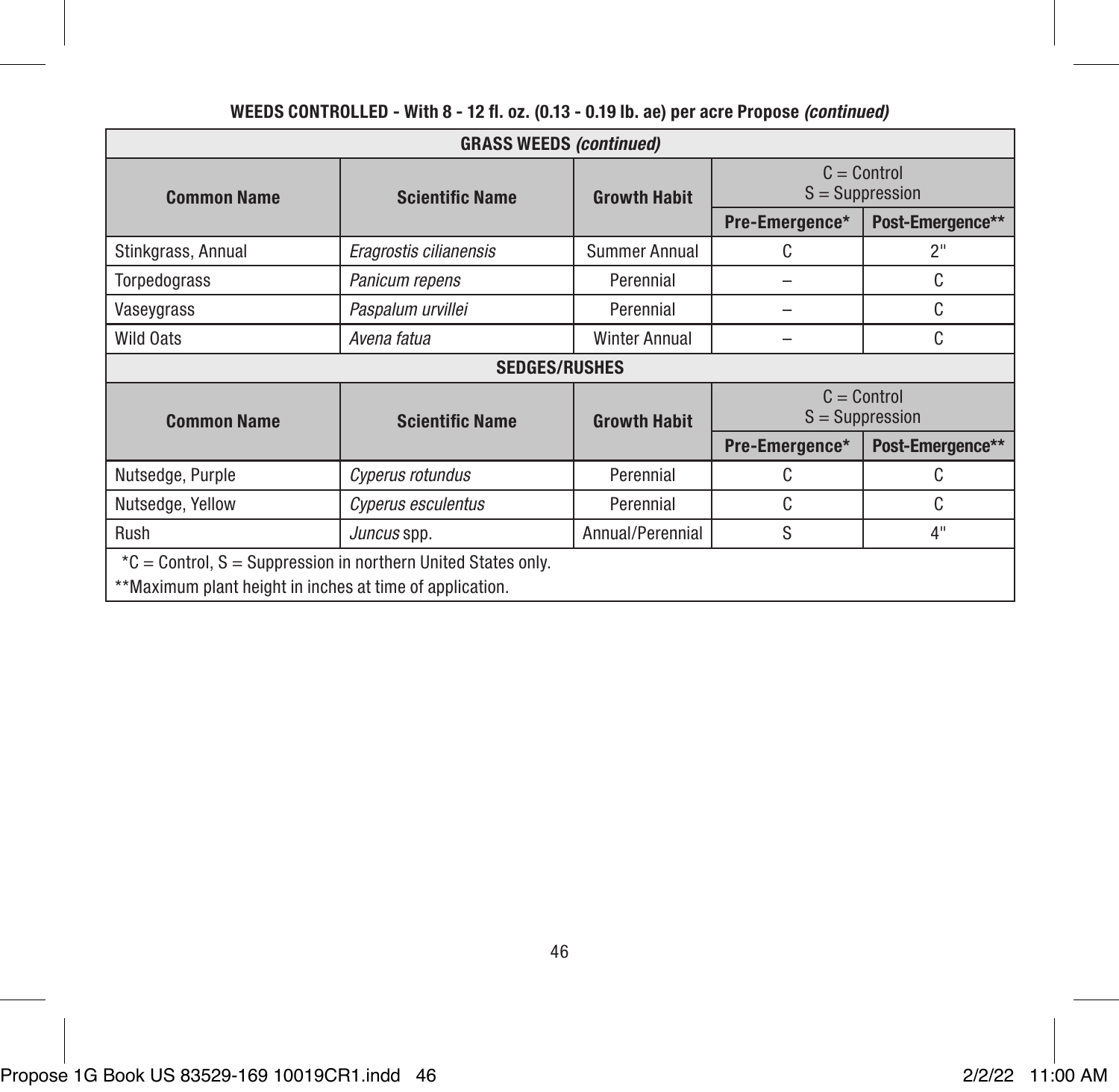**WEEDS CONTROLLED - With 8 - 12 fl. oz. (0.13 - 0.19 lb. ae) per acre Propose *(continued)***

| GRASS WEEDS *(continued)* | | | | |
|---|---|---|---|---|
| **Common Name** | **Scientific Name** | **Growth Habit** | C = Control S = Suppression | |
| | | | **Pre-Emergence*** | **Post-Emergence**** |
| Stinkgrass, Annual | *Eragrostis cilianensis* | Summer Annual | C | 2" |
| Torpedograss | *Panicum repens* | Perennial | – | C |
| Vaseygrass | *Paspalum urvillei* | Perennial | – | C |
| Wild Oats | *Avena fatua* | Winter Annual | – | C |
| **SEDGES/RUSHES** | | | | |
| **Common Name** | **Scientific Name** | **Growth Habit** | C = Control S = Suppression | |
| | | | **Pre-Emergence*** | **Post-Emergence**** |
| Nutsedge, Purple | *Cyperus rotundus* | Perennial | C | C |
| Nutsedge, Yellow | *Cyperus esculentus* | Perennial | C | C |
| Rush | *Juncus* spp. | Annual/Perennial | S | 4" |

*C = Control, S = Suppression in northern United States only.

**Maximum plant height in inches at time of application.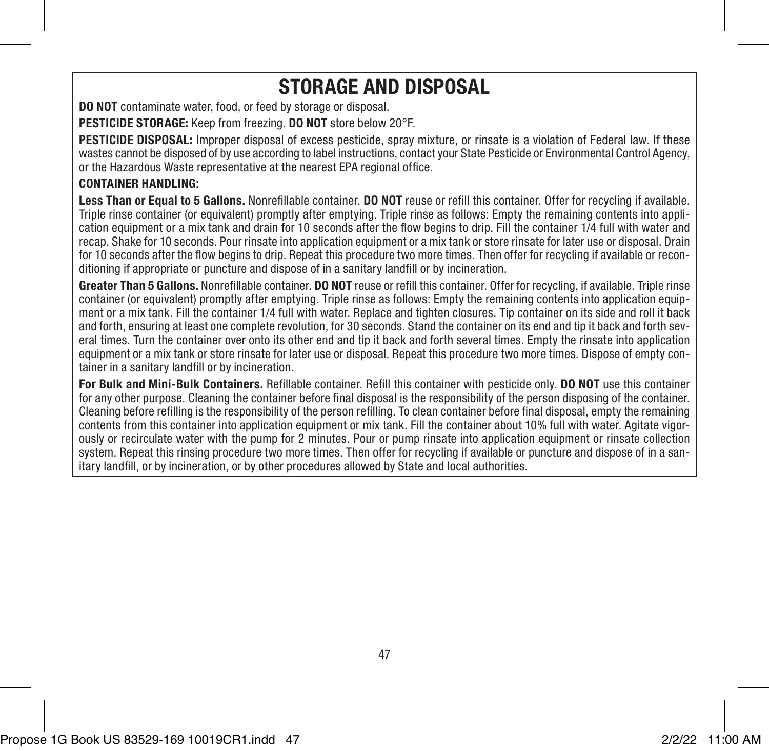# STORAGE AND DISPOSAL

**DO NOT** contaminate water, food, or feed by storage or disposal.

**PESTICIDE STORAGE:** Keep from freezing. **DO NOT** store below 20°F.

**PESTICIDE DISPOSAL:** Improper disposal of excess pesticide, spray mixture, or rinsate is a violation of Federal law. If these wastes cannot be disposed of by use according to label instructions, contact your State Pesticide or Environmental Control Agency, or the Hazardous Waste representative at the nearest EPA regional office.

**CONTAINER HANDLING:**

**Less Than or Equal to 5 Gallons.** Nonrefillable container. **DO NOT** reuse or refill this container. Offer for recycling if available. Triple rinse container (or equivalent) promptly after emptying. Triple rinse as follows: Empty the remaining contents into application equipment or a mix tank and drain for 10 seconds after the flow begins to drip. Fill the container 1/4 full with water and recap. Shake for 10 seconds. Pour rinsate into application equipment or a mix tank or store rinsate for later use or disposal. Drain for 10 seconds after the flow begins to drip. Repeat this procedure two more times. Then offer for recycling if available or reconditioning if appropriate or puncture and dispose of in a sanitary landfill or by incineration.

**Greater Than 5 Gallons.** Nonrefillable container. **DO NOT** reuse or refill this container. Offer for recycling, if available. Triple rinse container (or equivalent) promptly after emptying. Triple rinse as follows: Empty the remaining contents into application equipment or a mix tank. Fill the container 1/4 full with water. Replace and tighten closures. Tip container on its side and roll it back and forth, ensuring at least one complete revolution, for 30 seconds. Stand the container on its end and tip it back and forth several times. Turn the container over onto its other end and tip it back and forth several times. Empty the rinsate into application equipment or a mix tank or store rinsate for later use or disposal. Repeat this procedure two more times. Dispose of empty container in a sanitary landfill or by incineration.

**For Bulk and Mini-Bulk Containers.** Refillable container. Refill this container with pesticide only. **DO NOT** use this container for any other purpose. Cleaning the container before final disposal is the responsibility of the person disposing of the container. Cleaning before refilling is the responsibility of the person refilling. To clean container before final disposal, empty the remaining contents from this container into application equipment or mix tank. Fill the container about 10% full with water. Agitate vigorously or recirculate water with the pump for 2 minutes. Pour or pump rinsate into application equipment or rinsate collection system. Repeat this rinsing procedure two more times. Then offer for recycling if available or puncture and dispose of in a sanitary landfill, or by incineration, or by other procedures allowed by State and local authorities.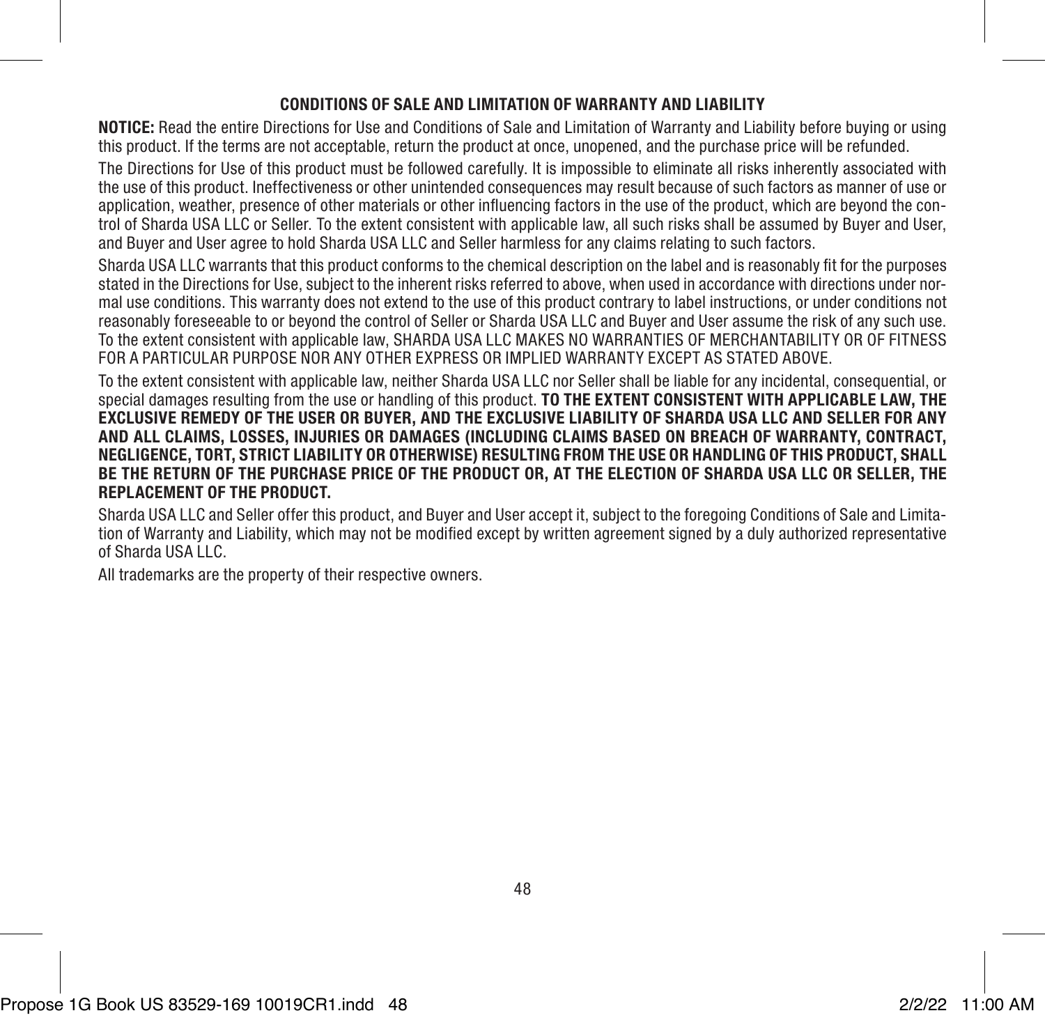## CONDITIONS OF SALE AND LIMITATION OF WARRANTY AND LIABILITY

**NOTICE:** Read the entire Directions for Use and Conditions of Sale and Limitation of Warranty and Liability before buying or using this product. If the terms are not acceptable, return the product at once, unopened, and the purchase price will be refunded.

The Directions for Use of this product must be followed carefully. It is impossible to eliminate all risks inherently associated with the use of this product. Ineffectiveness or other unintended consequences may result because of such factors as manner of use or application, weather, presence of other materials or other influencing factors in the use of the product, which are beyond the control of Sharda USA LLC or Seller. To the extent consistent with applicable law, all such risks shall be assumed by Buyer and User, and Buyer and User agree to hold Sharda USA LLC and Seller harmless for any claims relating to such factors.

Sharda USA LLC warrants that this product conforms to the chemical description on the label and is reasonably fit for the purposes stated in the Directions for Use, subject to the inherent risks referred to above, when used in accordance with directions under normal use conditions. This warranty does not extend to the use of this product contrary to label instructions, or under conditions not reasonably foreseeable to or beyond the control of Seller or Sharda USA LLC and Buyer and User assume the risk of any such use. To the extent consistent with applicable law, SHARDA USA LLC MAKES NO WARRANTIES OF MERCHANTABILITY OR OF FITNESS FOR A PARTICULAR PURPOSE NOR ANY OTHER EXPRESS OR IMPLIED WARRANTY EXCEPT AS STATED ABOVE.

To the extent consistent with applicable law, neither Sharda USA LLC nor Seller shall be liable for any incidental, consequential, or special damages resulting from the use or handling of this product. **TO THE EXTENT CONSISTENT WITH APPLICABLE LAW, THE EXCLUSIVE REMEDY OF THE USER OR BUYER, AND THE EXCLUSIVE LIABILITY OF SHARDA USA LLC AND SELLER FOR ANY AND ALL CLAIMS, LOSSES, INJURIES OR DAMAGES (INCLUDING CLAIMS BASED ON BREACH OF WARRANTY, CONTRACT, NEGLIGENCE, TORT, STRICT LIABILITY OR OTHERWISE) RESULTING FROM THE USE OR HANDLING OF THIS PRODUCT, SHALL BE THE RETURN OF THE PURCHASE PRICE OF THE PRODUCT OR, AT THE ELECTION OF SHARDA USA LLC OR SELLER, THE REPLACEMENT OF THE PRODUCT.**

Sharda USA LLC and Seller offer this product, and Buyer and User accept it, subject to the foregoing Conditions of Sale and Limitation of Warranty and Liability, which may not be modified except by written agreement signed by a duly authorized representative of Sharda USA LLC.

All trademarks are the property of their respective owners.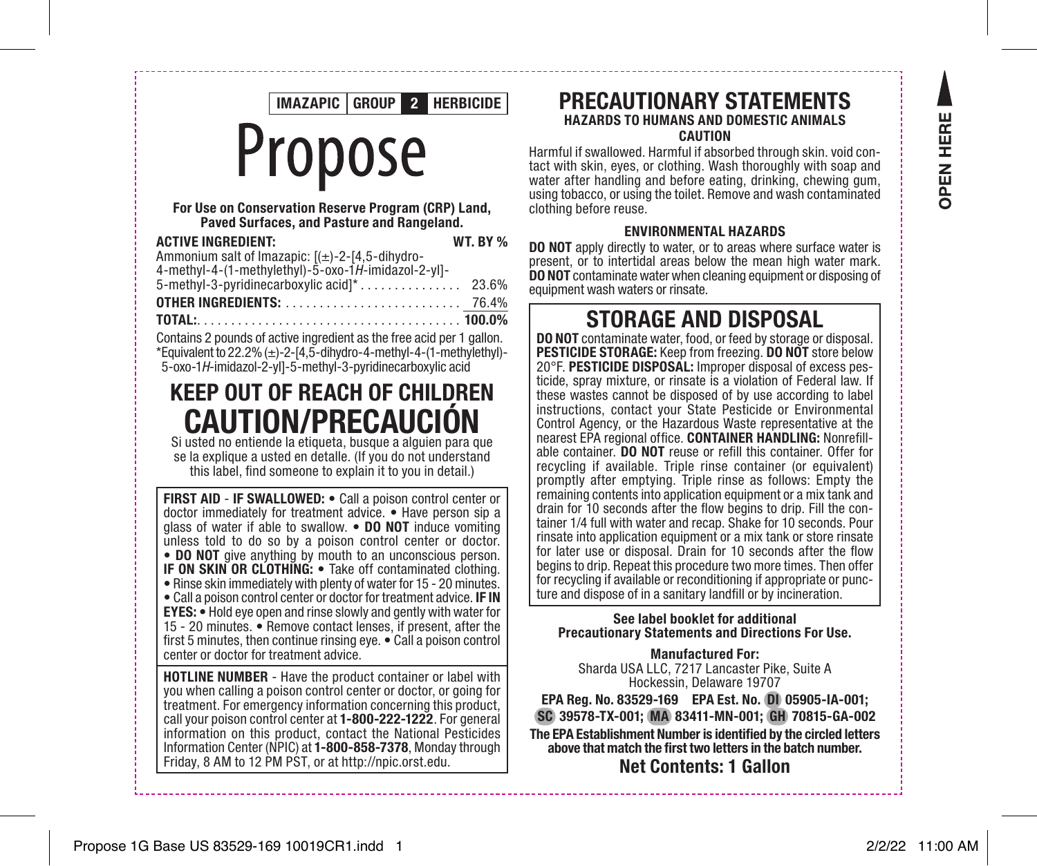**IMAZAPIC | GROUP 2 | HERBICIDE**

# Propose

**For Use on Conservation Reserve Program (CRP) Land, Paved Surfaces, and Pasture and Rangeland.**

| ACTIVE INGREDIENT: | WT. BY % |
|---|---|
| Ammonium salt of Imazapic: [(±)-2-[4,5-dihydro-4-methyl-4-(1-methylethyl)-5-oxo-1*H*-imidazol-2-yl]-5-methyl-3-pyridinecarboxylic acid]* | 23.6% |
| **OTHER INGREDIENTS:** | 76.4% |
| **TOTAL:** | **100.0%** |

Contains 2 pounds of active ingredient as the free acid per 1 gallon.
*Equivalent to 22.2% (±)-2-[4,5-dihydro-4-methyl-4-(1-methylethyl)-5-oxo-1*H*-imidazol-2-yl]-5-methyl-3-pyridinecarboxylic acid

## KEEP OUT OF REACH OF CHILDREN
## CAUTION/PRECAUCIÓN

Si usted no entiende la etiqueta, busque a alguien para que se la explique a usted en detalle. (If you do not understand this label, find someone to explain it to you in detail.)

**FIRST AID** - **IF SWALLOWED:** • Call a poison control center or doctor immediately for treatment advice. • Have person sip a glass of water if able to swallow. • **DO NOT** induce vomiting unless told to do so by a poison control center or doctor. • **DO NOT** give anything by mouth to an unconscious person. **IF ON SKIN OR CLOTHING:** • Take off contaminated clothing. • Rinse skin immediately with plenty of water for 15 - 20 minutes. • Call a poison control center or doctor for treatment advice. **IF IN EYES:** • Hold eye open and rinse slowly and gently with water for 15 - 20 minutes. • Remove contact lenses, if present, after the first 5 minutes, then continue rinsing eye. • Call a poison control center or doctor for treatment advice.

**HOTLINE NUMBER** - Have the product container or label with you when calling a poison control center or doctor, or going for treatment. For emergency information concerning this product, call your poison control center at **1-800-222-1222**. For general information on this product, contact the National Pesticides Information Center (NPIC) at **1-800-858-7378**, Monday through Friday, 8 AM to 12 PM PST, or at http://npic.orst.edu.

## PRECAUTIONARY STATEMENTS

### HAZARDS TO HUMANS AND DOMESTIC ANIMALS

### CAUTION

Harmful if swallowed. Harmful if absorbed through skin. void contact with skin, eyes, or clothing. Wash thoroughly with soap and water after handling and before eating, drinking, chewing gum, using tobacco, or using the toilet. Remove and wash contaminated clothing before reuse.

### ENVIRONMENTAL HAZARDS

**DO NOT** apply directly to water, or to areas where surface water is present, or to intertidal areas below the mean high water mark. **DO NOT** contaminate water when cleaning equipment or disposing of equipment wash waters or rinsate.

## STORAGE AND DISPOSAL

**DO NOT** contaminate water, food, or feed by storage or disposal. **PESTICIDE STORAGE:** Keep from freezing. **DO NOT** store below 20°F. **PESTICIDE DISPOSAL:** Improper disposal of excess pesticide, spray mixture, or rinsate is a violation of Federal law. If these wastes cannot be disposed of by use according to label instructions, contact your State Pesticide or Environmental Control Agency, or the Hazardous Waste representative at the nearest EPA regional office. **CONTAINER HANDLING:** Nonrefillable container. **DO NOT** reuse or refill this container. Offer for recycling if available. Triple rinse container (or equivalent) promptly after emptying. Triple rinse as follows: Empty the remaining contents into application equipment or a mix tank and drain for 10 seconds after the flow begins to drip. Fill the container 1/4 full with water and recap. Shake for 10 seconds. Pour rinsate into application equipment or a mix tank or store rinsate for later use or disposal. Drain for 10 seconds after the flow begins to drip. Repeat this procedure two more times. Then offer for recycling if available or reconditioning if appropriate or puncture and dispose of in a sanitary landfill or by incineration.

**See label booklet for additional Precautionary Statements and Directions For Use.**

**Manufactured For:**
Sharda USA LLC, 7217 Lancaster Pike, Suite A
Hockessin, Delaware 19707

**EPA Reg. No. 83529-169 EPA Est. No. DI 05905-IA-001; SC 39578-TX-001; MA 83411-MN-001; GH 70815-GA-002**

**The EPA Establishment Number is identified by the circled letters above that match the first two letters in the batch number.**

**Net Contents: 1 Gallon**

OPEN HERE